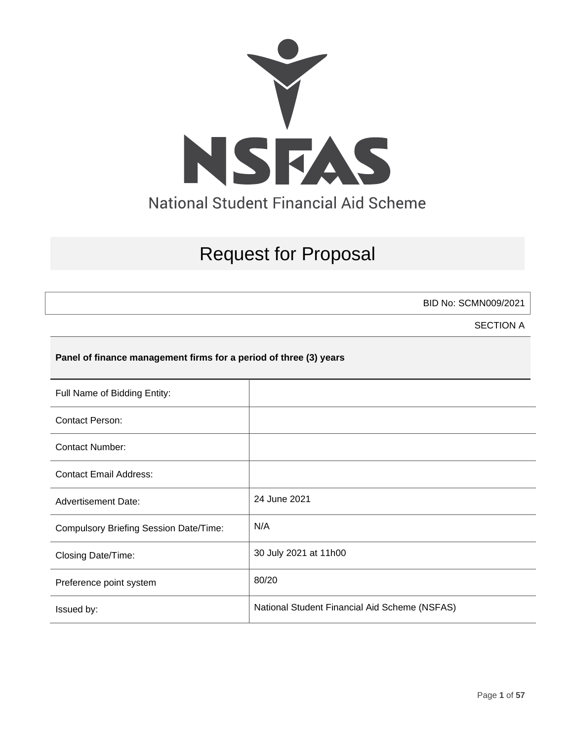# NSFAS

National Student Financial Aid Scheme

# Request for Proposal

BID No: SCMN009/2021

SECTION A

**Panel of finance management firms for a period of three (3) years**

| | |
|---|---|
| Full Name of Bidding Entity: | |
| Contact Person: | |
| Contact Number: | |
| Contact Email Address: | |
| Advertisement Date: | 24 June 2021 |
| Compulsory Briefing Session Date/Time: | N/A |
| Closing Date/Time: | 30 July 2021 at 11h00 |
| Preference point system | 80/20 |
| Issued by: | National Student Financial Aid Scheme (NSFAS) |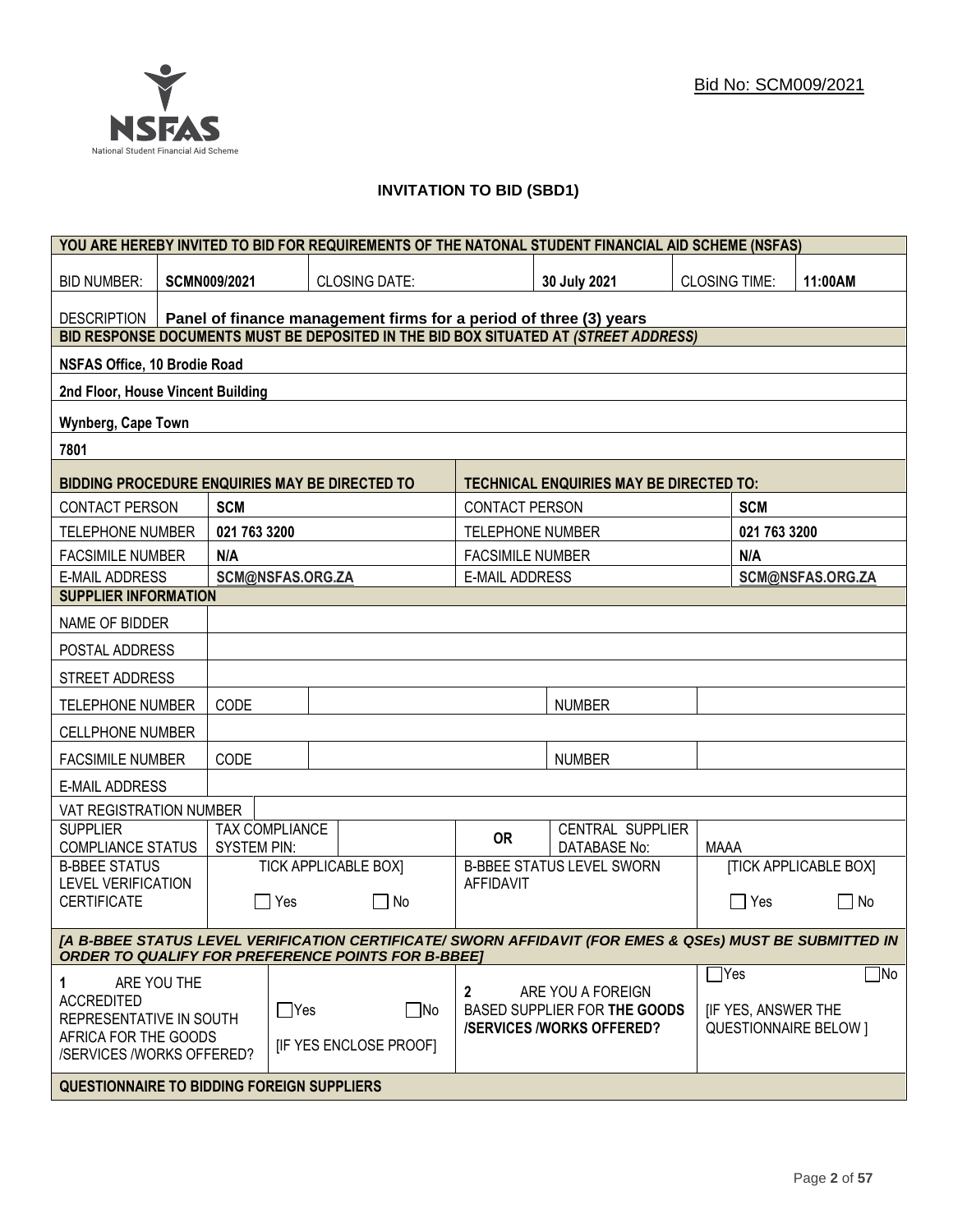Bid No: SCM009/2021

## INVITATION TO BID (SBD1)

| YOU ARE HEREBY INVITED TO BID FOR REQUIREMENTS OF THE NATONAL STUDENT FINANCIAL AID SCHEME (NSFAS) | | | | | |
|---|---|---|---|---|---|
| BID NUMBER: | **SCMN009/2021** | CLOSING DATE: | **30 July 2021** | CLOSING TIME: | **11:00AM** |
| DESCRIPTION | **Panel of finance management firms for a period of three (3) years** | | | | |

| BID RESPONSE DOCUMENTS MUST BE DEPOSITED IN THE BID BOX SITUATED AT *(STREET ADDRESS)* |
|---|
| **NSFAS Office, 10 Brodie Road** |
| **2nd Floor, House Vincent Building** |
| **Wynberg, Cape Town** |
| **7801** |

| BIDDING PROCEDURE ENQUIRIES MAY BE DIRECTED TO | | TECHNICAL ENQUIRIES MAY BE DIRECTED TO: | |
|---|---|---|---|
| CONTACT PERSON | **SCM** | CONTACT PERSON | **SCM** |
| TELEPHONE NUMBER | **021 763 3200** | TELEPHONE NUMBER | **021 763 3200** |
| FACSIMILE NUMBER | **N/A** | FACSIMILE NUMBER | **N/A** |
| E-MAIL ADDRESS | **SCM@NSFAS.ORG.ZA** | E-MAIL ADDRESS | **SCM@NSFAS.ORG.ZA** |

| SUPPLIER INFORMATION | | | | | |
|---|---|---|---|---|---|
| NAME OF BIDDER | | | | | |
| POSTAL ADDRESS | | | | | |
| STREET ADDRESS | | | | | |
| TELEPHONE NUMBER | CODE | | | NUMBER | |
| CELLPHONE NUMBER | | | | | |
| FACSIMILE NUMBER | CODE | | | NUMBER | |
| E-MAIL ADDRESS | | | | | |
| VAT REGISTRATION NUMBER | | | | | |
| SUPPLIER COMPLIANCE STATUS | TAX COMPLIANCE SYSTEM PIN: | | OR | CENTRAL SUPPLIER DATABASE No: | MAAA |
| B-BBEE STATUS LEVEL VERIFICATION CERTIFICATE | TICK APPLICABLE BOX] ☐ Yes ☐ No | | B-BBEE STATUS LEVEL SWORN AFFIDAVIT | | [TICK APPLICABLE BOX] ☐ Yes ☐ No |

***[A B-BBEE STATUS LEVEL VERIFICATION CERTIFICATE/ SWORN AFFIDAVIT (FOR EMES & QSEs) MUST BE SUBMITTED IN ORDER TO QUALIFY FOR PREFERENCE POINTS FOR B-BBEE]***

| 1 ARE YOU THE ACCREDITED REPRESENTATIVE IN SOUTH AFRICA FOR THE GOODS /SERVICES /WORKS OFFERED? | ☐Yes ☐No [IF YES ENCLOSE PROOF] | 2 ARE YOU A FOREIGN BASED SUPPLIER FOR **THE GOODS /SERVICES /WORKS OFFERED?** | ☐Yes ☐No [IF YES, ANSWER THE QUESTIONNAIRE BELOW ] |
|---|---|---|---|

**QUESTIONNAIRE TO BIDDING FOREIGN SUPPLIERS**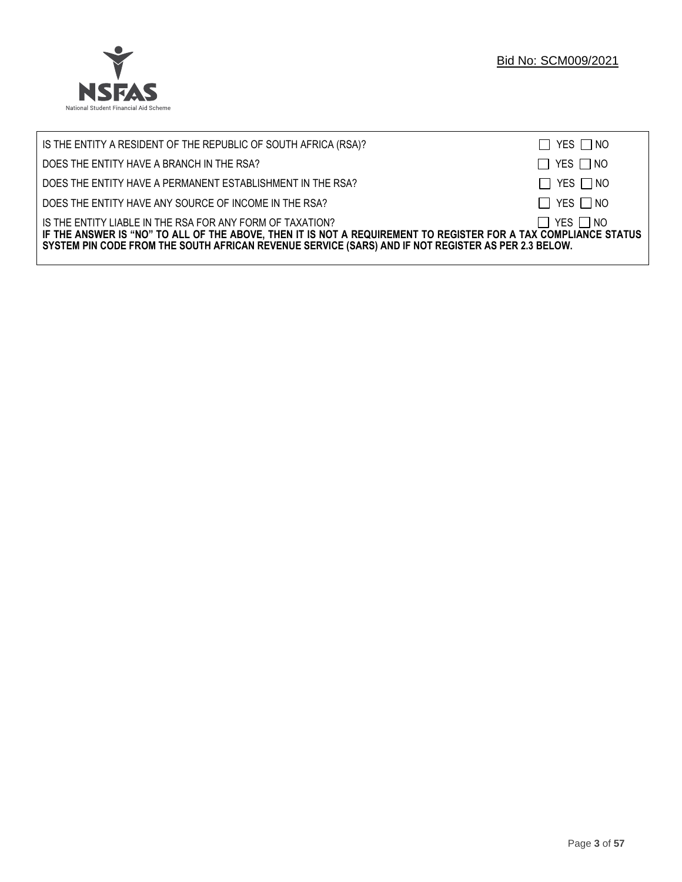| | |
|---|---|
| IS THE ENTITY A RESIDENT OF THE REPUBLIC OF SOUTH AFRICA (RSA)? | ☐ YES ☐ NO |
| DOES THE ENTITY HAVE A BRANCH IN THE RSA? | ☐ YES ☐ NO |
| DOES THE ENTITY HAVE A PERMANENT ESTABLISHMENT IN THE RSA? | ☐ YES ☐ NO |
| DOES THE ENTITY HAVE ANY SOURCE OF INCOME IN THE RSA? | ☐ YES ☐ NO |
| IS THE ENTITY LIABLE IN THE RSA FOR ANY FORM OF TAXATION? | ☐ YES ☐ NO |

**IF THE ANSWER IS "NO" TO ALL OF THE ABOVE, THEN IT IS NOT A REQUIREMENT TO REGISTER FOR A TAX COMPLIANCE STATUS SYSTEM PIN CODE FROM THE SOUTH AFRICAN REVENUE SERVICE (SARS) AND IF NOT REGISTER AS PER 2.3 BELOW.**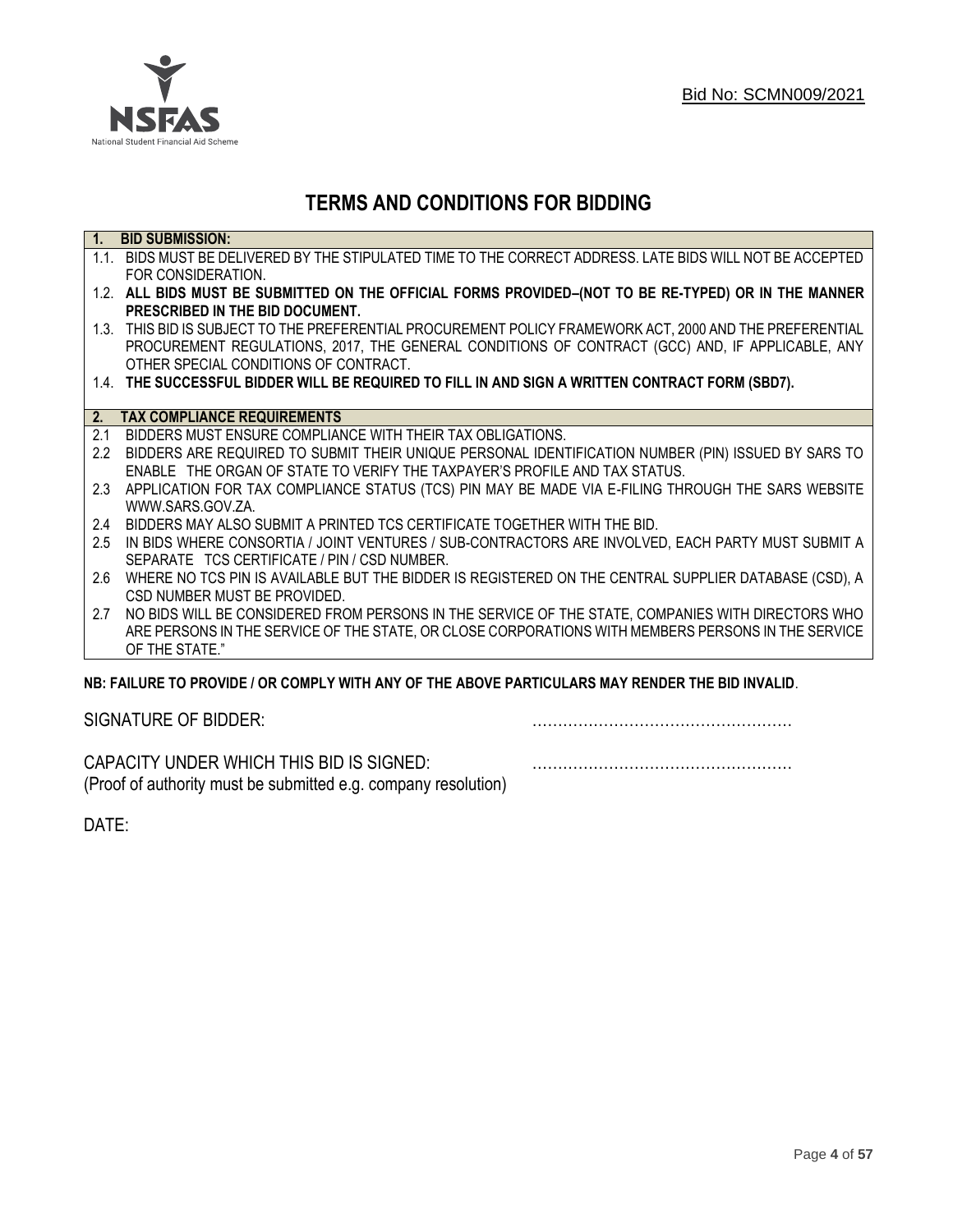Bid No: SCMN009/2021

# TERMS AND CONDITIONS FOR BIDDING

## 1. BID SUBMISSION:

1.1. BIDS MUST BE DELIVERED BY THE STIPULATED TIME TO THE CORRECT ADDRESS. LATE BIDS WILL NOT BE ACCEPTED FOR CONSIDERATION.

1.2. **ALL BIDS MUST BE SUBMITTED ON THE OFFICIAL FORMS PROVIDED–(NOT TO BE RE-TYPED) OR IN THE MANNER PRESCRIBED IN THE BID DOCUMENT.**

1.3. THIS BID IS SUBJECT TO THE PREFERENTIAL PROCUREMENT POLICY FRAMEWORK ACT, 2000 AND THE PREFERENTIAL PROCUREMENT REGULATIONS, 2017, THE GENERAL CONDITIONS OF CONTRACT (GCC) AND, IF APPLICABLE, ANY OTHER SPECIAL CONDITIONS OF CONTRACT.

1.4. **THE SUCCESSFUL BIDDER WILL BE REQUIRED TO FILL IN AND SIGN A WRITTEN CONTRACT FORM (SBD7).**

## 2. TAX COMPLIANCE REQUIREMENTS

2.1 BIDDERS MUST ENSURE COMPLIANCE WITH THEIR TAX OBLIGATIONS.

2.2 BIDDERS ARE REQUIRED TO SUBMIT THEIR UNIQUE PERSONAL IDENTIFICATION NUMBER (PIN) ISSUED BY SARS TO ENABLE THE ORGAN OF STATE TO VERIFY THE TAXPAYER'S PROFILE AND TAX STATUS.

2.3 APPLICATION FOR TAX COMPLIANCE STATUS (TCS) PIN MAY BE MADE VIA E-FILING THROUGH THE SARS WEBSITE WWW.SARS.GOV.ZA.

2.4 BIDDERS MAY ALSO SUBMIT A PRINTED TCS CERTIFICATE TOGETHER WITH THE BID.

2.5 IN BIDS WHERE CONSORTIA / JOINT VENTURES / SUB-CONTRACTORS ARE INVOLVED, EACH PARTY MUST SUBMIT A SEPARATE TCS CERTIFICATE / PIN / CSD NUMBER.

2.6 WHERE NO TCS PIN IS AVAILABLE BUT THE BIDDER IS REGISTERED ON THE CENTRAL SUPPLIER DATABASE (CSD), A CSD NUMBER MUST BE PROVIDED.

2.7 NO BIDS WILL BE CONSIDERED FROM PERSONS IN THE SERVICE OF THE STATE, COMPANIES WITH DIRECTORS WHO ARE PERSONS IN THE SERVICE OF THE STATE, OR CLOSE CORPORATIONS WITH MEMBERS PERSONS IN THE SERVICE OF THE STATE."

**NB: FAILURE TO PROVIDE / OR COMPLY WITH ANY OF THE ABOVE PARTICULARS MAY RENDER THE BID INVALID**.

SIGNATURE OF BIDDER: ……………………………………………

CAPACITY UNDER WHICH THIS BID IS SIGNED: ……………………………………………
(Proof of authority must be submitted e.g. company resolution)

DATE: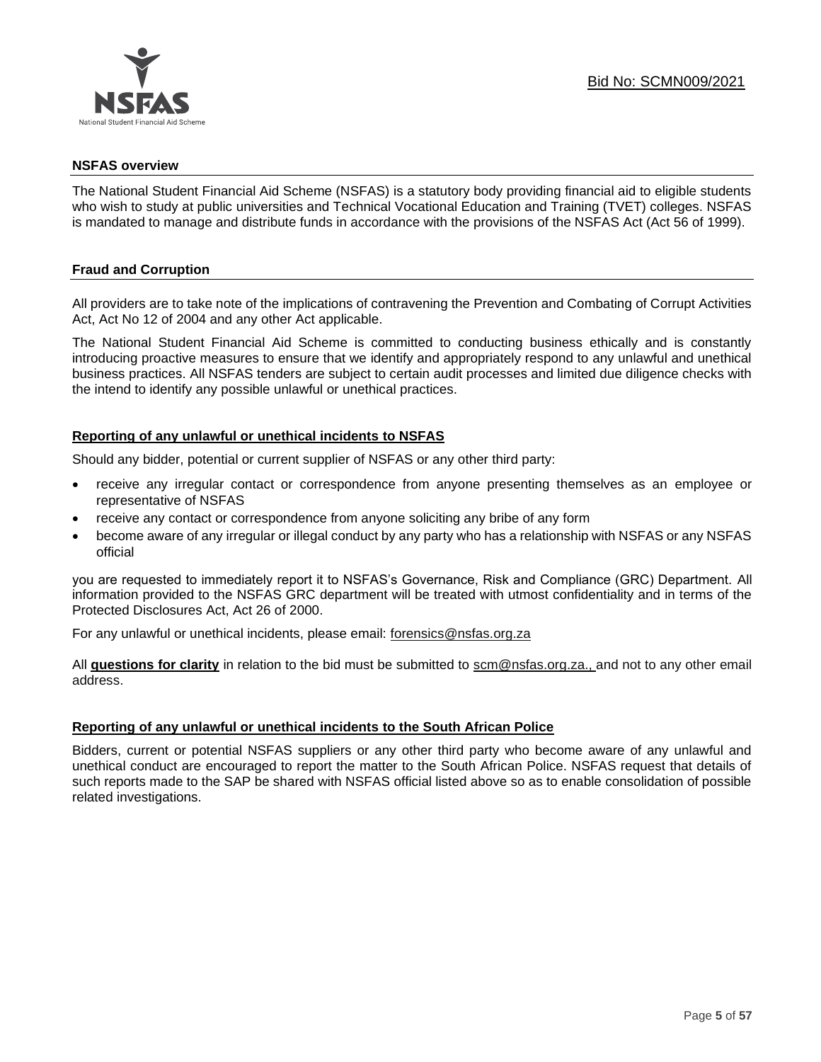## NSFAS overview

The National Student Financial Aid Scheme (NSFAS) is a statutory body providing financial aid to eligible students who wish to study at public universities and Technical Vocational Education and Training (TVET) colleges. NSFAS is mandated to manage and distribute funds in accordance with the provisions of the NSFAS Act (Act 56 of 1999).

## Fraud and Corruption

All providers are to take note of the implications of contravening the Prevention and Combating of Corrupt Activities Act, Act No 12 of 2004 and any other Act applicable.

The National Student Financial Aid Scheme is committed to conducting business ethically and is constantly introducing proactive measures to ensure that we identify and appropriately respond to any unlawful and unethical business practices. All NSFAS tenders are subject to certain audit processes and limited due diligence checks with the intend to identify any possible unlawful or unethical practices.

### Reporting of any unlawful or unethical incidents to NSFAS

Should any bidder, potential or current supplier of NSFAS or any other third party:

- receive any irregular contact or correspondence from anyone presenting themselves as an employee or representative of NSFAS
- receive any contact or correspondence from anyone soliciting any bribe of any form
- become aware of any irregular or illegal conduct by any party who has a relationship with NSFAS or any NSFAS official

you are requested to immediately report it to NSFAS's Governance, Risk and Compliance (GRC) Department. All information provided to the NSFAS GRC department will be treated with utmost confidentiality and in terms of the Protected Disclosures Act, Act 26 of 2000.

For any unlawful or unethical incidents, please email: forensics@nsfas.org.za

All **questions for clarity** in relation to the bid must be submitted to scm@nsfas.org.za., and not to any other email address.

### Reporting of any unlawful or unethical incidents to the South African Police

Bidders, current or potential NSFAS suppliers or any other third party who become aware of any unlawful and unethical conduct are encouraged to report the matter to the South African Police. NSFAS request that details of such reports made to the SAP be shared with NSFAS official listed above so as to enable consolidation of possible related investigations.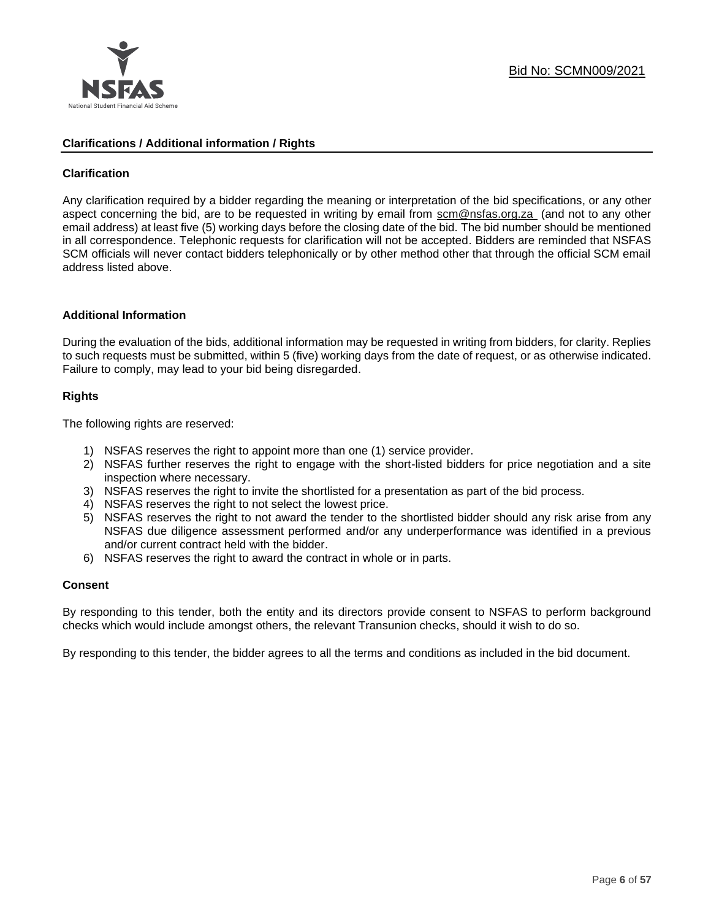## Clarifications / Additional information / Rights

### Clarification

Any clarification required by a bidder regarding the meaning or interpretation of the bid specifications, or any other aspect concerning the bid, are to be requested in writing by email from scm@nsfas.org.za (and not to any other email address) at least five (5) working days before the closing date of the bid. The bid number should be mentioned in all correspondence. Telephonic requests for clarification will not be accepted. Bidders are reminded that NSFAS SCM officials will never contact bidders telephonically or by other method other that through the official SCM email address listed above.

### Additional Information

During the evaluation of the bids, additional information may be requested in writing from bidders, for clarity. Replies to such requests must be submitted, within 5 (five) working days from the date of request, or as otherwise indicated. Failure to comply, may lead to your bid being disregarded.

### Rights

The following rights are reserved:

1) NSFAS reserves the right to appoint more than one (1) service provider.
2) NSFAS further reserves the right to engage with the short-listed bidders for price negotiation and a site inspection where necessary.
3) NSFAS reserves the right to invite the shortlisted for a presentation as part of the bid process.
4) NSFAS reserves the right to not select the lowest price.
5) NSFAS reserves the right to not award the tender to the shortlisted bidder should any risk arise from any NSFAS due diligence assessment performed and/or any underperformance was identified in a previous and/or current contract held with the bidder.
6) NSFAS reserves the right to award the contract in whole or in parts.

### Consent

By responding to this tender, both the entity and its directors provide consent to NSFAS to perform background checks which would include amongst others, the relevant Transunion checks, should it wish to do so.

By responding to this tender, the bidder agrees to all the terms and conditions as included in the bid document.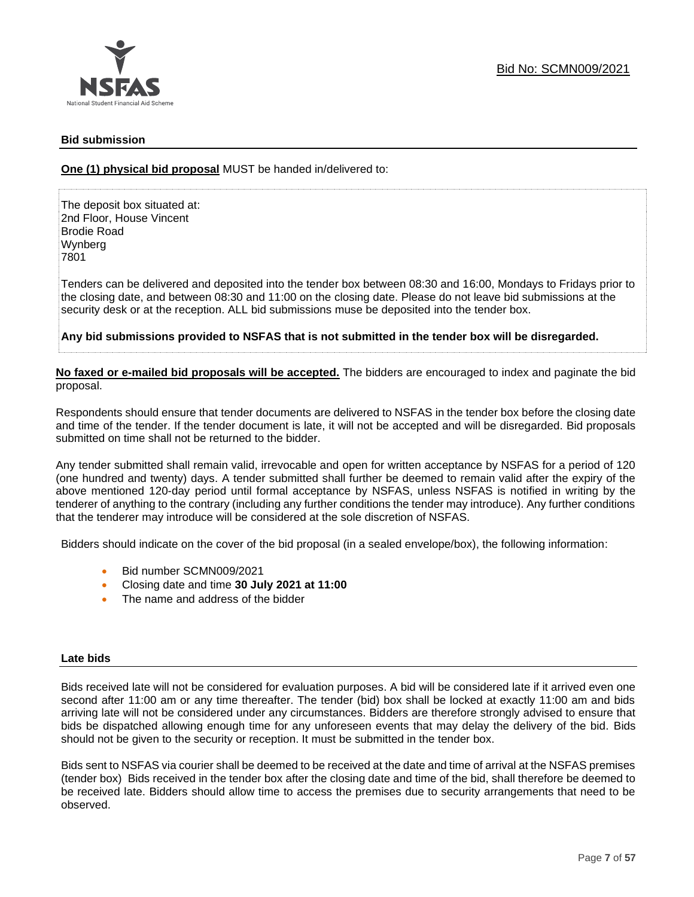Bid No: SCMN009/2021

## Bid submission

**One (1) physical bid proposal** MUST be handed in/delivered to:

The deposit box situated at:
2nd Floor, House Vincent
Brodie Road
Wynberg
7801

Tenders can be delivered and deposited into the tender box between 08:30 and 16:00, Mondays to Fridays prior to the closing date, and between 08:30 and 11:00 on the closing date. Please do not leave bid submissions at the security desk or at the reception. ALL bid submissions muse be deposited into the tender box.

**Any bid submissions provided to NSFAS that is not submitted in the tender box will be disregarded.**

**No faxed or e-mailed bid proposals will be accepted.** The bidders are encouraged to index and paginate the bid proposal.

Respondents should ensure that tender documents are delivered to NSFAS in the tender box before the closing date and time of the tender. If the tender document is late, it will not be accepted and will be disregarded. Bid proposals submitted on time shall not be returned to the bidder.

Any tender submitted shall remain valid, irrevocable and open for written acceptance by NSFAS for a period of 120 (one hundred and twenty) days. A tender submitted shall further be deemed to remain valid after the expiry of the above mentioned 120-day period until formal acceptance by NSFAS, unless NSFAS is notified in writing by the tenderer of anything to the contrary (including any further conditions the tender may introduce). Any further conditions that the tenderer may introduce will be considered at the sole discretion of NSFAS.

Bidders should indicate on the cover of the bid proposal (in a sealed envelope/box), the following information:

- Bid number SCMN009/2021
- Closing date and time **30 July 2021 at 11:00**
- The name and address of the bidder

## Late bids

Bids received late will not be considered for evaluation purposes. A bid will be considered late if it arrived even one second after 11:00 am or any time thereafter. The tender (bid) box shall be locked at exactly 11:00 am and bids arriving late will not be considered under any circumstances. Bidders are therefore strongly advised to ensure that bids be dispatched allowing enough time for any unforeseen events that may delay the delivery of the bid. Bids should not be given to the security or reception. It must be submitted in the tender box.

Bids sent to NSFAS via courier shall be deemed to be received at the date and time of arrival at the NSFAS premises (tender box) Bids received in the tender box after the closing date and time of the bid, shall therefore be deemed to be received late. Bidders should allow time to access the premises due to security arrangements that need to be observed.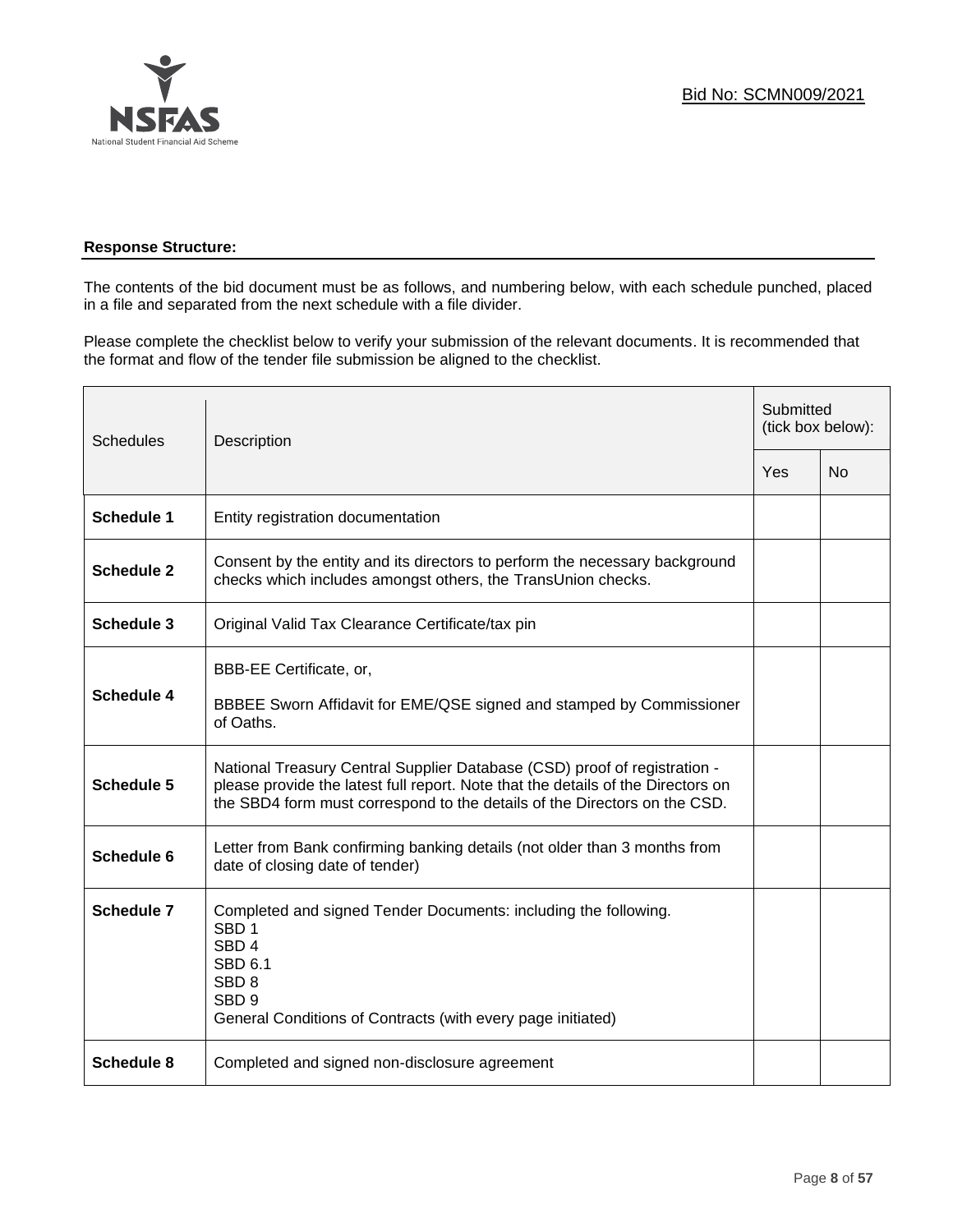Bid No: SCMN009/2021

**Response Structure:**

The contents of the bid document must be as follows, and numbering below, with each schedule punched, placed in a file and separated from the next schedule with a file divider.

Please complete the checklist below to verify your submission of the relevant documents. It is recommended that the format and flow of the tender file submission be aligned to the checklist.

| Schedules | Description | Submitted (tick box below): | |
|---|---|---|---|
| | | Yes | No |
| **Schedule 1** | Entity registration documentation | | |
| **Schedule 2** | Consent by the entity and its directors to perform the necessary background checks which includes amongst others, the TransUnion checks. | | |
| **Schedule 3** | Original Valid Tax Clearance Certificate/tax pin | | |
| **Schedule 4** | BBB-EE Certificate, or,<br><br>BBBEE Sworn Affidavit for EME/QSE signed and stamped by Commissioner of Oaths. | | |
| **Schedule 5** | National Treasury Central Supplier Database (CSD) proof of registration - please provide the latest full report. Note that the details of the Directors on the SBD4 form must correspond to the details of the Directors on the CSD. | | |
| **Schedule 6** | Letter from Bank confirming banking details (not older than 3 months from date of closing date of tender) | | |
| **Schedule 7** | Completed and signed Tender Documents: including the following.<br>SBD 1<br>SBD 4<br>SBD 6.1<br>SBD 8<br>SBD 9<br>General Conditions of Contracts (with every page initiated) | | |
| **Schedule 8** | Completed and signed non-disclosure agreement | | |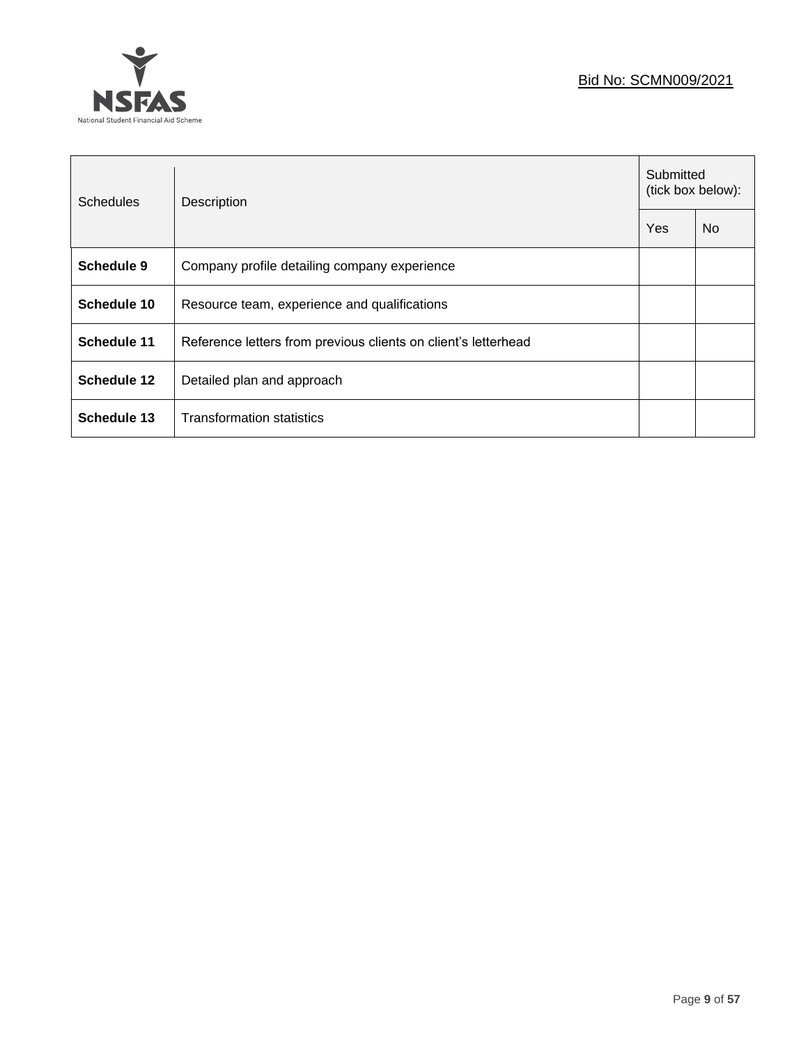| Schedules | Description | Submitted (tick box below): | |
|---|---|---|---|
| | | Yes | No |
| **Schedule 9** | Company profile detailing company experience | | |
| **Schedule 10** | Resource team, experience and qualifications | | |
| **Schedule 11** | Reference letters from previous clients on client's letterhead | | |
| **Schedule 12** | Detailed plan and approach | | |
| **Schedule 13** | Transformation statistics | | |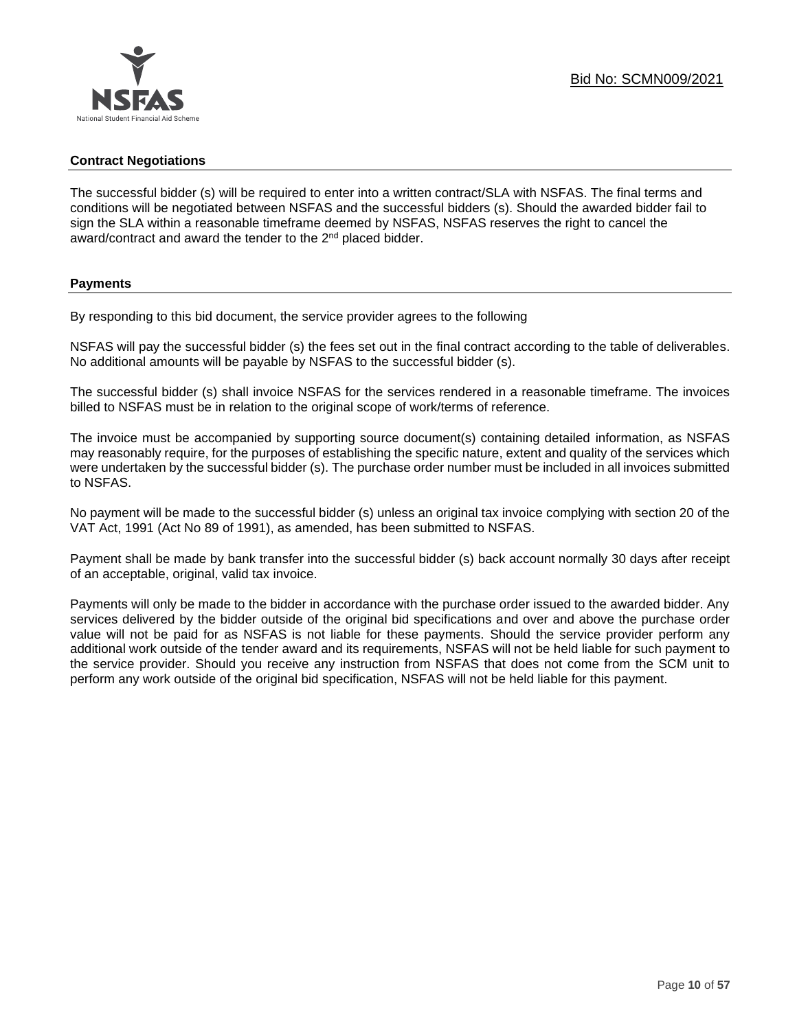## Contract Negotiations

The successful bidder (s) will be required to enter into a written contract/SLA with NSFAS. The final terms and conditions will be negotiated between NSFAS and the successful bidders (s). Should the awarded bidder fail to sign the SLA within a reasonable timeframe deemed by NSFAS, NSFAS reserves the right to cancel the award/contract and award the tender to the 2nd placed bidder.

## Payments

By responding to this bid document, the service provider agrees to the following

NSFAS will pay the successful bidder (s) the fees set out in the final contract according to the table of deliverables. No additional amounts will be payable by NSFAS to the successful bidder (s).

The successful bidder (s) shall invoice NSFAS for the services rendered in a reasonable timeframe. The invoices billed to NSFAS must be in relation to the original scope of work/terms of reference.

The invoice must be accompanied by supporting source document(s) containing detailed information, as NSFAS may reasonably require, for the purposes of establishing the specific nature, extent and quality of the services which were undertaken by the successful bidder (s). The purchase order number must be included in all invoices submitted to NSFAS.

No payment will be made to the successful bidder (s) unless an original tax invoice complying with section 20 of the VAT Act, 1991 (Act No 89 of 1991), as amended, has been submitted to NSFAS.

Payment shall be made by bank transfer into the successful bidder (s) back account normally 30 days after receipt of an acceptable, original, valid tax invoice.

Payments will only be made to the bidder in accordance with the purchase order issued to the awarded bidder. Any services delivered by the bidder outside of the original bid specifications and over and above the purchase order value will not be paid for as NSFAS is not liable for these payments. Should the service provider perform any additional work outside of the tender award and its requirements, NSFAS will not be held liable for such payment to the service provider. Should you receive any instruction from NSFAS that does not come from the SCM unit to perform any work outside of the original bid specification, NSFAS will not be held liable for this payment.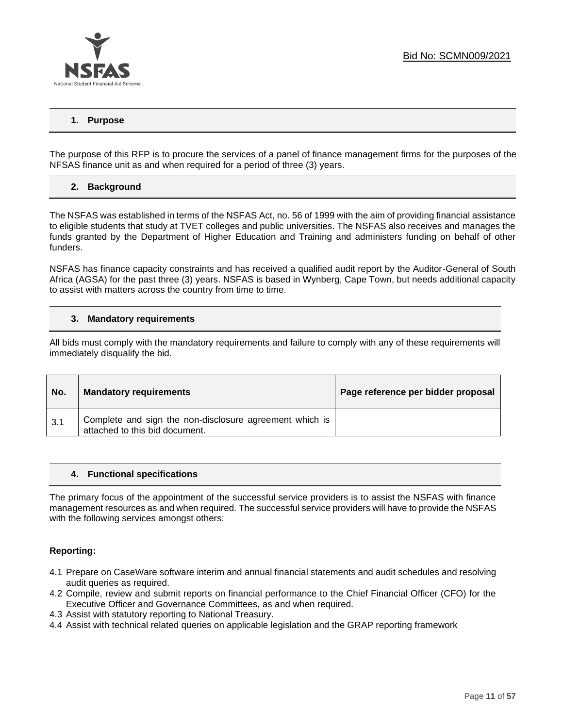## 1. Purpose

The purpose of this RFP is to procure the services of a panel of finance management firms for the purposes of the NFSAS finance unit as and when required for a period of three (3) years.

## 2. Background

The NSFAS was established in terms of the NSFAS Act, no. 56 of 1999 with the aim of providing financial assistance to eligible students that study at TVET colleges and public universities. The NSFAS also receives and manages the funds granted by the Department of Higher Education and Training and administers funding on behalf of other funders.

NSFAS has finance capacity constraints and has received a qualified audit report by the Auditor-General of South Africa (AGSA) for the past three (3) years. NSFAS is based in Wynberg, Cape Town, but needs additional capacity to assist with matters across the country from time to time.

## 3. Mandatory requirements

All bids must comply with the mandatory requirements and failure to comply with any of these requirements will immediately disqualify the bid.

| No. | Mandatory requirements | Page reference per bidder proposal |
| --- | --- | --- |
| 3.1 | Complete and sign the non-disclosure agreement which is attached to this bid document. | |

## 4. Functional specifications

The primary focus of the appointment of the successful service providers is to assist the NSFAS with finance management resources as and when required. The successful service providers will have to provide the NSFAS with the following services amongst others:

**Reporting:**

4.1 Prepare on CaseWare software interim and annual financial statements and audit schedules and resolving audit queries as required.
4.2 Compile, review and submit reports on financial performance to the Chief Financial Officer (CFO) for the Executive Officer and Governance Committees, as and when required.
4.3 Assist with statutory reporting to National Treasury.
4.4 Assist with technical related queries on applicable legislation and the GRAP reporting framework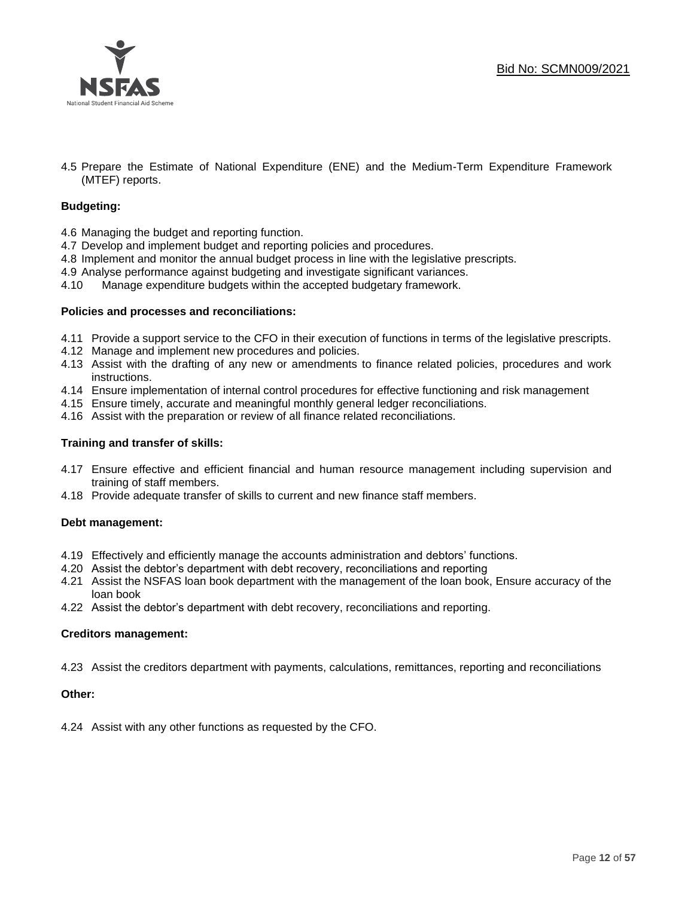4.5 Prepare the Estimate of National Expenditure (ENE) and the Medium-Term Expenditure Framework (MTEF) reports.

**Budgeting:**

4.6 Managing the budget and reporting function.
4.7 Develop and implement budget and reporting policies and procedures.
4.8 Implement and monitor the annual budget process in line with the legislative prescripts.
4.9 Analyse performance against budgeting and investigate significant variances.
4.10 Manage expenditure budgets within the accepted budgetary framework.

**Policies and processes and reconciliations:**

4.11 Provide a support service to the CFO in their execution of functions in terms of the legislative prescripts.
4.12 Manage and implement new procedures and policies.
4.13 Assist with the drafting of any new or amendments to finance related policies, procedures and work instructions.
4.14 Ensure implementation of internal control procedures for effective functioning and risk management
4.15 Ensure timely, accurate and meaningful monthly general ledger reconciliations.
4.16 Assist with the preparation or review of all finance related reconciliations.

**Training and transfer of skills:**

4.17 Ensure effective and efficient financial and human resource management including supervision and training of staff members.
4.18 Provide adequate transfer of skills to current and new finance staff members.

**Debt management:**

4.19 Effectively and efficiently manage the accounts administration and debtors' functions.
4.20 Assist the debtor's department with debt recovery, reconciliations and reporting
4.21 Assist the NSFAS loan book department with the management of the loan book, Ensure accuracy of the loan book
4.22 Assist the debtor's department with debt recovery, reconciliations and reporting.

**Creditors management:**

4.23 Assist the creditors department with payments, calculations, remittances, reporting and reconciliations

**Other:**

4.24 Assist with any other functions as requested by the CFO.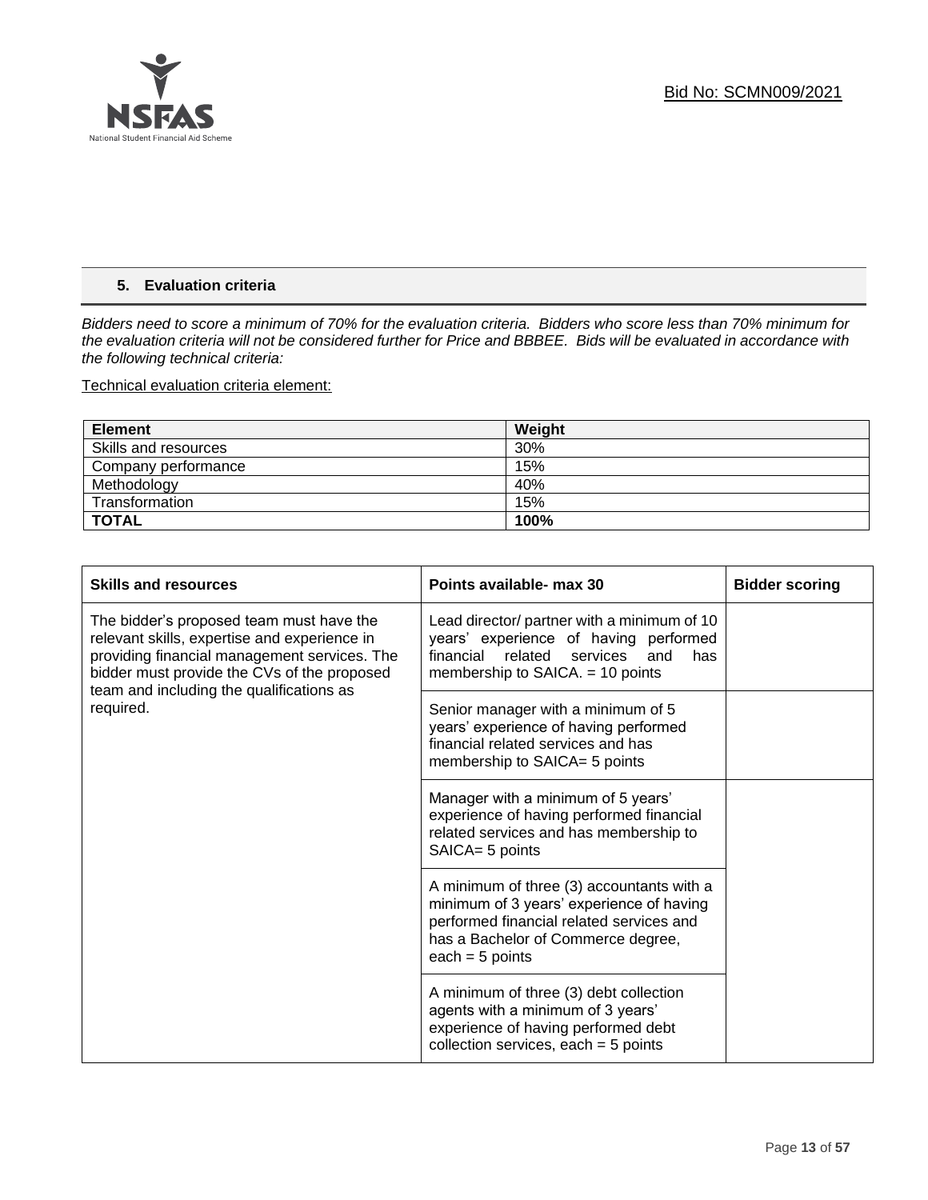## 5. Evaluation criteria

*Bidders need to score a minimum of 70% for the evaluation criteria. Bidders who score less than 70% minimum for the evaluation criteria will not be considered further for Price and BBBEE. Bids will be evaluated in accordance with the following technical criteria:*

Technical evaluation criteria element:

| **Element** | **Weight** |
|---|---|
| Skills and resources | 30% |
| Company performance | 15% |
| Methodology | 40% |
| Transformation | 15% |
| **TOTAL** | **100%** |

| **Skills and resources** | **Points available- max 30** | **Bidder scoring** |
|---|---|---|
| The bidder's proposed team must have the relevant skills, expertise and experience in providing financial management services. The bidder must provide the CVs of the proposed team and including the qualifications as required. | Lead director/ partner with a minimum of 10 years' experience of having performed financial related services and has membership to SAICA. = 10 points | |
| | Senior manager with a minimum of 5 years' experience of having performed financial related services and has membership to SAICA= 5 points | |
| | Manager with a minimum of 5 years' experience of having performed financial related services and has membership to SAICA= 5 points | |
| | A minimum of three (3) accountants with a minimum of 3 years' experience of having performed financial related services and has a Bachelor of Commerce degree, each = 5 points | |
| | A minimum of three (3) debt collection agents with a minimum of 3 years' experience of having performed debt collection services, each = 5 points | |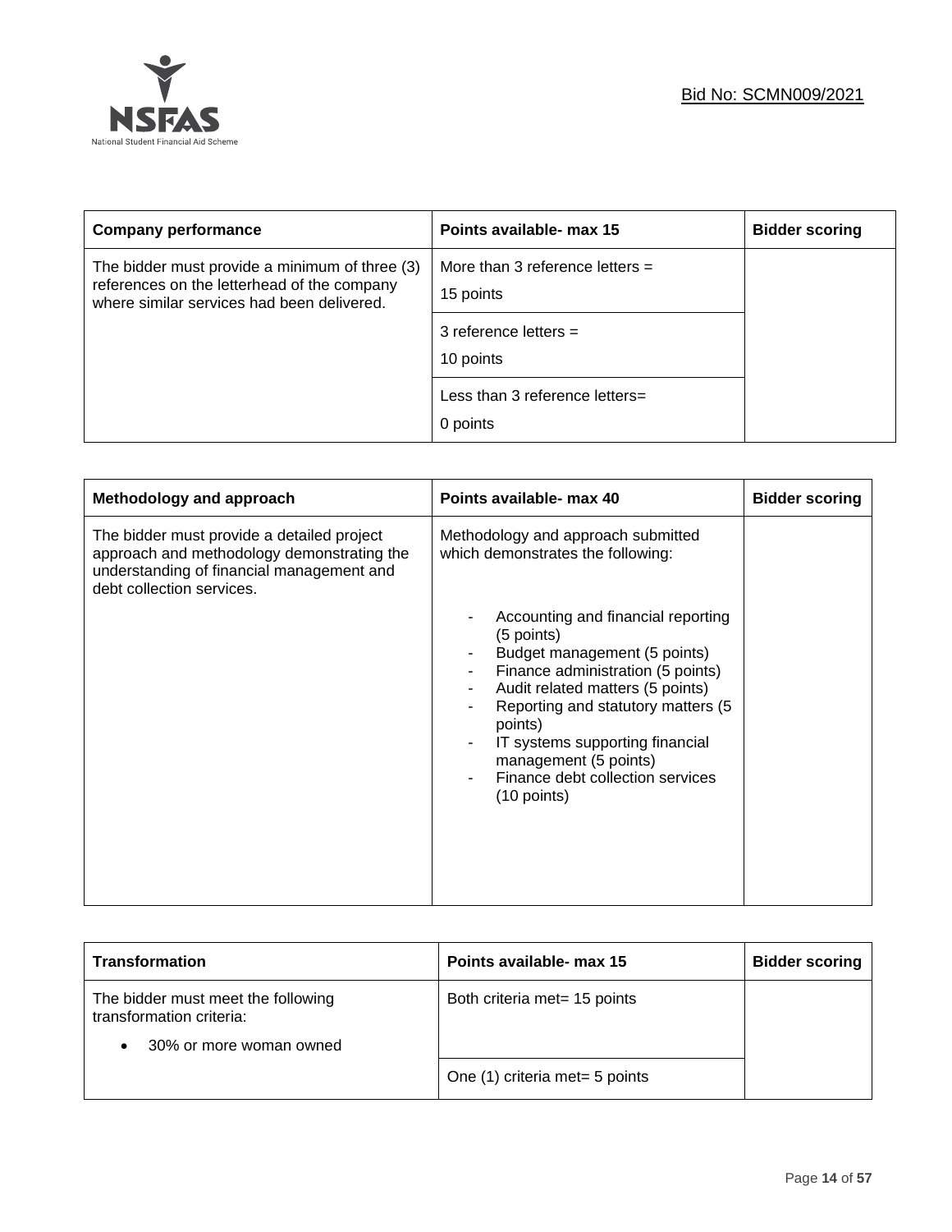| Company performance | Points available- max 15 | Bidder scoring |
|---|---|---|
| The bidder must provide a minimum of three (3) references on the letterhead of the company where similar services had been delivered. | More than 3 reference letters = 15 points | |
| | 3 reference letters = 10 points | |
| | Less than 3 reference letters= 0 points | |

| Methodology and approach | Points available- max 40 | Bidder scoring |
|---|---|---|
| The bidder must provide a detailed project approach and methodology demonstrating the understanding of financial management and debt collection services. | Methodology and approach submitted which demonstrates the following:<br><br>- Accounting and financial reporting (5 points)<br>- Budget management (5 points)<br>- Finance administration (5 points)<br>- Audit related matters (5 points)<br>- Reporting and statutory matters (5 points)<br>- IT systems supporting financial management (5 points)<br>- Finance debt collection services (10 points) | |

| Transformation | Points available- max 15 | Bidder scoring |
|---|---|---|
| The bidder must meet the following transformation criteria:<br><br>- 30% or more woman owned | Both criteria met= 15 points | |
| | One (1) criteria met= 5 points | |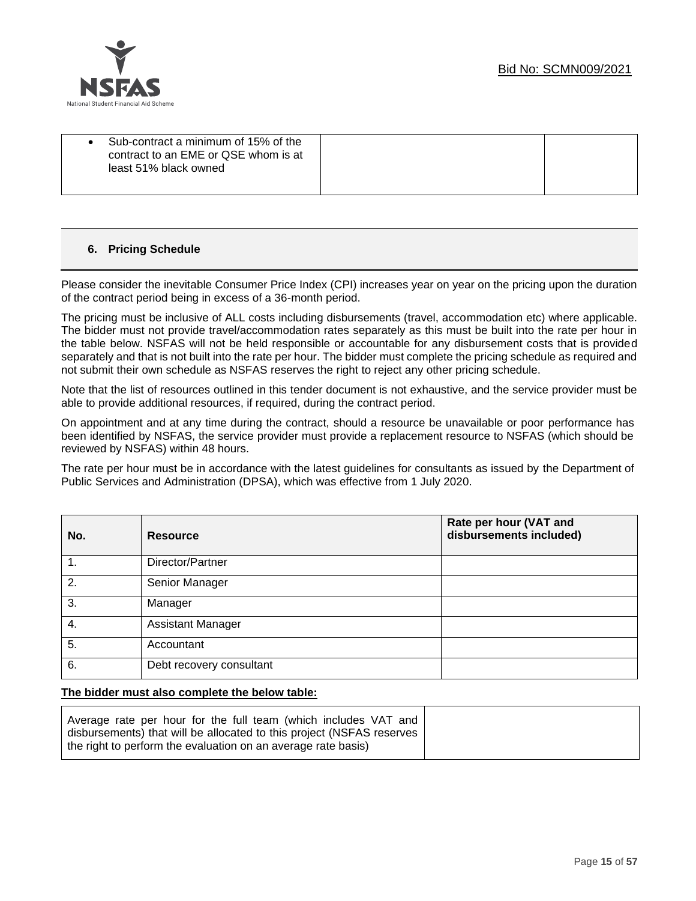| | | |
|---|---|---|
| • Sub-contract a minimum of 15% of the contract to an EME or QSE whom is at least 51% black owned | | |

## 6. Pricing Schedule

Please consider the inevitable Consumer Price Index (CPI) increases year on year on the pricing upon the duration of the contract period being in excess of a 36-month period.

The pricing must be inclusive of ALL costs including disbursements (travel, accommodation etc) where applicable. The bidder must not provide travel/accommodation rates separately as this must be built into the rate per hour in the table below. NSFAS will not be held responsible or accountable for any disbursement costs that is provided separately and that is not built into the rate per hour. The bidder must complete the pricing schedule as required and not submit their own schedule as NSFAS reserves the right to reject any other pricing schedule.

Note that the list of resources outlined in this tender document is not exhaustive, and the service provider must be able to provide additional resources, if required, during the contract period.

On appointment and at any time during the contract, should a resource be unavailable or poor performance has been identified by NSFAS, the service provider must provide a replacement resource to NSFAS (which should be reviewed by NSFAS) within 48 hours.

The rate per hour must be in accordance with the latest guidelines for consultants as issued by the Department of Public Services and Administration (DPSA), which was effective from 1 July 2020.

| No. | Resource | Rate per hour (VAT and disbursements included) |
|---|---|---|
| 1. | Director/Partner | |
| 2. | Senior Manager | |
| 3. | Manager | |
| 4. | Assistant Manager | |
| 5. | Accountant | |
| 6. | Debt recovery consultant | |

**The bidder must also complete the below table:**

| | |
|---|---|
| Average rate per hour for the full team (which includes VAT and disbursements) that will be allocated to this project (NSFAS reserves the right to perform the evaluation on an average rate basis) | |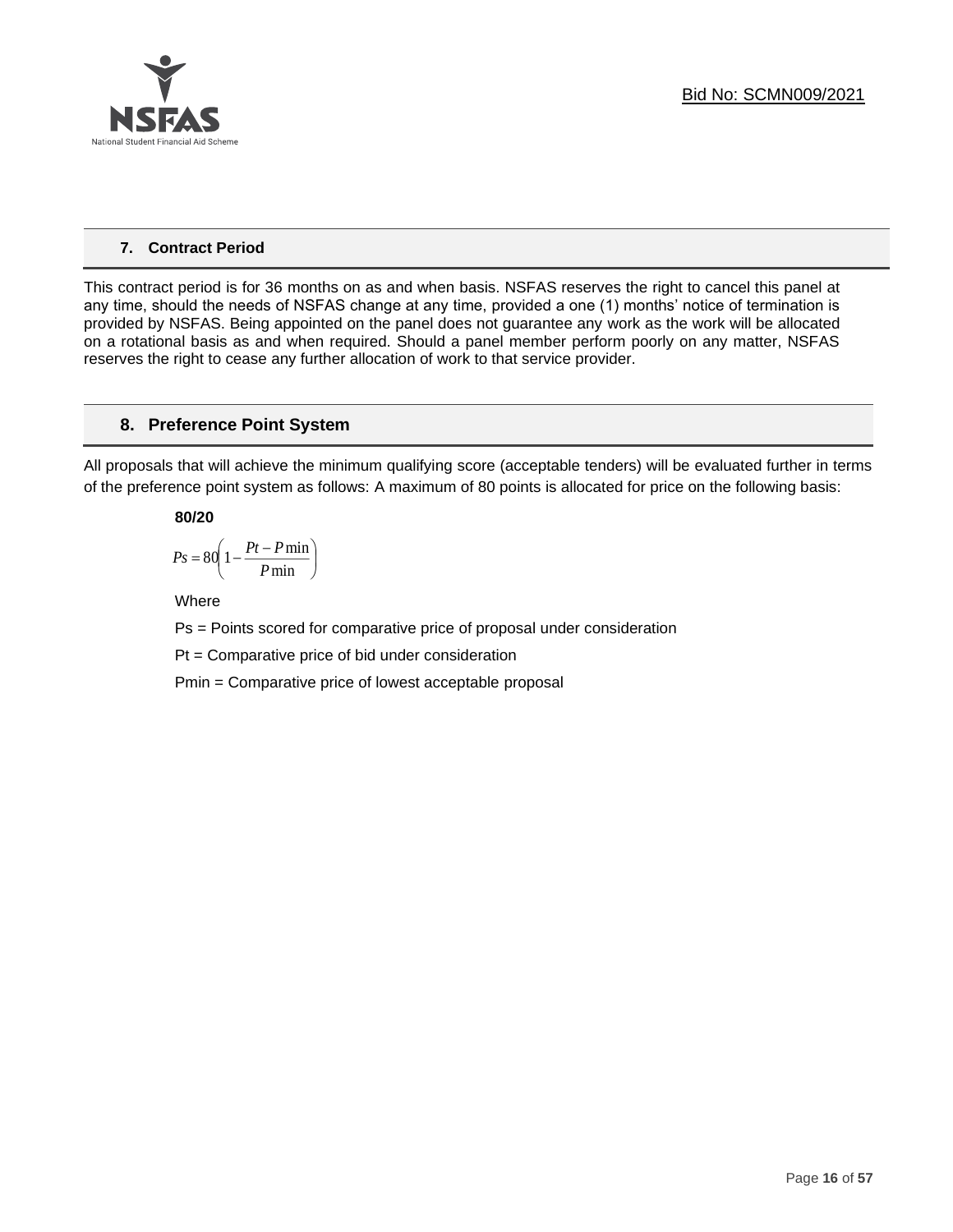## 7. Contract Period

This contract period is for 36 months on as and when basis. NSFAS reserves the right to cancel this panel at any time, should the needs of NSFAS change at any time, provided a one (1) months' notice of termination is provided by NSFAS. Being appointed on the panel does not guarantee any work as the work will be allocated on a rotational basis as and when required. Should a panel member perform poorly on any matter, NSFAS reserves the right to cease any further allocation of work to that service provider.

## 8. Preference Point System

All proposals that will achieve the minimum qualifying score (acceptable tenders) will be evaluated further in terms of the preference point system as follows: A maximum of 80 points is allocated for price on the following basis:

**80/20**

$$Ps = 80\left(1 - \frac{Pt - P\min}{P\min}\right)$$

Where

Ps = Points scored for comparative price of proposal under consideration

Pt = Comparative price of bid under consideration

Pmin = Comparative price of lowest acceptable proposal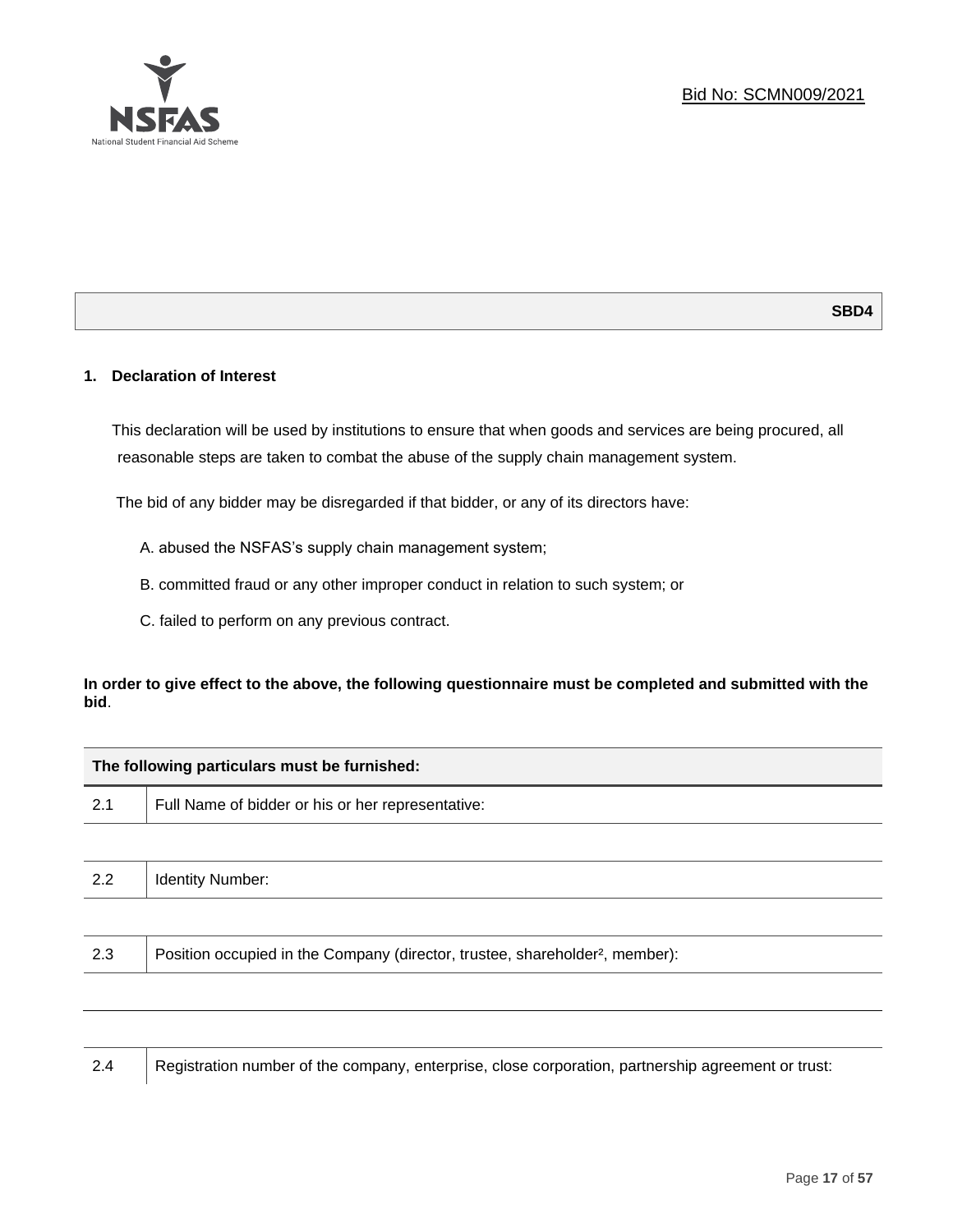Bid No: SCMN009/2021

**SBD4**

## 1. Declaration of Interest

This declaration will be used by institutions to ensure that when goods and services are being procured, all reasonable steps are taken to combat the abuse of the supply chain management system.

The bid of any bidder may be disregarded if that bidder, or any of its directors have:

A. abused the NSFAS's supply chain management system;

B. committed fraud or any other improper conduct in relation to such system; or

C. failed to perform on any previous contract.

**In order to give effect to the above, the following questionnaire must be completed and submitted with the bid**.

| The following particulars must be furnished: | |
|---|---|
| 2.1 | Full Name of bidder or his or her representative: |
| | |
| 2.2 | Identity Number: |
| | |
| 2.3 | Position occupied in the Company (director, trustee, shareholder[2], member): |
| | |
| 2.4 | Registration number of the company, enterprise, close corporation, partnership agreement or trust: |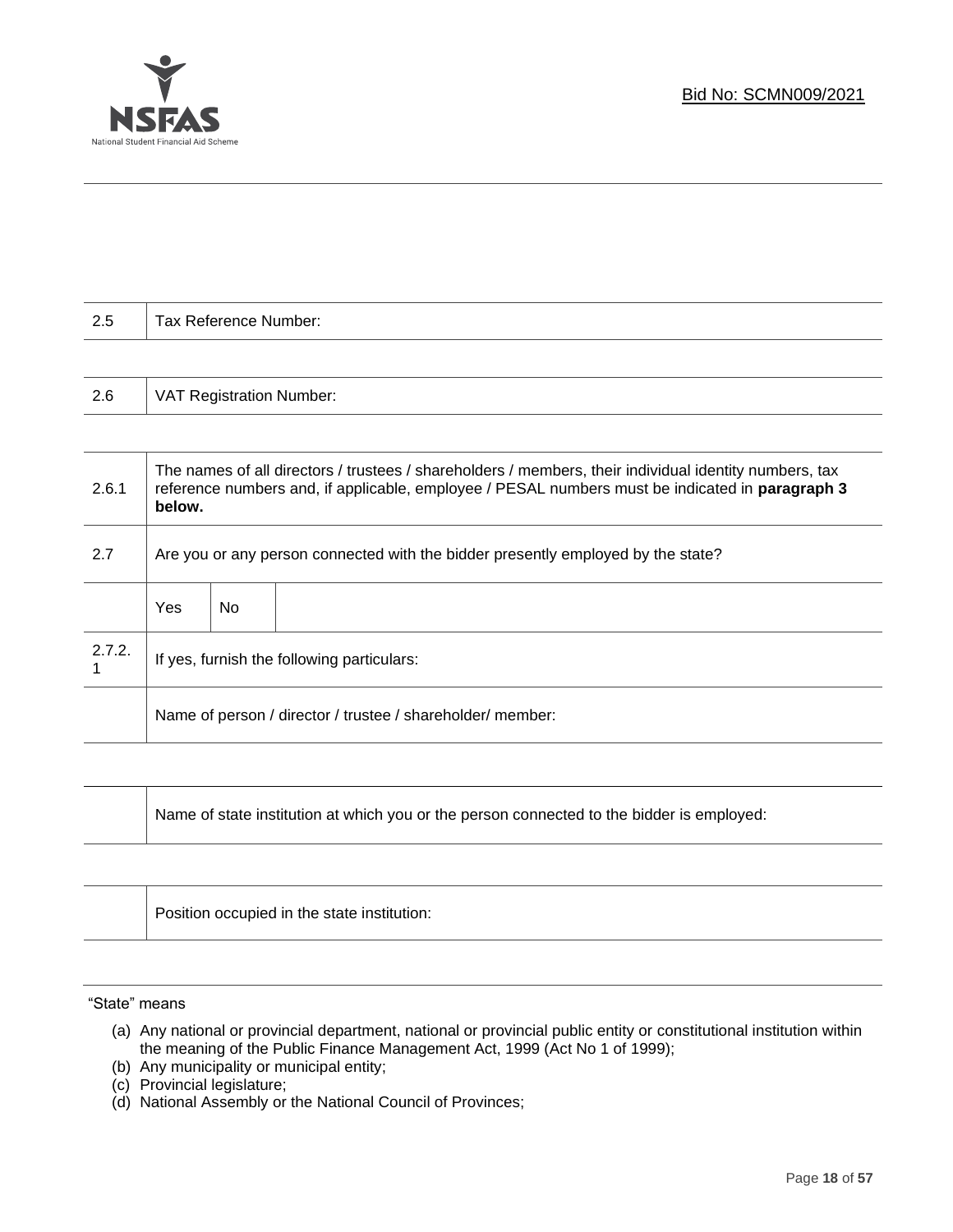| 2.5 | Tax Reference Number: |
|---|---|

| 2.6 | VAT Registration Number: |
|---|---|

| | | | |
|---|---|---|---|
| 2.6.1 | The names of all directors / trustees / shareholders / members, their individual identity numbers, tax reference numbers and, if applicable, employee / PESAL numbers must be indicated in **paragraph 3 below.** | | |
| 2.7 | Are you or any person connected with the bidder presently employed by the state? | | |
| | Yes | No | |
| 2.7.2.1 | If yes, furnish the following particulars: | | |
| | Name of person / director / trustee / shareholder/ member: | | |

| | Name of state institution at which you or the person connected to the bidder is employed: |
|---|---|

| | Position occupied in the state institution: |
|---|---|

"State" means

(a) Any national or provincial department, national or provincial public entity or constitutional institution within the meaning of the Public Finance Management Act, 1999 (Act No 1 of 1999);
(b) Any municipality or municipal entity;
(c) Provincial legislature;
(d) National Assembly or the National Council of Provinces;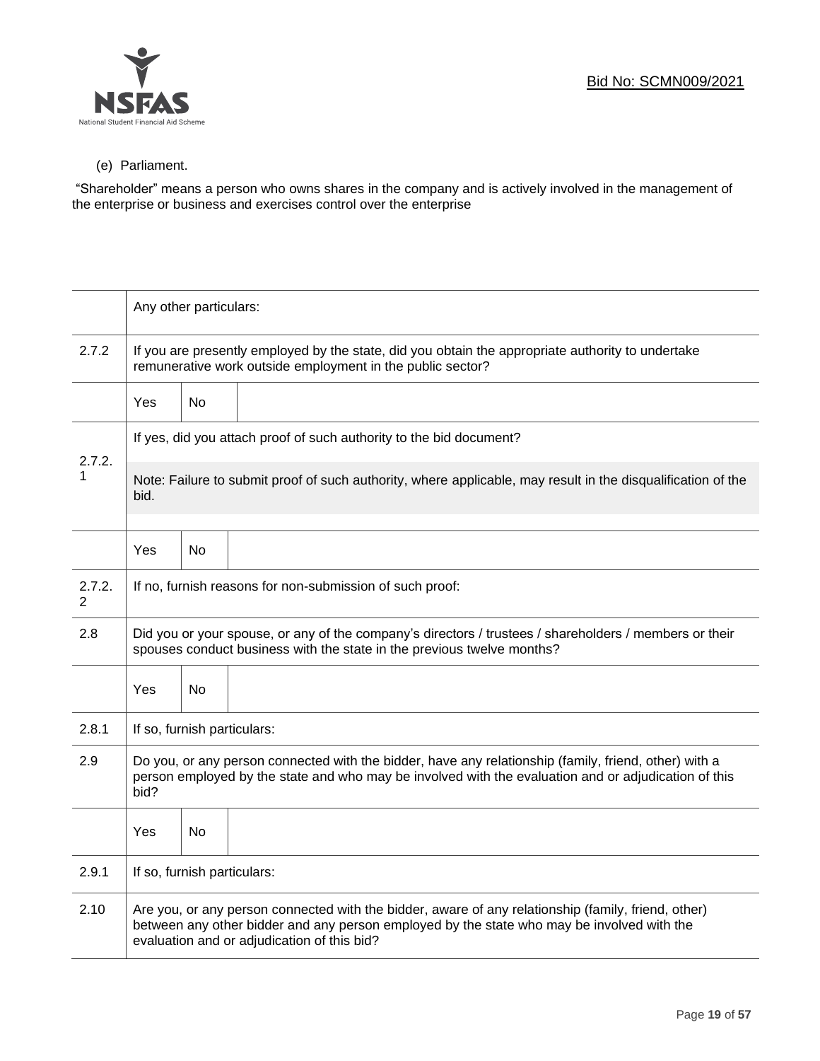(e) Parliament.

"Shareholder" means a person who owns shares in the company and is actively involved in the management of the enterprise or business and exercises control over the enterprise

| | | | |
|---|---|---|---|
| | Any other particulars: | | |
| 2.7.2 | If you are presently employed by the state, did you obtain the appropriate authority to undertake remunerative work outside employment in the public sector? | | |
| | Yes | No | |
| 2.7.2.1 | If yes, did you attach proof of such authority to the bid document? | | |
| | Note: Failure to submit proof of such authority, where applicable, may result in the disqualification of the bid. | | |
| | Yes | No | |
| 2.7.2.2 | If no, furnish reasons for non-submission of such proof: | | |
| 2.8 | Did you or your spouse, or any of the company's directors / trustees / shareholders / members or their spouses conduct business with the state in the previous twelve months? | | |
| | Yes | No | |
| 2.8.1 | If so, furnish particulars: | | |
| 2.9 | Do you, or any person connected with the bidder, have any relationship (family, friend, other) with a person employed by the state and who may be involved with the evaluation and or adjudication of this bid? | | |
| | Yes | No | |
| 2.9.1 | If so, furnish particulars: | | |
| 2.10 | Are you, or any person connected with the bidder, aware of any relationship (family, friend, other) between any other bidder and any person employed by the state who may be involved with the evaluation and or adjudication of this bid? | | |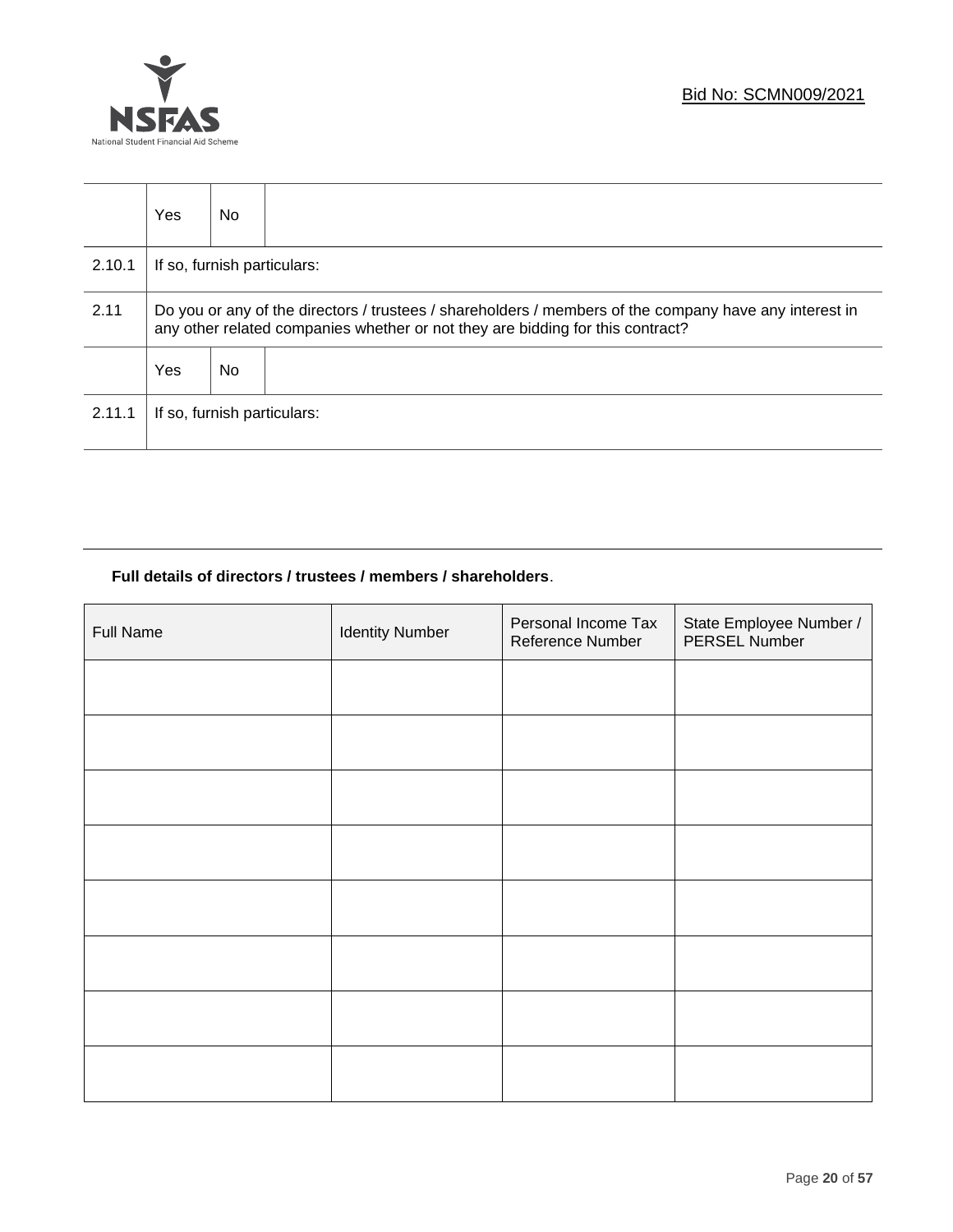| | Yes | No | |
|---|---|---|---|
| 2.10.1 | If so, furnish particulars: | | |
| 2.11 | Do you or any of the directors / trustees / shareholders / members of the company have any interest in any other related companies whether or not they are bidding for this contract? | | |
| | Yes | No | |
| 2.11.1 | If so, furnish particulars: | | |

**Full details of directors / trustees / members / shareholders**.

| Full Name | Identity Number | Personal Income Tax Reference Number | State Employee Number / PERSEL Number |
|---|---|---|---|
| | | | |
| | | | |
| | | | |
| | | | |
| | | | |
| | | | |
| | | | |
| | | | |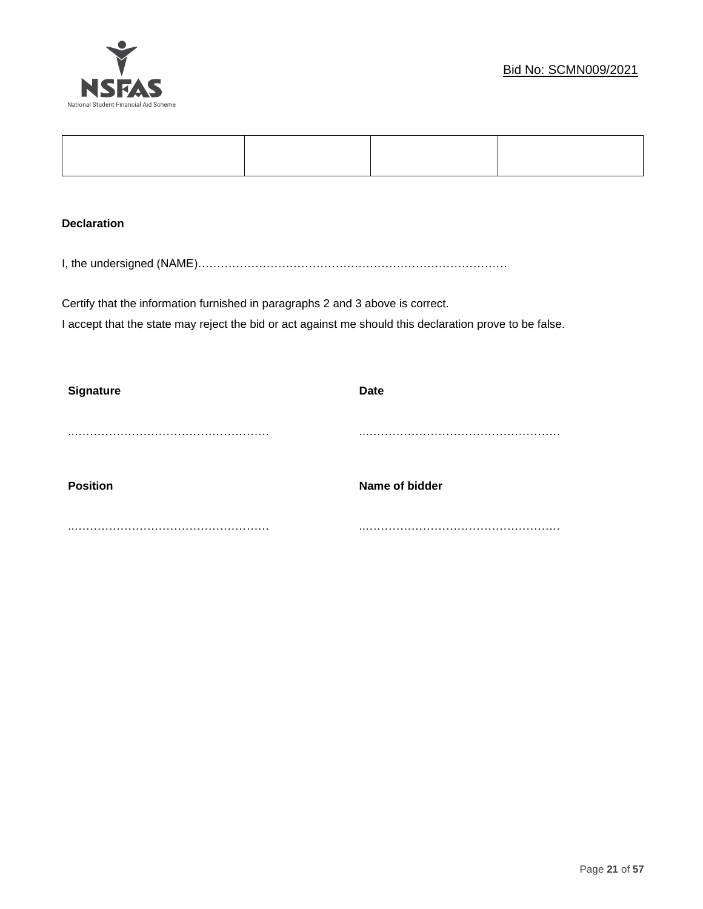|  |  |  |  |
|---|---|---|---|
|  |  |  |  |

**Declaration**

I, the undersigned (NAME)…………………………………………………………………………

Certify that the information furnished in paragraphs 2 and 3 above is correct.
I accept that the state may reject the bid or act against me should this declaration prove to be false.

| **Signature** | **Date** |
|---|---|
| ……………………………………………… | ……………………………………………… |
| **Position** | **Name of bidder** |
| ……………………………………………… | ……………………………………………… |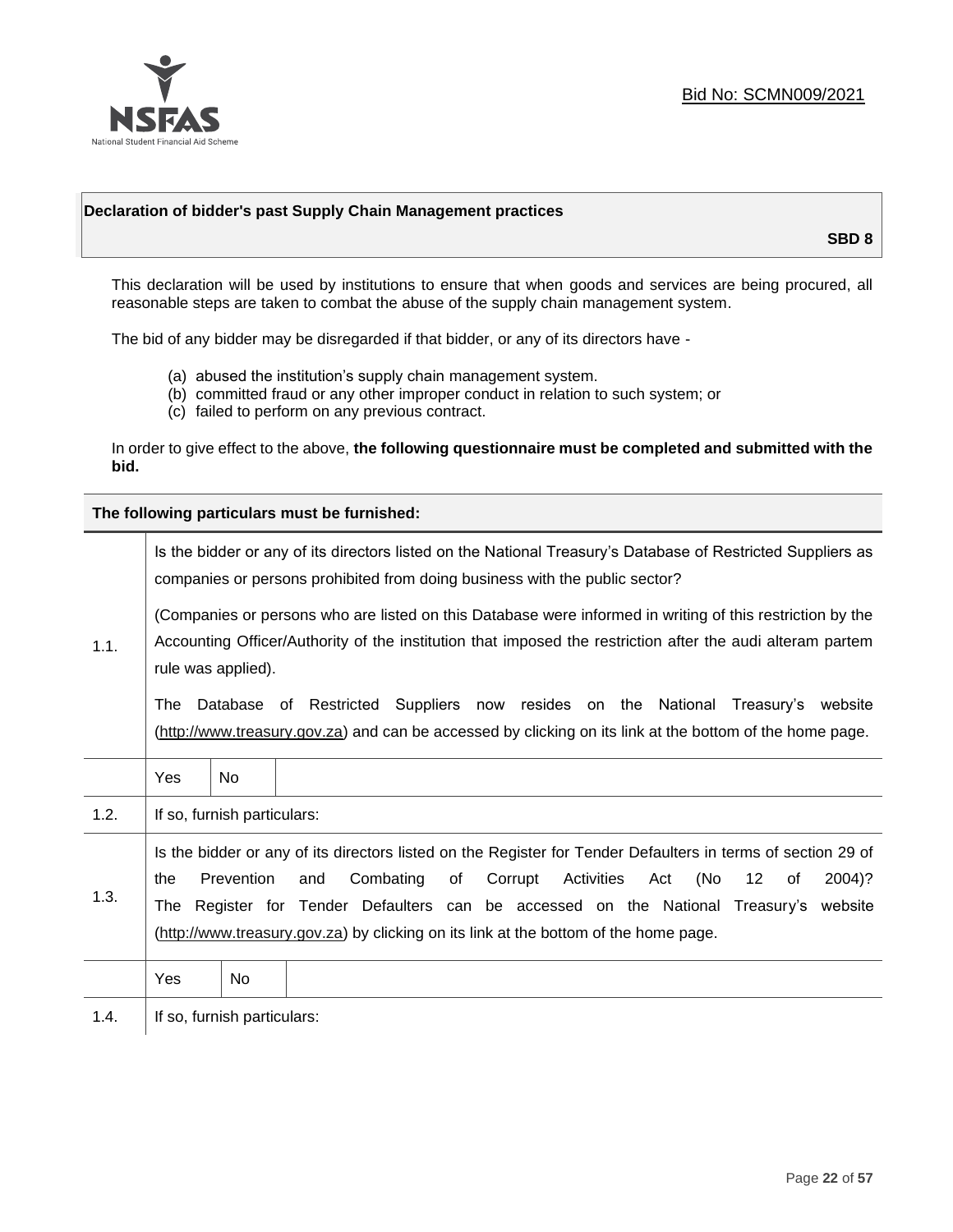Bid No: SCMN009/2021

## Declaration of bidder's past Supply Chain Management practices

**SBD 8**

This declaration will be used by institutions to ensure that when goods and services are being procured, all reasonable steps are taken to combat the abuse of the supply chain management system.

The bid of any bidder may be disregarded if that bidder, or any of its directors have -

(a) abused the institution's supply chain management system.
(b) committed fraud or any other improper conduct in relation to such system; or
(c) failed to perform on any previous contract.

In order to give effect to the above, **the following questionnaire must be completed and submitted with the bid.**

**The following particulars must be furnished:**

| | | | |
|---|---|---|---|
| 1.1. | Is the bidder or any of its directors listed on the National Treasury's Database of Restricted Suppliers as companies or persons prohibited from doing business with the public sector?<br><br>(Companies or persons who are listed on this Database were informed in writing of this restriction by the Accounting Officer/Authority of the institution that imposed the restriction after the audi alteram partem rule was applied).<br><br>The Database of Restricted Suppliers now resides on the National Treasury's website (http://www.treasury.gov.za) and can be accessed by clicking on its link at the bottom of the home page. | | |
| | Yes | No | |
| 1.2. | If so, furnish particulars: | | |
| 1.3. | Is the bidder or any of its directors listed on the Register for Tender Defaulters in terms of section 29 of the Prevention and Combating of Corrupt Activities Act (No 12 of 2004)? The Register for Tender Defaulters can be accessed on the National Treasury's website (http://www.treasury.gov.za) by clicking on its link at the bottom of the home page. | | |
| | Yes | No | |
| 1.4. | If so, furnish particulars: | | |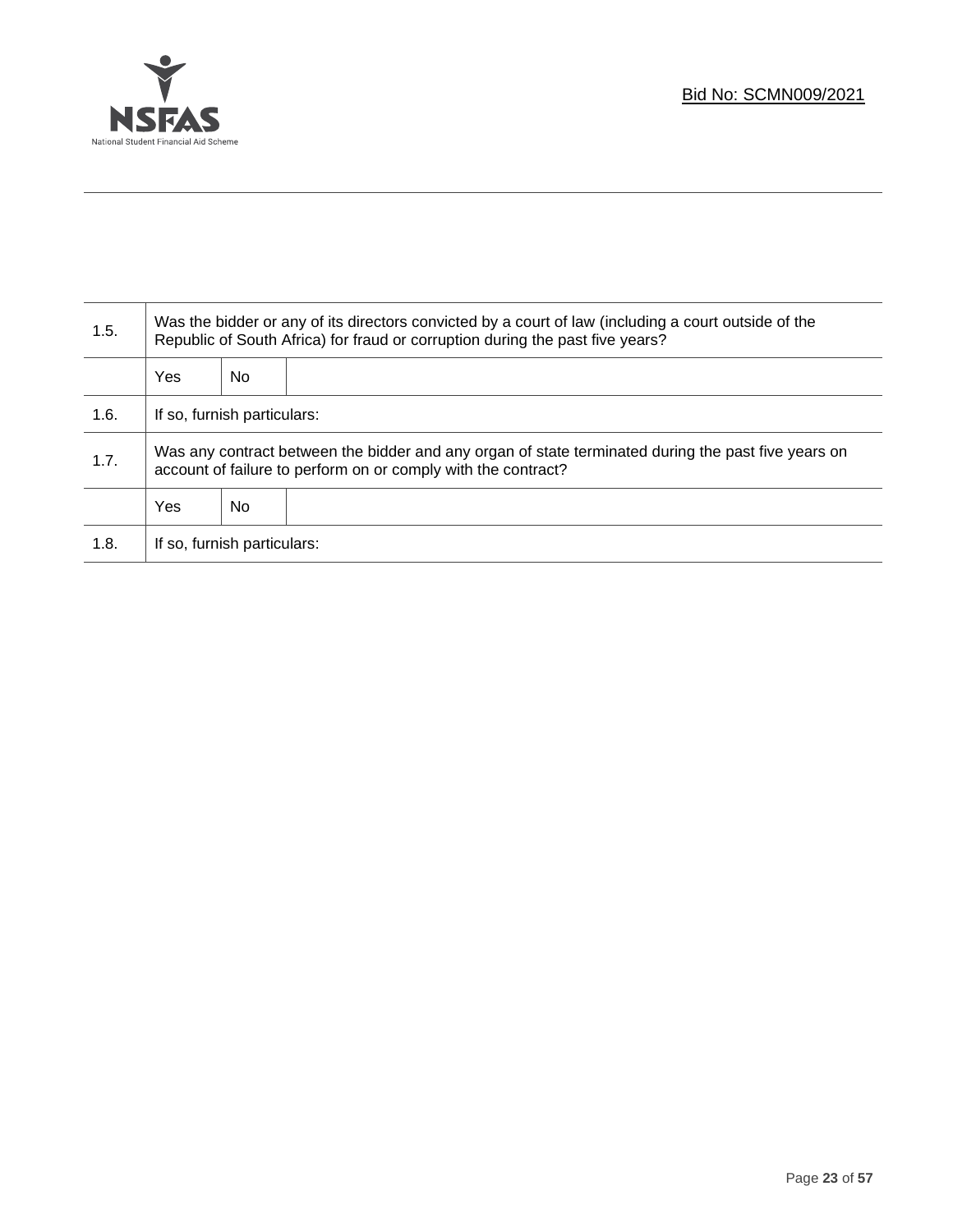Bid No: SCMN009/2021

| | | | |
|---|---|---|---|
| 1.5. | Was the bidder or any of its directors convicted by a court of law (including a court outside of the Republic of South Africa) for fraud or corruption during the past five years? | | |
| | Yes | No | |
| 1.6. | If so, furnish particulars: | | |
| 1.7. | Was any contract between the bidder and any organ of state terminated during the past five years on account of failure to perform on or comply with the contract? | | |
| | Yes | No | |
| 1.8. | If so, furnish particulars: | | |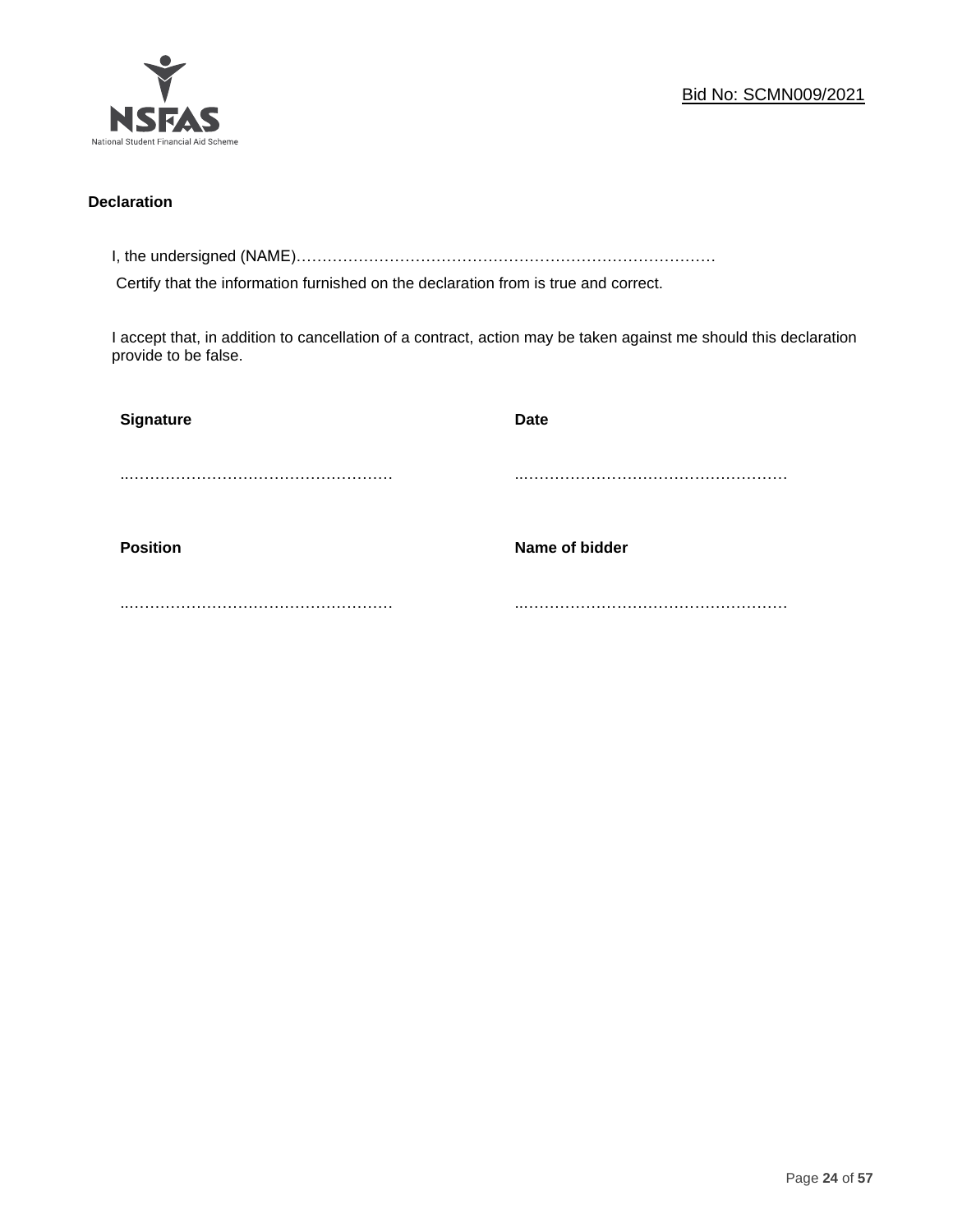**Declaration**

I, the undersigned (NAME)………………………………………………………………………

Certify that the information furnished on the declaration from is true and correct.

I accept that, in addition to cancellation of a contract, action may be taken against me should this declaration provide to be false.

| **Signature** | **Date** |
|---|---|
| ..…………………………………………… | ..…………………………………………… |
| **Position** | **Name of bidder** |
| ..…………………………………………… | ..…………………………………………… |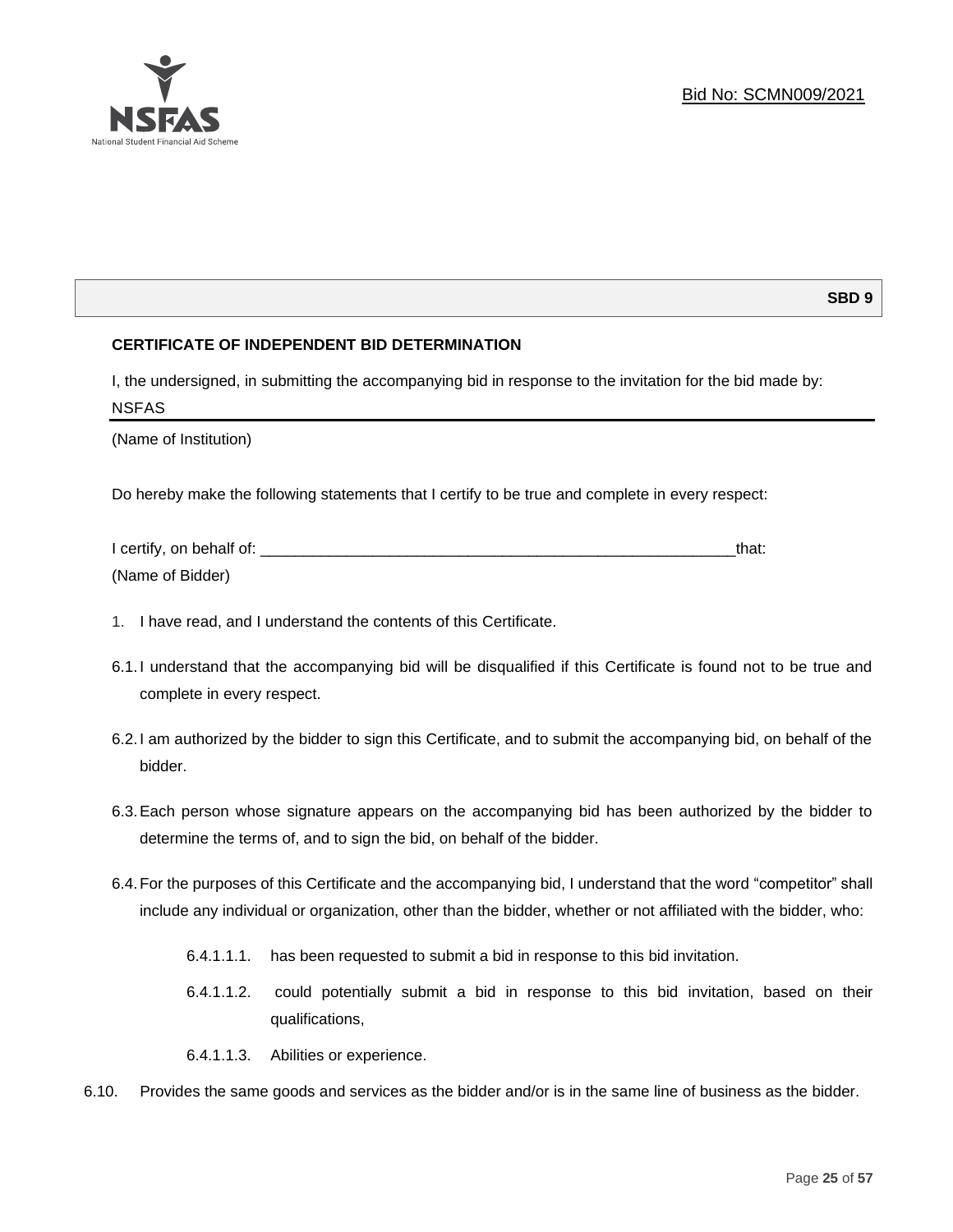**SBD 9**

**CERTIFICATE OF INDEPENDENT BID DETERMINATION**

I, the undersigned, in submitting the accompanying bid in response to the invitation for the bid made by:

NSFAS

(Name of Institution)

Do hereby make the following statements that I certify to be true and complete in every respect:

I certify, on behalf of: ___________________________________________________________that:

(Name of Bidder)

1. I have read, and I understand the contents of this Certificate.

6.1. I understand that the accompanying bid will be disqualified if this Certificate is found not to be true and complete in every respect.

6.2. I am authorized by the bidder to sign this Certificate, and to submit the accompanying bid, on behalf of the bidder.

6.3. Each person whose signature appears on the accompanying bid has been authorized by the bidder to determine the terms of, and to sign the bid, on behalf of the bidder.

6.4. For the purposes of this Certificate and the accompanying bid, I understand that the word "competitor" shall include any individual or organization, other than the bidder, whether or not affiliated with the bidder, who:

6.4.1.1.1. has been requested to submit a bid in response to this bid invitation.

6.4.1.1.2. could potentially submit a bid in response to this bid invitation, based on their qualifications,

6.4.1.1.3. Abilities or experience.

6.10. Provides the same goods and services as the bidder and/or is in the same line of business as the bidder.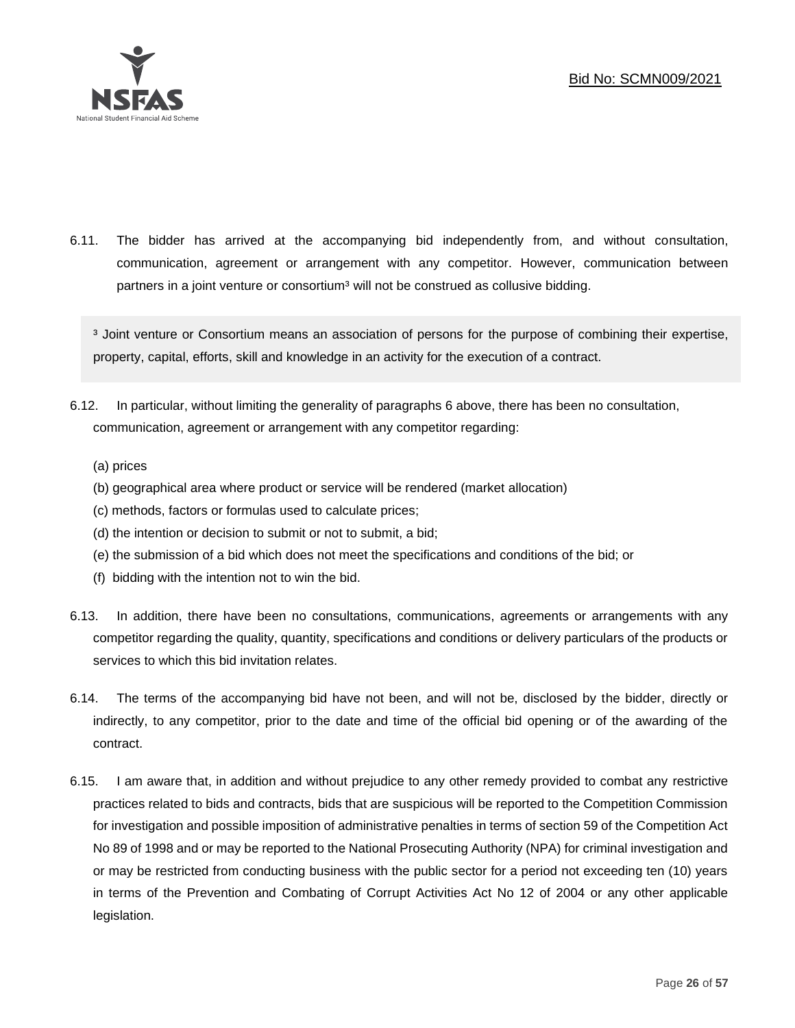6.11. The bidder has arrived at the accompanying bid independently from, and without consultation, communication, agreement or arrangement with any competitor. However, communication between partners in a joint venture or consortium[3] will not be construed as collusive bidding.

> [3] Joint venture or Consortium means an association of persons for the purpose of combining their expertise, property, capital, efforts, skill and knowledge in an activity for the execution of a contract.

6.12. In particular, without limiting the generality of paragraphs 6 above, there has been no consultation, communication, agreement or arrangement with any competitor regarding:

(a) prices
(b) geographical area where product or service will be rendered (market allocation)
(c) methods, factors or formulas used to calculate prices;
(d) the intention or decision to submit or not to submit, a bid;
(e) the submission of a bid which does not meet the specifications and conditions of the bid; or
(f) bidding with the intention not to win the bid.

6.13. In addition, there have been no consultations, communications, agreements or arrangements with any competitor regarding the quality, quantity, specifications and conditions or delivery particulars of the products or services to which this bid invitation relates.

6.14. The terms of the accompanying bid have not been, and will not be, disclosed by the bidder, directly or indirectly, to any competitor, prior to the date and time of the official bid opening or of the awarding of the contract.

6.15. I am aware that, in addition and without prejudice to any other remedy provided to combat any restrictive practices related to bids and contracts, bids that are suspicious will be reported to the Competition Commission for investigation and possible imposition of administrative penalties in terms of section 59 of the Competition Act No 89 of 1998 and or may be reported to the National Prosecuting Authority (NPA) for criminal investigation and or may be restricted from conducting business with the public sector for a period not exceeding ten (10) years in terms of the Prevention and Combating of Corrupt Activities Act No 12 of 2004 or any other applicable legislation.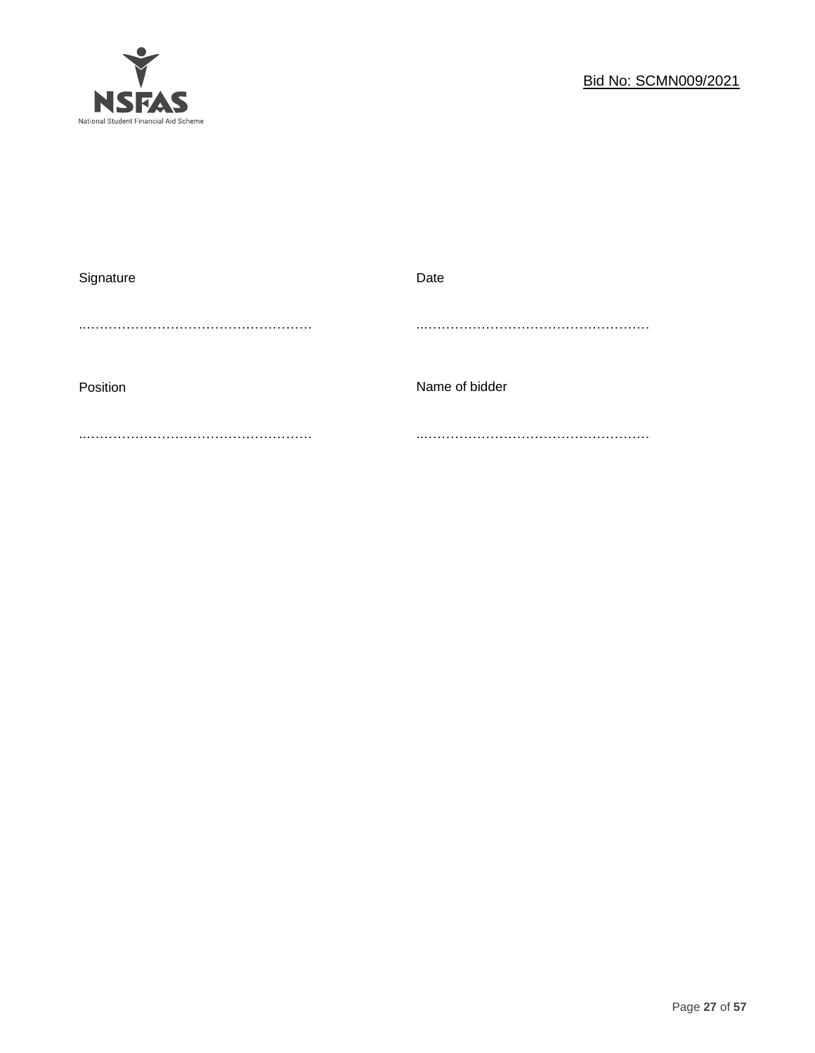Signature ……………………………………………

Date ……………………………………………

Position ……………………………………………

Name of bidder ……………………………………………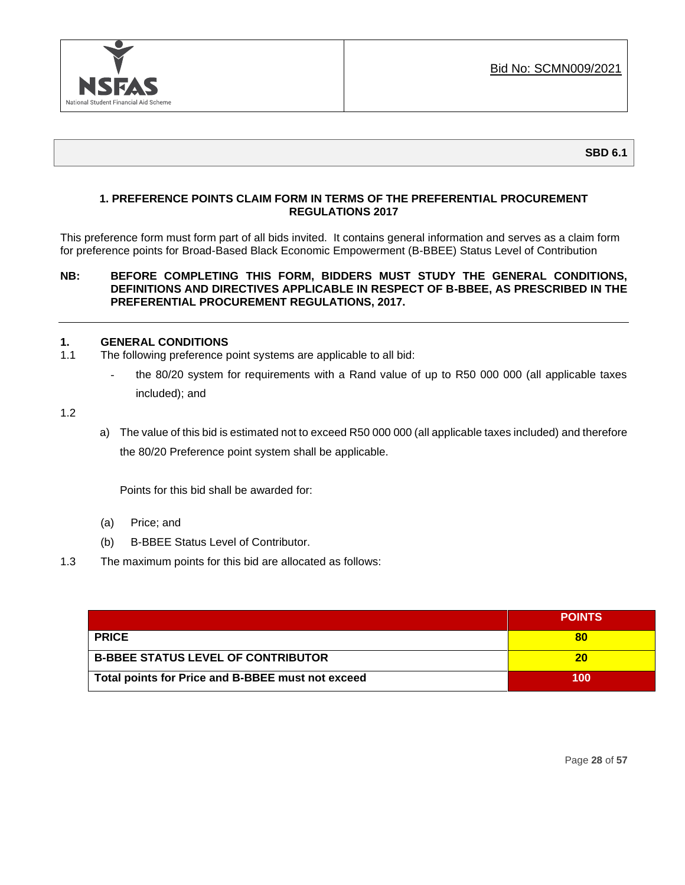NSFAS
National Student Financial Aid Scheme

Bid No: SCMN009/2021

**SBD 6.1**

## 1. PREFERENCE POINTS CLAIM FORM IN TERMS OF THE PREFERENTIAL PROCUREMENT REGULATIONS 2017

This preference form must form part of all bids invited. It contains general information and serves as a claim form for preference points for Broad-Based Black Economic Empowerment (B-BBEE) Status Level of Contribution

**NB: BEFORE COMPLETING THIS FORM, BIDDERS MUST STUDY THE GENERAL CONDITIONS, DEFINITIONS AND DIRECTIVES APPLICABLE IN RESPECT OF B-BBEE, AS PRESCRIBED IN THE PREFERENTIAL PROCUREMENT REGULATIONS, 2017.**

---

### 1. GENERAL CONDITIONS

1.1 The following preference point systems are applicable to all bid:

- the 80/20 system for requirements with a Rand value of up to R50 000 000 (all applicable taxes included); and

1.2

a) The value of this bid is estimated not to exceed R50 000 000 (all applicable taxes included) and therefore the 80/20 Preference point system shall be applicable.

Points for this bid shall be awarded for:

(a) Price; and

(b) B-BBEE Status Level of Contributor.

1.3 The maximum points for this bid are allocated as follows:

| | POINTS |
|---|---|
| **PRICE** | **80** |
| **B-BBEE STATUS LEVEL OF CONTRIBUTOR** | **20** |
| **Total points for Price and B-BBEE must not exceed** | **100** |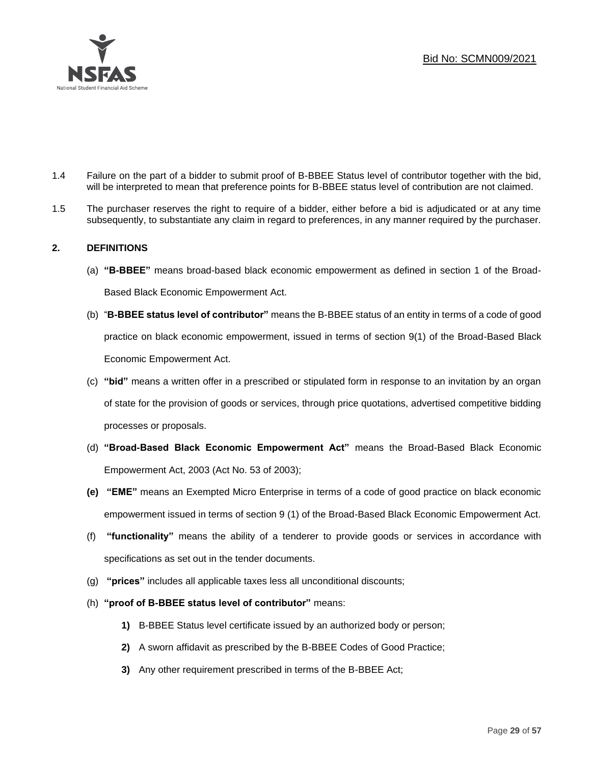1.4 Failure on the part of a bidder to submit proof of B-BBEE Status level of contributor together with the bid, will be interpreted to mean that preference points for B-BBEE status level of contribution are not claimed.

1.5 The purchaser reserves the right to require of a bidder, either before a bid is adjudicated or at any time subsequently, to substantiate any claim in regard to preferences, in any manner required by the purchaser.

## 2. DEFINITIONS

(a) **"B-BBEE"** means broad-based black economic empowerment as defined in section 1 of the Broad-Based Black Economic Empowerment Act.

(b) "**B-BBEE status level of contributor"** means the B-BBEE status of an entity in terms of a code of good practice on black economic empowerment, issued in terms of section 9(1) of the Broad-Based Black Economic Empowerment Act.

(c) **"bid"** means a written offer in a prescribed or stipulated form in response to an invitation by an organ of state for the provision of goods or services, through price quotations, advertised competitive bidding processes or proposals.

(d) **"Broad-Based Black Economic Empowerment Act"** means the Broad-Based Black Economic Empowerment Act, 2003 (Act No. 53 of 2003);

**(e)** **"EME"** means an Exempted Micro Enterprise in terms of a code of good practice on black economic empowerment issued in terms of section 9 (1) of the Broad-Based Black Economic Empowerment Act.

(f) **"functionality"** means the ability of a tenderer to provide goods or services in accordance with specifications as set out in the tender documents.

(g) **"prices"** includes all applicable taxes less all unconditional discounts;

(h) **"proof of B-BBEE status level of contributor"** means:

**1)** B-BBEE Status level certificate issued by an authorized body or person;

**2)** A sworn affidavit as prescribed by the B-BBEE Codes of Good Practice;

**3)** Any other requirement prescribed in terms of the B-BBEE Act;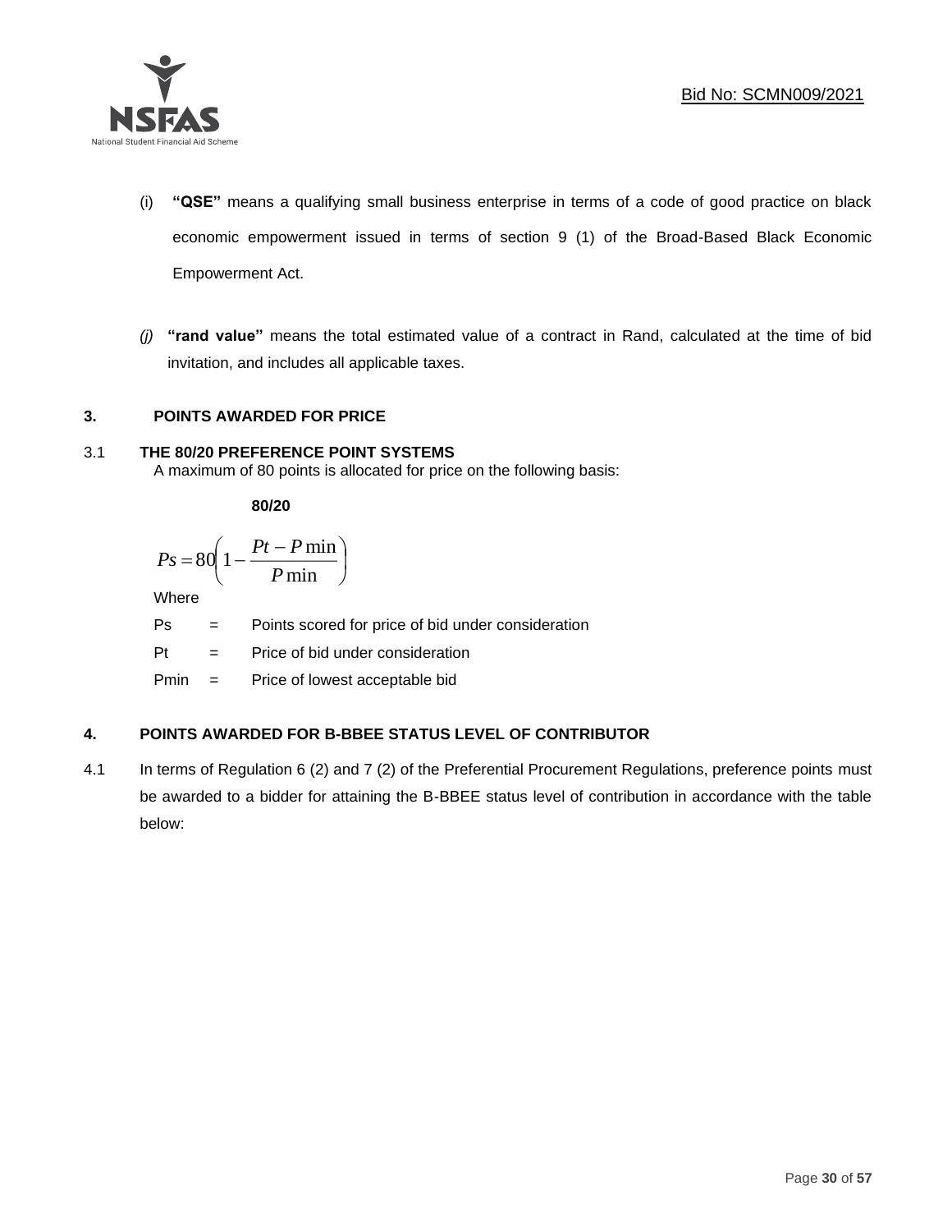(i) **"QSE"** means a qualifying small business enterprise in terms of a code of good practice on black economic empowerment issued in terms of section 9 (1) of the Broad-Based Black Economic Empowerment Act.

*(j)* **"rand value"** means the total estimated value of a contract in Rand, calculated at the time of bid invitation, and includes all applicable taxes.

## 3. POINTS AWARDED FOR PRICE

### 3.1 THE 80/20 PREFERENCE POINT SYSTEMS

A maximum of 80 points is allocated for price on the following basis:

**80/20**

$$Ps = 80\left(1 - \frac{Pt - P\min}{P\min}\right)$$

Where

Ps = Points scored for price of bid under consideration

Pt = Price of bid under consideration

Pmin = Price of lowest acceptable bid

## 4. POINTS AWARDED FOR B-BBEE STATUS LEVEL OF CONTRIBUTOR

4.1 In terms of Regulation 6 (2) and 7 (2) of the Preferential Procurement Regulations, preference points must be awarded to a bidder for attaining the B-BBEE status level of contribution in accordance with the table below: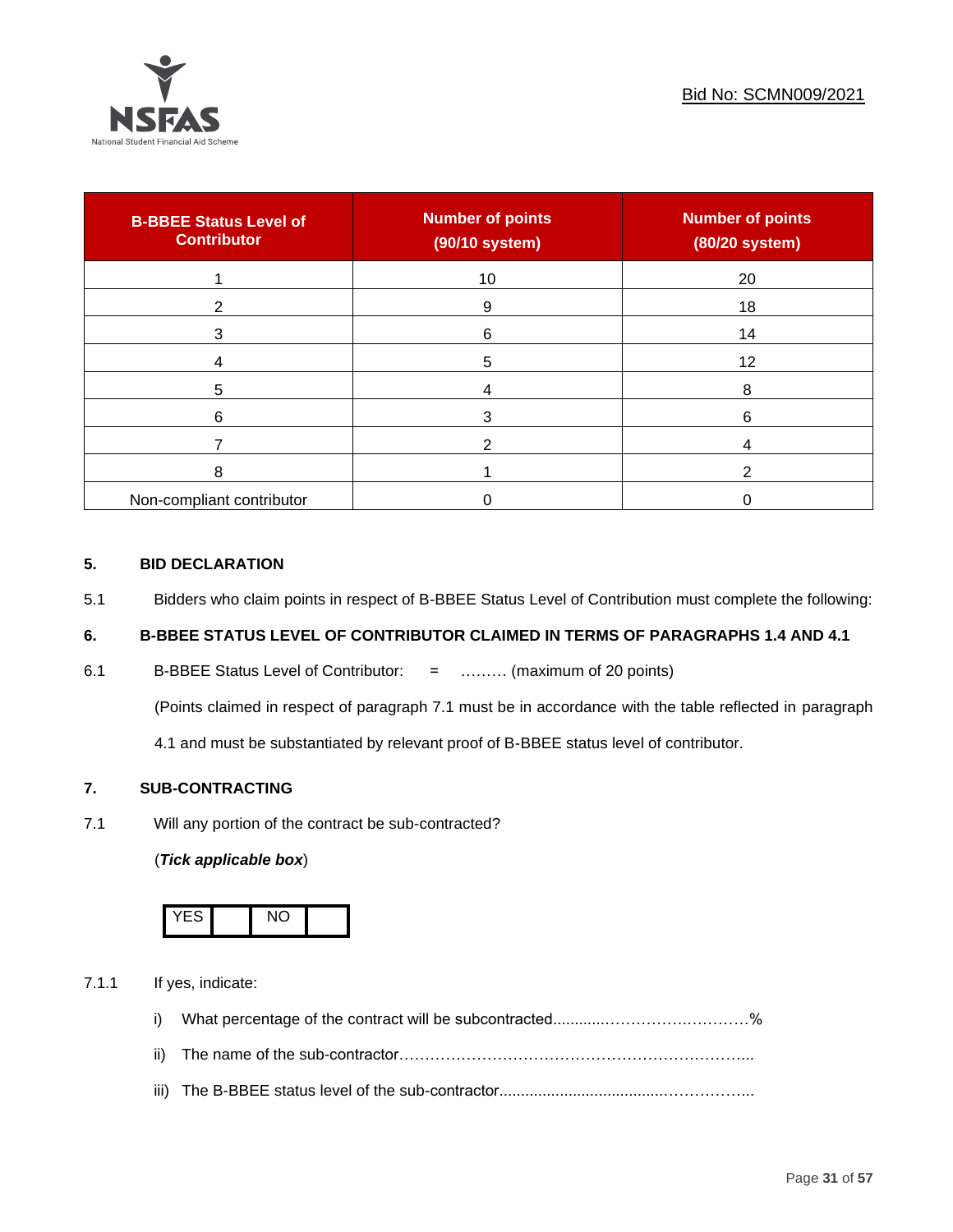Bid No: SCMN009/2021

| B-BBEE Status Level of Contributor | Number of points (90/10 system) | Number of points (80/20 system) |
|---|---|---|
| 1 | 10 | 20 |
| 2 | 9 | 18 |
| 3 | 6 | 14 |
| 4 | 5 | 12 |
| 5 | 4 | 8 |
| 6 | 3 | 6 |
| 7 | 2 | 4 |
| 8 | 1 | 2 |
| Non-compliant contributor | 0 | 0 |

## 5. BID DECLARATION

5.1 Bidders who claim points in respect of B-BBEE Status Level of Contribution must complete the following:

## 6. B-BBEE STATUS LEVEL OF CONTRIBUTOR CLAIMED IN TERMS OF PARAGRAPHS 1.4 AND 4.1

6.1 B-BBEE Status Level of Contributor: = ……… (maximum of 20 points)

(Points claimed in respect of paragraph 7.1 must be in accordance with the table reflected in paragraph 4.1 and must be substantiated by relevant proof of B-BBEE status level of contributor.

## 7. SUB-CONTRACTING

7.1 Will any portion of the contract be sub-contracted?

(***Tick applicable box***)

| YES | | NO | |
|---|---|---|---|

7.1.1 If yes, indicate:

i) What percentage of the contract will be subcontracted............……………….…………%

ii) The name of the sub-contractor…………………………………………………………....

iii) The B-BBEE status level of the sub-contractor......................................……………..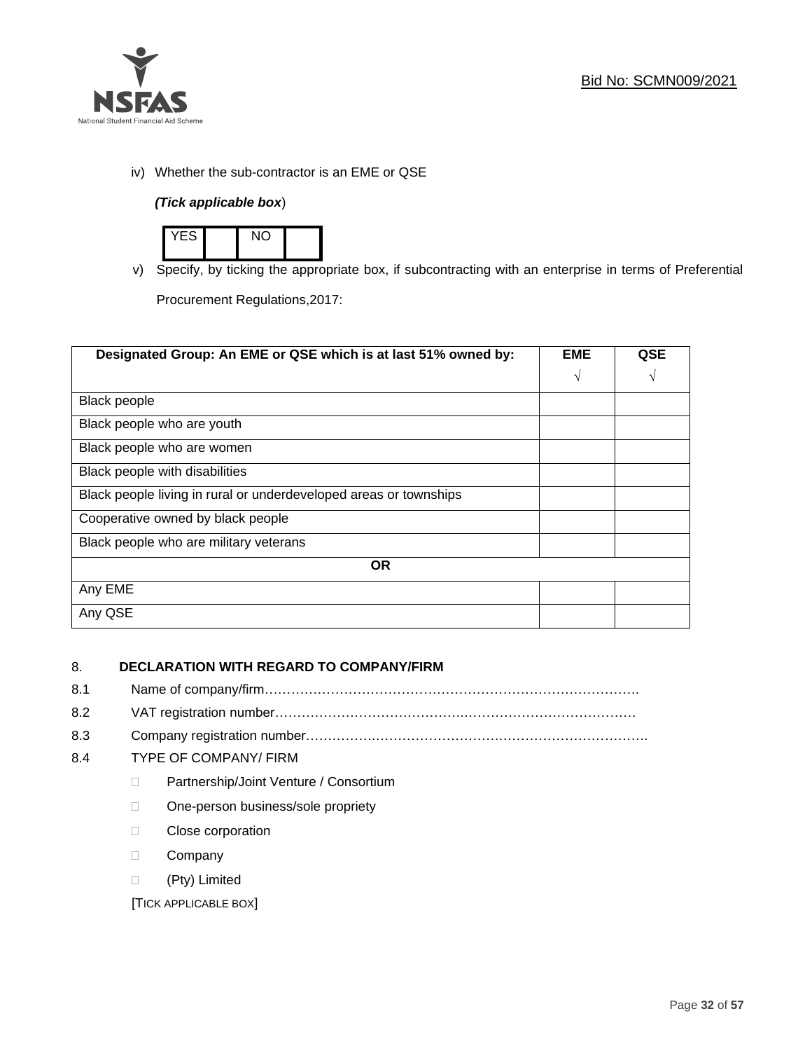iv) Whether the sub-contractor is an EME or QSE

*(Tick applicable box*)

| YES | | NO | |
|---|---|---|---|

v) Specify, by ticking the appropriate box, if subcontracting with an enterprise in terms of Preferential Procurement Regulations,2017:

| Designated Group: An EME or QSE which is at last 51% owned by: | EME √ | QSE √ |
|---|---|---|
| Black people | | |
| Black people who are youth | | |
| Black people who are women | | |
| Black people with disabilities | | |
| Black people living in rural or underdeveloped areas or townships | | |
| Cooperative owned by black people | | |
| Black people who are military veterans | | |
| **OR** | | |
| Any EME | | |
| Any QSE | | |

## 8. DECLARATION WITH REGARD TO COMPANY/FIRM

8.1 Name of company/firm…………………………………………………………………………….

8.2 VAT registration number……………………………………………………………………….

8.3 Company registration number…………………………………………………………………….

8.4 TYPE OF COMPANY/ FIRM

- ☐ Partnership/Joint Venture / Consortium
- ☐ One-person business/sole propriety
- ☐ Close corporation
- ☐ Company
- ☐ (Pty) Limited

[TICK APPLICABLE BOX]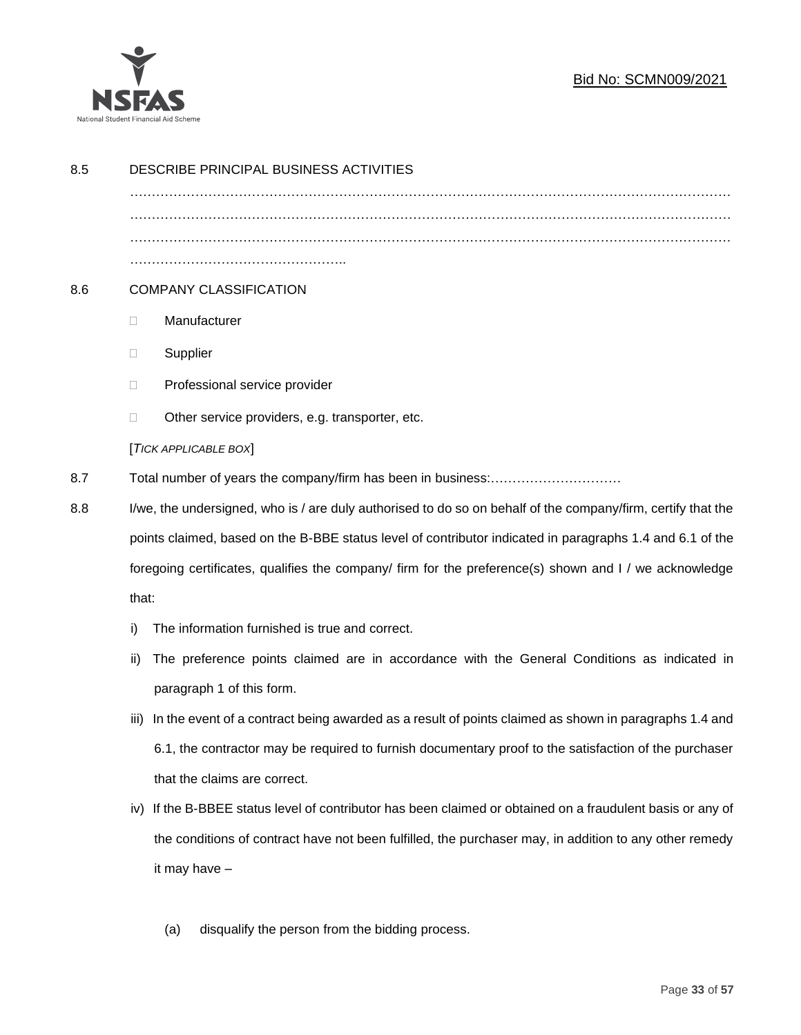8.5 DESCRIBE PRINCIPAL BUSINESS ACTIVITIES

…………………………………………………………………………………………………………………
…………………………………………………………………………………………………………………
…………………………………………………………………………………………………………………
…………………………………………..

8.6 COMPANY CLASSIFICATION

- ☐ Manufacturer
- ☐ Supplier
- ☐ Professional service provider
- ☐ Other service providers, e.g. transporter, etc.

[*TICK APPLICABLE BOX*]

8.7 Total number of years the company/firm has been in business:…………………………

8.8 I/we, the undersigned, who is / are duly authorised to do so on behalf of the company/firm, certify that the points claimed, based on the B-BBE status level of contributor indicated in paragraphs 1.4 and 6.1 of the foregoing certificates, qualifies the company/ firm for the preference(s) shown and I / we acknowledge that:

i) The information furnished is true and correct.

ii) The preference points claimed are in accordance with the General Conditions as indicated in paragraph 1 of this form.

iii) In the event of a contract being awarded as a result of points claimed as shown in paragraphs 1.4 and 6.1, the contractor may be required to furnish documentary proof to the satisfaction of the purchaser that the claims are correct.

iv) If the B-BBEE status level of contributor has been claimed or obtained on a fraudulent basis or any of the conditions of contract have not been fulfilled, the purchaser may, in addition to any other remedy it may have –

(a) disqualify the person from the bidding process.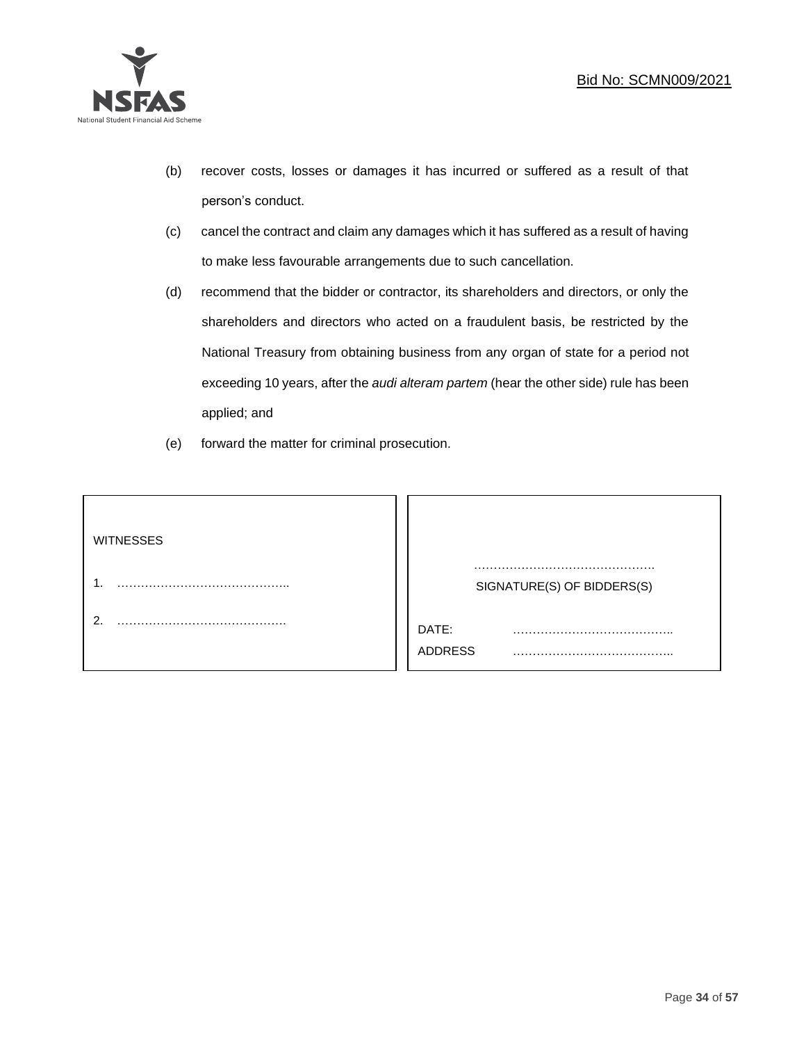(b) recover costs, losses or damages it has incurred or suffered as a result of that person's conduct.

(c) cancel the contract and claim any damages which it has suffered as a result of having to make less favourable arrangements due to such cancellation.

(d) recommend that the bidder or contractor, its shareholders and directors, or only the shareholders and directors who acted on a fraudulent basis, be restricted by the National Treasury from obtaining business from any organ of state for a period not exceeding 10 years, after the *audi alteram partem* (hear the other side) rule has been applied; and

(e) forward the matter for criminal prosecution.

| WITNESSES | |
|---|---|
| 1. …………………………………….. | ………………………………………. |
| | SIGNATURE(S) OF BIDDERS(S) |
| 2. ……………………………………. | DATE: ………………………………….. |
| | ADDRESS ………………………………….. |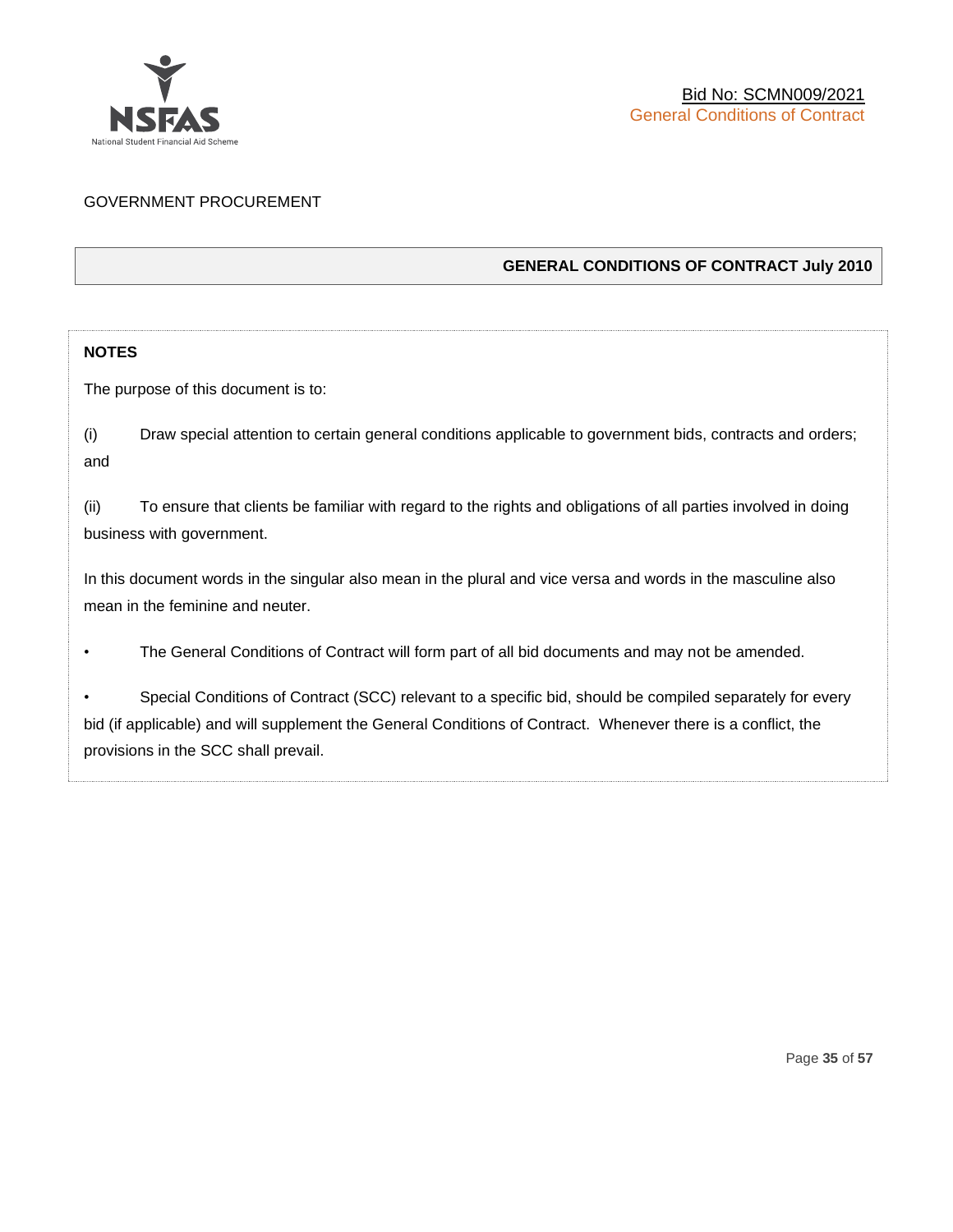GOVERNMENT PROCUREMENT

## GENERAL CONDITIONS OF CONTRACT July 2010

**NOTES**

The purpose of this document is to:

(i) Draw special attention to certain general conditions applicable to government bids, contracts and orders; and

(ii) To ensure that clients be familiar with regard to the rights and obligations of all parties involved in doing business with government.

In this document words in the singular also mean in the plural and vice versa and words in the masculine also mean in the feminine and neuter.

- The General Conditions of Contract will form part of all bid documents and may not be amended.
- Special Conditions of Contract (SCC) relevant to a specific bid, should be compiled separately for every bid (if applicable) and will supplement the General Conditions of Contract. Whenever there is a conflict, the provisions in the SCC shall prevail.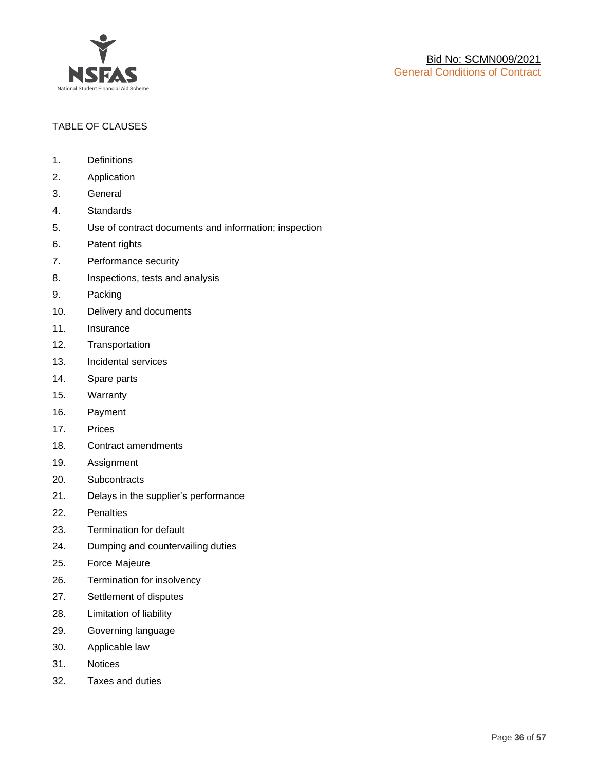TABLE OF CLAUSES

1. Definitions
2. Application
3. General
4. Standards
5. Use of contract documents and information; inspection
6. Patent rights
7. Performance security
8. Inspections, tests and analysis
9. Packing
10. Delivery and documents
11. Insurance
12. Transportation
13. Incidental services
14. Spare parts
15. Warranty
16. Payment
17. Prices
18. Contract amendments
19. Assignment
20. Subcontracts
21. Delays in the supplier's performance
22. Penalties
23. Termination for default
24. Dumping and countervailing duties
25. Force Majeure
26. Termination for insolvency
27. Settlement of disputes
28. Limitation of liability
29. Governing language
30. Applicable law
31. Notices
32. Taxes and duties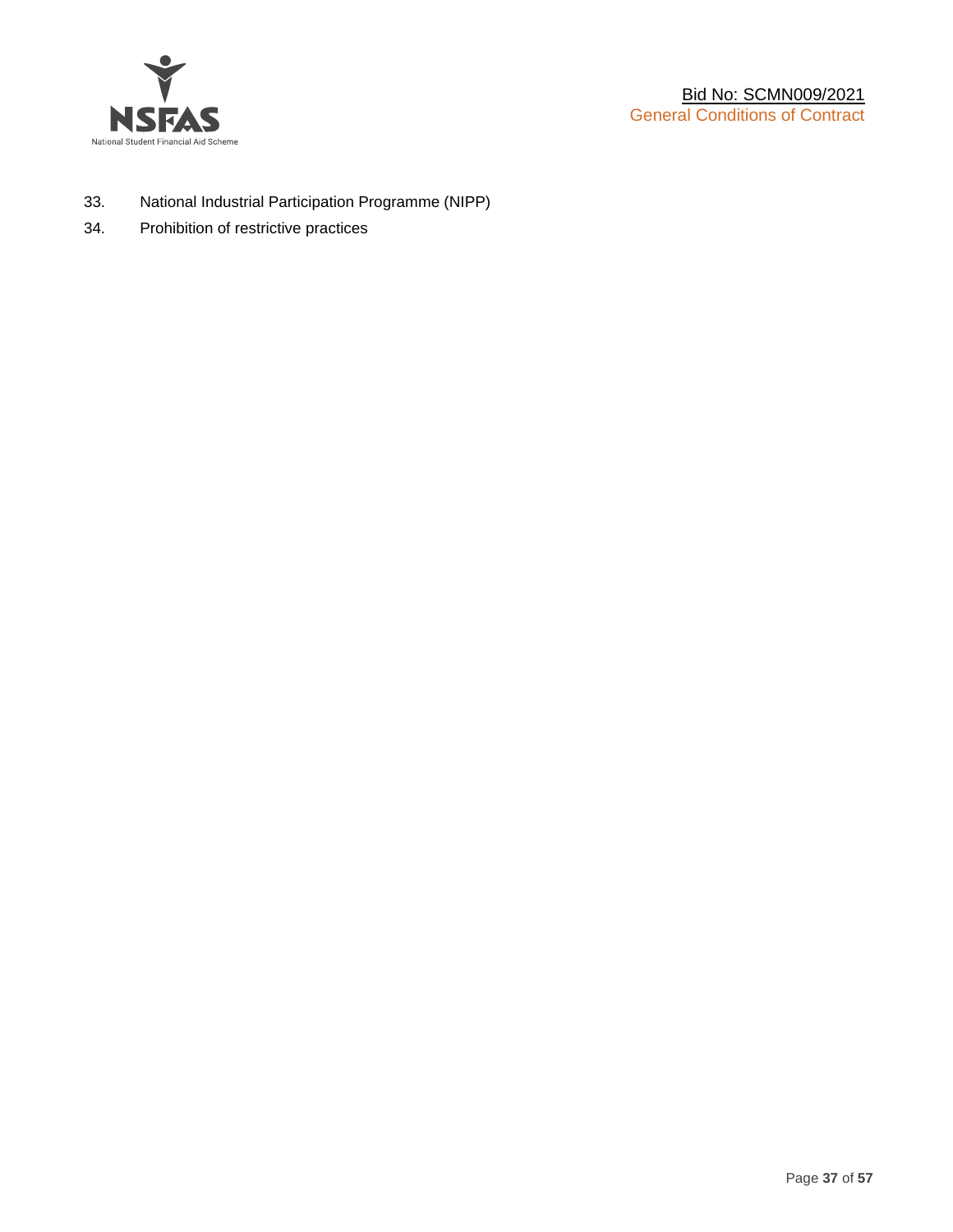33. National Industrial Participation Programme (NIPP)
34. Prohibition of restrictive practices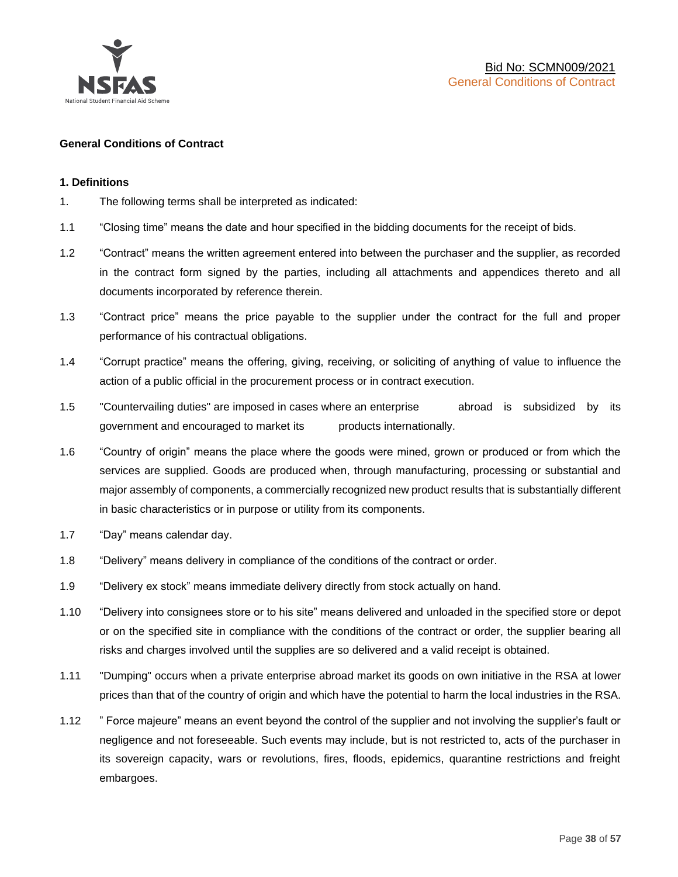## General Conditions of Contract

### 1. Definitions

1. The following terms shall be interpreted as indicated:

1.1 "Closing time" means the date and hour specified in the bidding documents for the receipt of bids.

1.2 "Contract" means the written agreement entered into between the purchaser and the supplier, as recorded in the contract form signed by the parties, including all attachments and appendices thereto and all documents incorporated by reference therein.

1.3 "Contract price" means the price payable to the supplier under the contract for the full and proper performance of his contractual obligations.

1.4 "Corrupt practice" means the offering, giving, receiving, or soliciting of anything of value to influence the action of a public official in the procurement process or in contract execution.

1.5 "Countervailing duties" are imposed in cases where an enterprise abroad is subsidized by its government and encouraged to market its products internationally.

1.6 "Country of origin" means the place where the goods were mined, grown or produced or from which the services are supplied. Goods are produced when, through manufacturing, processing or substantial and major assembly of components, a commercially recognized new product results that is substantially different in basic characteristics or in purpose or utility from its components.

1.7 "Day" means calendar day.

1.8 "Delivery" means delivery in compliance of the conditions of the contract or order.

1.9 "Delivery ex stock" means immediate delivery directly from stock actually on hand.

1.10 "Delivery into consignees store or to his site" means delivered and unloaded in the specified store or depot or on the specified site in compliance with the conditions of the contract or order, the supplier bearing all risks and charges involved until the supplies are so delivered and a valid receipt is obtained.

1.11 "Dumping" occurs when a private enterprise abroad market its goods on own initiative in the RSA at lower prices than that of the country of origin and which have the potential to harm the local industries in the RSA.

1.12 " Force majeure" means an event beyond the control of the supplier and not involving the supplier's fault or negligence and not foreseeable. Such events may include, but is not restricted to, acts of the purchaser in its sovereign capacity, wars or revolutions, fires, floods, epidemics, quarantine restrictions and freight embargoes.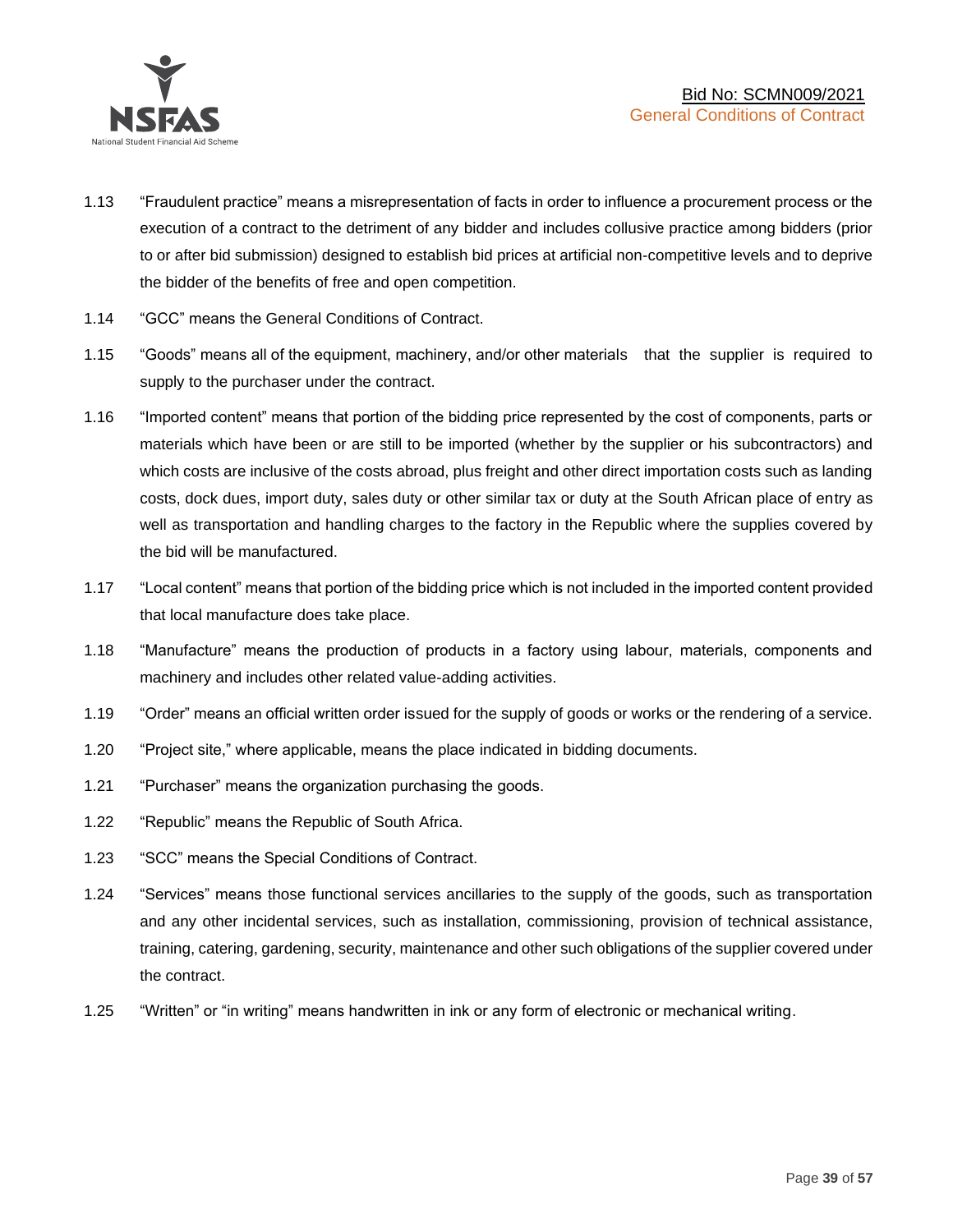1.13 "Fraudulent practice" means a misrepresentation of facts in order to influence a procurement process or the execution of a contract to the detriment of any bidder and includes collusive practice among bidders (prior to or after bid submission) designed to establish bid prices at artificial non-competitive levels and to deprive the bidder of the benefits of free and open competition.

1.14 "GCC" means the General Conditions of Contract.

1.15 "Goods" means all of the equipment, machinery, and/or other materials that the supplier is required to supply to the purchaser under the contract.

1.16 "Imported content" means that portion of the bidding price represented by the cost of components, parts or materials which have been or are still to be imported (whether by the supplier or his subcontractors) and which costs are inclusive of the costs abroad, plus freight and other direct importation costs such as landing costs, dock dues, import duty, sales duty or other similar tax or duty at the South African place of entry as well as transportation and handling charges to the factory in the Republic where the supplies covered by the bid will be manufactured.

1.17 "Local content" means that portion of the bidding price which is not included in the imported content provided that local manufacture does take place.

1.18 "Manufacture" means the production of products in a factory using labour, materials, components and machinery and includes other related value-adding activities.

1.19 "Order" means an official written order issued for the supply of goods or works or the rendering of a service.

1.20 "Project site," where applicable, means the place indicated in bidding documents.

1.21 "Purchaser" means the organization purchasing the goods.

1.22 "Republic" means the Republic of South Africa.

1.23 "SCC" means the Special Conditions of Contract.

1.24 "Services" means those functional services ancillaries to the supply of the goods, such as transportation and any other incidental services, such as installation, commissioning, provision of technical assistance, training, catering, gardening, security, maintenance and other such obligations of the supplier covered under the contract.

1.25 "Written" or "in writing" means handwritten in ink or any form of electronic or mechanical writing.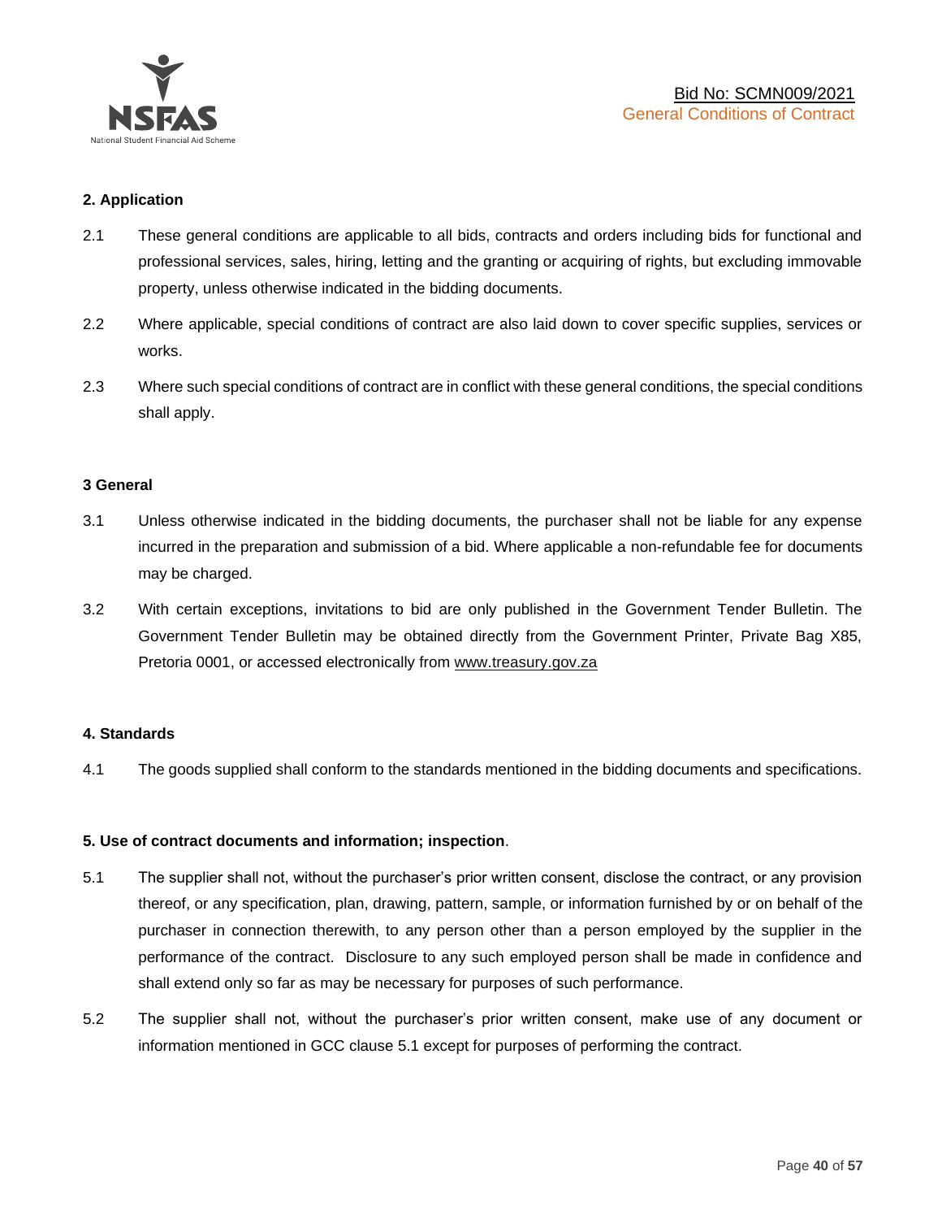## 2. Application

2.1 These general conditions are applicable to all bids, contracts and orders including bids for functional and professional services, sales, hiring, letting and the granting or acquiring of rights, but excluding immovable property, unless otherwise indicated in the bidding documents.

2.2 Where applicable, special conditions of contract are also laid down to cover specific supplies, services or works.

2.3 Where such special conditions of contract are in conflict with these general conditions, the special conditions shall apply.

## 3 General

3.1 Unless otherwise indicated in the bidding documents, the purchaser shall not be liable for any expense incurred in the preparation and submission of a bid. Where applicable a non-refundable fee for documents may be charged.

3.2 With certain exceptions, invitations to bid are only published in the Government Tender Bulletin. The Government Tender Bulletin may be obtained directly from the Government Printer, Private Bag X85, Pretoria 0001, or accessed electronically from www.treasury.gov.za

## 4. Standards

4.1 The goods supplied shall conform to the standards mentioned in the bidding documents and specifications.

## 5. Use of contract documents and information; inspection.

5.1 The supplier shall not, without the purchaser's prior written consent, disclose the contract, or any provision thereof, or any specification, plan, drawing, pattern, sample, or information furnished by or on behalf of the purchaser in connection therewith, to any person other than a person employed by the supplier in the performance of the contract. Disclosure to any such employed person shall be made in confidence and shall extend only so far as may be necessary for purposes of such performance.

5.2 The supplier shall not, without the purchaser's prior written consent, make use of any document or information mentioned in GCC clause 5.1 except for purposes of performing the contract.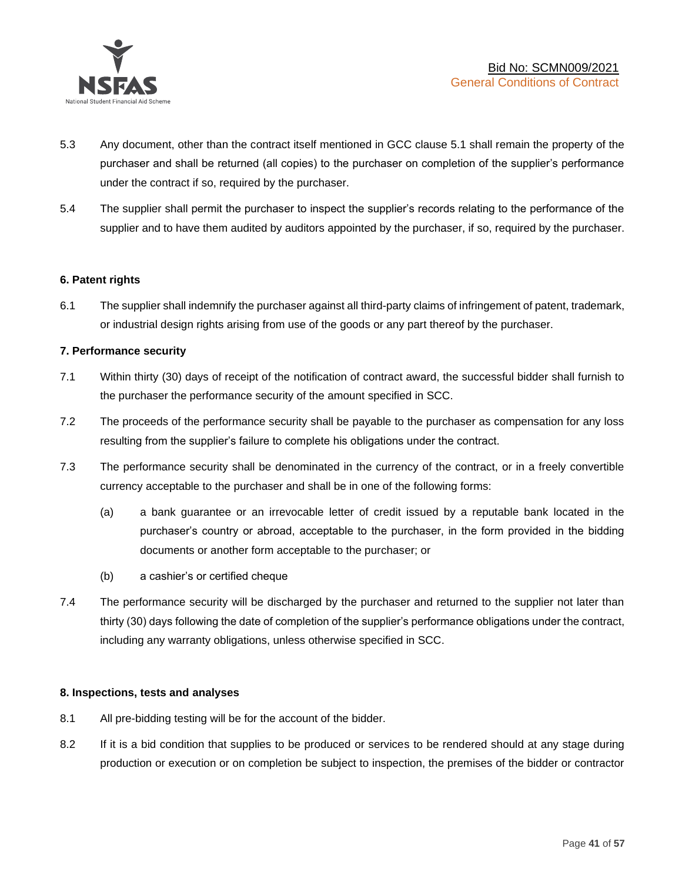5.3 Any document, other than the contract itself mentioned in GCC clause 5.1 shall remain the property of the purchaser and shall be returned (all copies) to the purchaser on completion of the supplier's performance under the contract if so, required by the purchaser.

5.4 The supplier shall permit the purchaser to inspect the supplier's records relating to the performance of the supplier and to have them audited by auditors appointed by the purchaser, if so, required by the purchaser.

**6. Patent rights**

6.1 The supplier shall indemnify the purchaser against all third-party claims of infringement of patent, trademark, or industrial design rights arising from use of the goods or any part thereof by the purchaser.

**7. Performance security**

7.1 Within thirty (30) days of receipt of the notification of contract award, the successful bidder shall furnish to the purchaser the performance security of the amount specified in SCC.

7.2 The proceeds of the performance security shall be payable to the purchaser as compensation for any loss resulting from the supplier's failure to complete his obligations under the contract.

7.3 The performance security shall be denominated in the currency of the contract, or in a freely convertible currency acceptable to the purchaser and shall be in one of the following forms:

(a) a bank guarantee or an irrevocable letter of credit issued by a reputable bank located in the purchaser's country or abroad, acceptable to the purchaser, in the form provided in the bidding documents or another form acceptable to the purchaser; or

(b) a cashier's or certified cheque

7.4 The performance security will be discharged by the purchaser and returned to the supplier not later than thirty (30) days following the date of completion of the supplier's performance obligations under the contract, including any warranty obligations, unless otherwise specified in SCC.

**8. Inspections, tests and analyses**

8.1 All pre-bidding testing will be for the account of the bidder.

8.2 If it is a bid condition that supplies to be produced or services to be rendered should at any stage during production or execution or on completion be subject to inspection, the premises of the bidder or contractor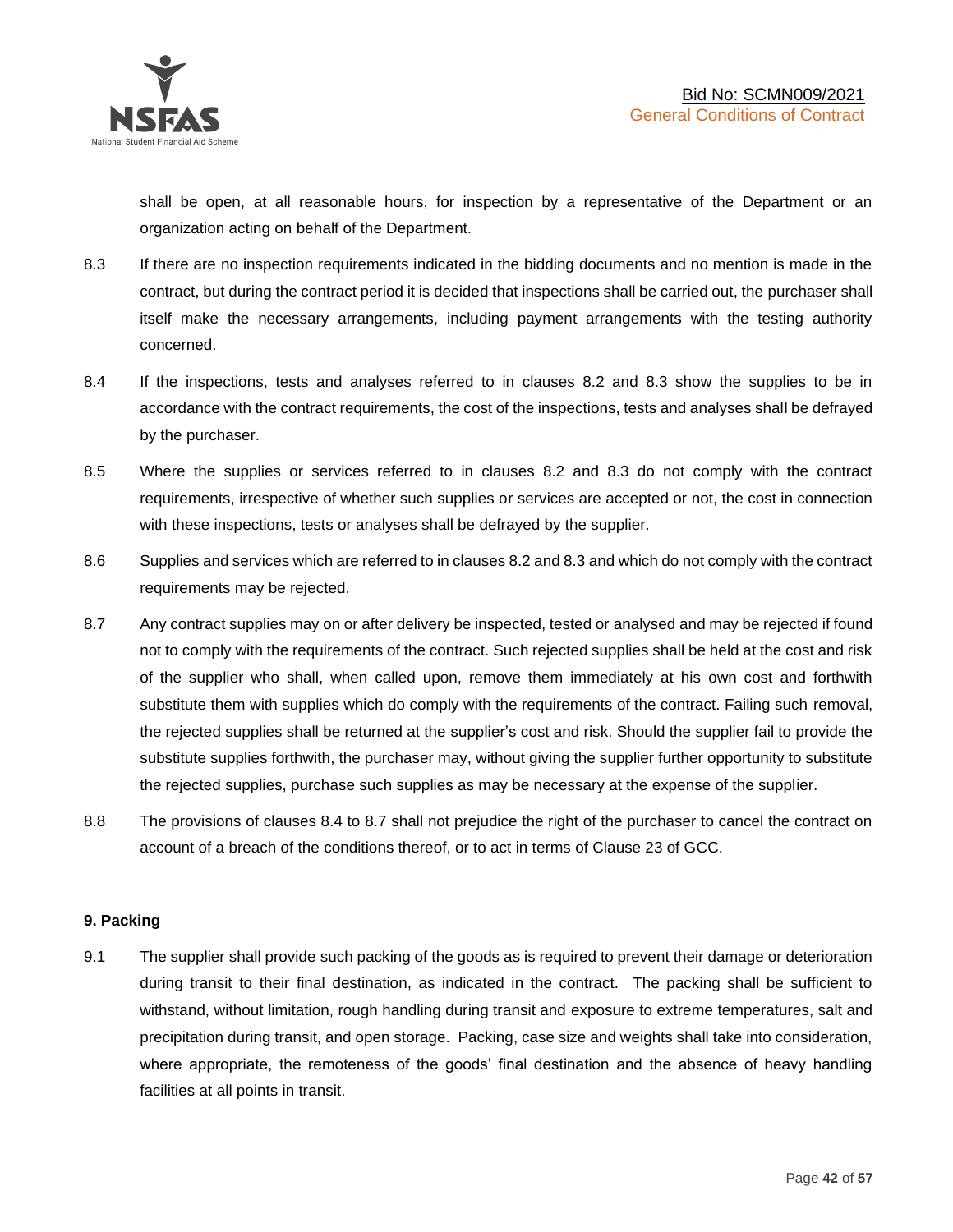shall be open, at all reasonable hours, for inspection by a representative of the Department or an organization acting on behalf of the Department.

8.3 If there are no inspection requirements indicated in the bidding documents and no mention is made in the contract, but during the contract period it is decided that inspections shall be carried out, the purchaser shall itself make the necessary arrangements, including payment arrangements with the testing authority concerned.

8.4 If the inspections, tests and analyses referred to in clauses 8.2 and 8.3 show the supplies to be in accordance with the contract requirements, the cost of the inspections, tests and analyses shall be defrayed by the purchaser.

8.5 Where the supplies or services referred to in clauses 8.2 and 8.3 do not comply with the contract requirements, irrespective of whether such supplies or services are accepted or not, the cost in connection with these inspections, tests or analyses shall be defrayed by the supplier.

8.6 Supplies and services which are referred to in clauses 8.2 and 8.3 and which do not comply with the contract requirements may be rejected.

8.7 Any contract supplies may on or after delivery be inspected, tested or analysed and may be rejected if found not to comply with the requirements of the contract. Such rejected supplies shall be held at the cost and risk of the supplier who shall, when called upon, remove them immediately at his own cost and forthwith substitute them with supplies which do comply with the requirements of the contract. Failing such removal, the rejected supplies shall be returned at the supplier's cost and risk. Should the supplier fail to provide the substitute supplies forthwith, the purchaser may, without giving the supplier further opportunity to substitute the rejected supplies, purchase such supplies as may be necessary at the expense of the supplier.

8.8 The provisions of clauses 8.4 to 8.7 shall not prejudice the right of the purchaser to cancel the contract on account of a breach of the conditions thereof, or to act in terms of Clause 23 of GCC.

**9. Packing**

9.1 The supplier shall provide such packing of the goods as is required to prevent their damage or deterioration during transit to their final destination, as indicated in the contract. The packing shall be sufficient to withstand, without limitation, rough handling during transit and exposure to extreme temperatures, salt and precipitation during transit, and open storage. Packing, case size and weights shall take into consideration, where appropriate, the remoteness of the goods' final destination and the absence of heavy handling facilities at all points in transit.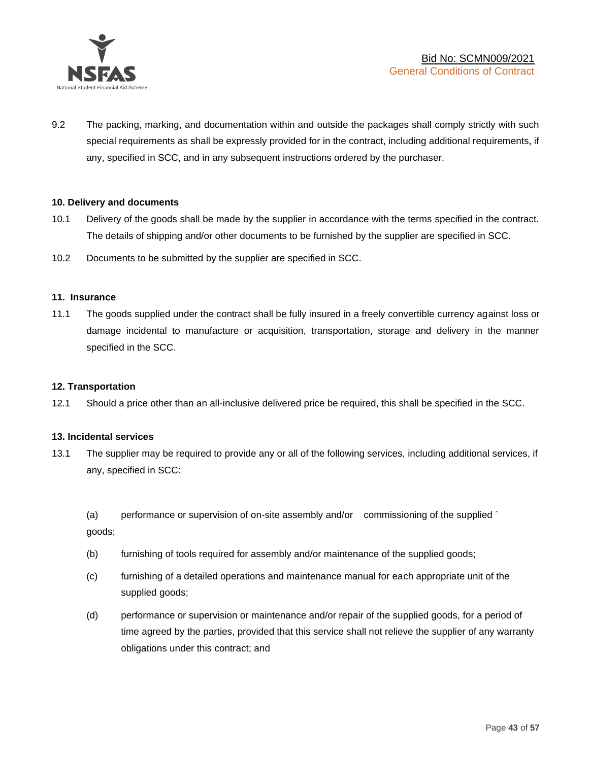9.2 The packing, marking, and documentation within and outside the packages shall comply strictly with such special requirements as shall be expressly provided for in the contract, including additional requirements, if any, specified in SCC, and in any subsequent instructions ordered by the purchaser.

**10. Delivery and documents**

10.1 Delivery of the goods shall be made by the supplier in accordance with the terms specified in the contract. The details of shipping and/or other documents to be furnished by the supplier are specified in SCC.

10.2 Documents to be submitted by the supplier are specified in SCC.

**11. Insurance**

11.1 The goods supplied under the contract shall be fully insured in a freely convertible currency against loss or damage incidental to manufacture or acquisition, transportation, storage and delivery in the manner specified in the SCC.

**12. Transportation**

12.1 Should a price other than an all-inclusive delivered price be required, this shall be specified in the SCC.

**13. Incidental services**

13.1 The supplier may be required to provide any or all of the following services, including additional services, if any, specified in SCC:

(a) performance or supervision of on-site assembly and/or commissioning of the supplied ` goods;

(b) furnishing of tools required for assembly and/or maintenance of the supplied goods;

(c) furnishing of a detailed operations and maintenance manual for each appropriate unit of the supplied goods;

(d) performance or supervision or maintenance and/or repair of the supplied goods, for a period of time agreed by the parties, provided that this service shall not relieve the supplier of any warranty obligations under this contract; and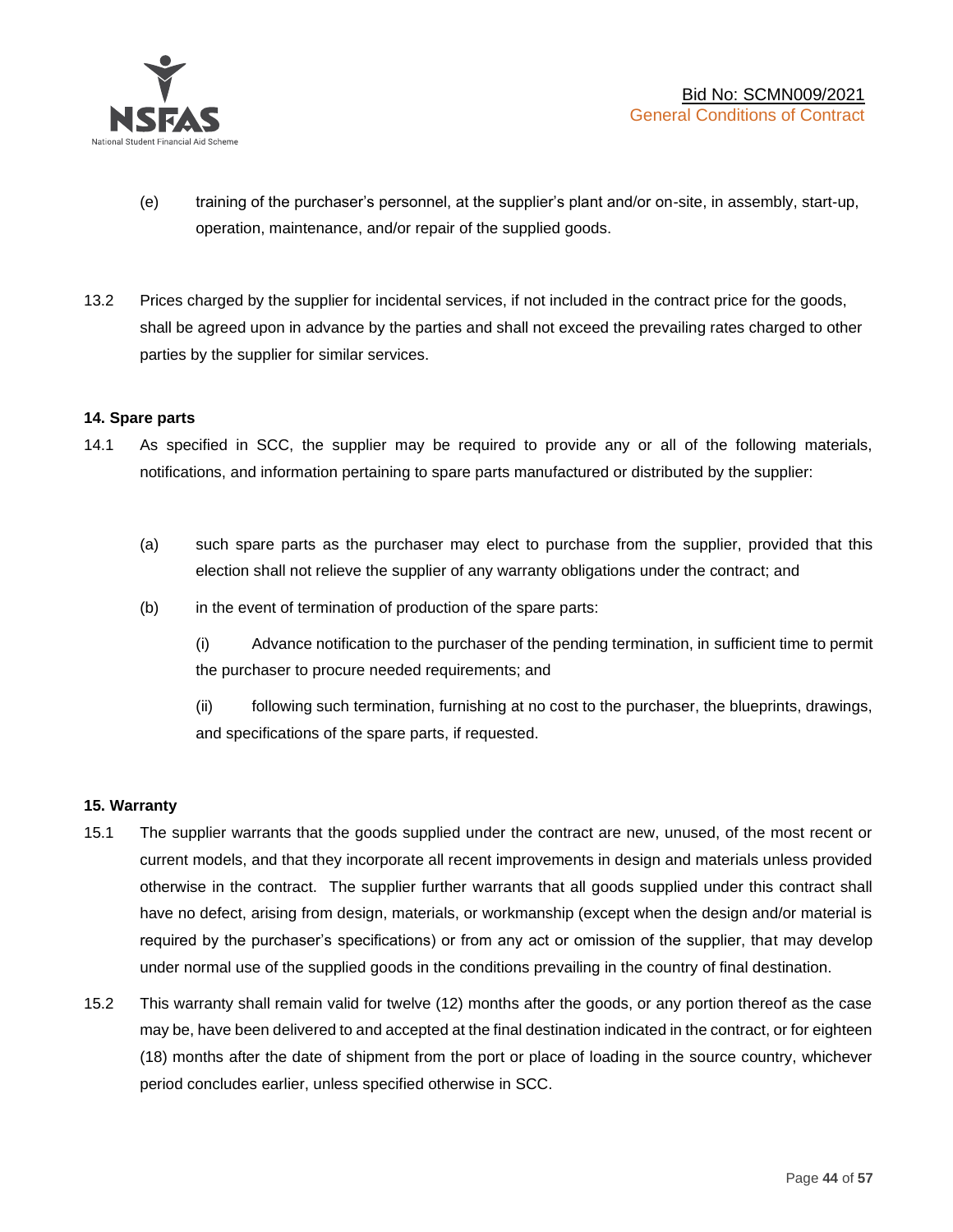(e) training of the purchaser's personnel, at the supplier's plant and/or on-site, in assembly, start-up, operation, maintenance, and/or repair of the supplied goods.

13.2 Prices charged by the supplier for incidental services, if not included in the contract price for the goods, shall be agreed upon in advance by the parties and shall not exceed the prevailing rates charged to other parties by the supplier for similar services.

**14. Spare parts**

14.1 As specified in SCC, the supplier may be required to provide any or all of the following materials, notifications, and information pertaining to spare parts manufactured or distributed by the supplier:

(a) such spare parts as the purchaser may elect to purchase from the supplier, provided that this election shall not relieve the supplier of any warranty obligations under the contract; and

(b) in the event of termination of production of the spare parts:

(i) Advance notification to the purchaser of the pending termination, in sufficient time to permit the purchaser to procure needed requirements; and

(ii) following such termination, furnishing at no cost to the purchaser, the blueprints, drawings, and specifications of the spare parts, if requested.

**15. Warranty**

15.1 The supplier warrants that the goods supplied under the contract are new, unused, of the most recent or current models, and that they incorporate all recent improvements in design and materials unless provided otherwise in the contract. The supplier further warrants that all goods supplied under this contract shall have no defect, arising from design, materials, or workmanship (except when the design and/or material is required by the purchaser's specifications) or from any act or omission of the supplier, that may develop under normal use of the supplied goods in the conditions prevailing in the country of final destination.

15.2 This warranty shall remain valid for twelve (12) months after the goods, or any portion thereof as the case may be, have been delivered to and accepted at the final destination indicated in the contract, or for eighteen (18) months after the date of shipment from the port or place of loading in the source country, whichever period concludes earlier, unless specified otherwise in SCC.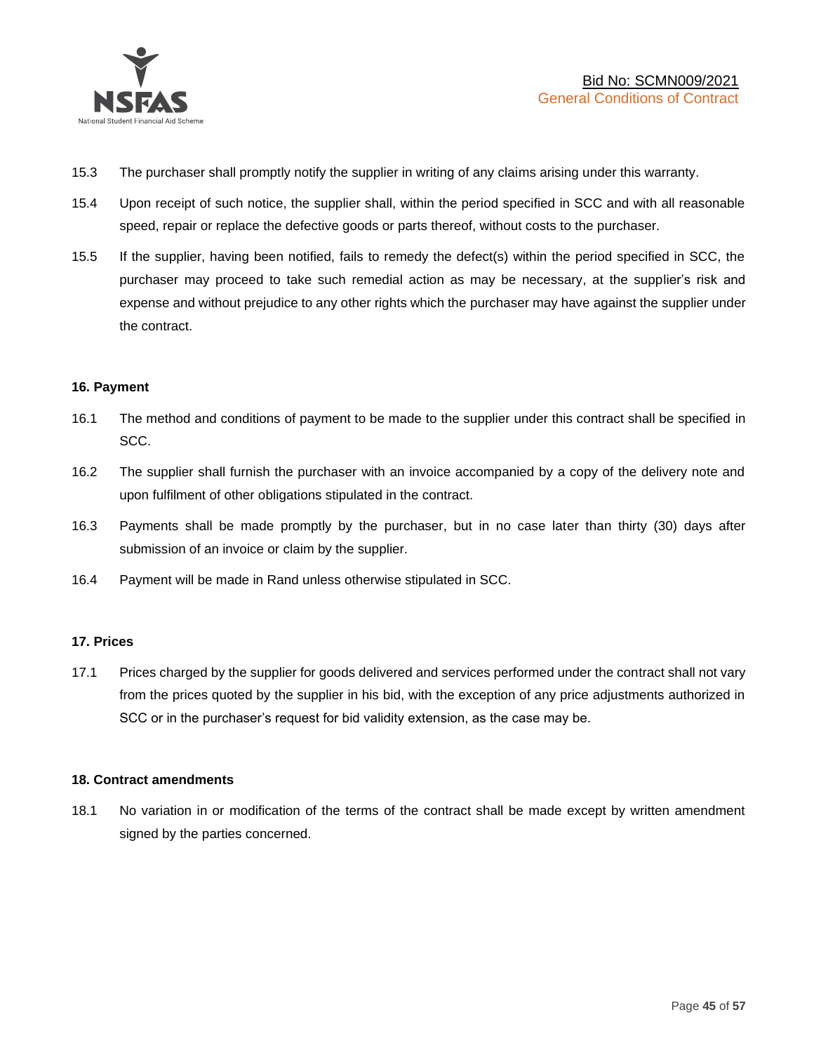15.3 The purchaser shall promptly notify the supplier in writing of any claims arising under this warranty.

15.4 Upon receipt of such notice, the supplier shall, within the period specified in SCC and with all reasonable speed, repair or replace the defective goods or parts thereof, without costs to the purchaser.

15.5 If the supplier, having been notified, fails to remedy the defect(s) within the period specified in SCC, the purchaser may proceed to take such remedial action as may be necessary, at the supplier's risk and expense and without prejudice to any other rights which the purchaser may have against the supplier under the contract.

**16. Payment**

16.1 The method and conditions of payment to be made to the supplier under this contract shall be specified in SCC.

16.2 The supplier shall furnish the purchaser with an invoice accompanied by a copy of the delivery note and upon fulfilment of other obligations stipulated in the contract.

16.3 Payments shall be made promptly by the purchaser, but in no case later than thirty (30) days after submission of an invoice or claim by the supplier.

16.4 Payment will be made in Rand unless otherwise stipulated in SCC.

**17. Prices**

17.1 Prices charged by the supplier for goods delivered and services performed under the contract shall not vary from the prices quoted by the supplier in his bid, with the exception of any price adjustments authorized in SCC or in the purchaser's request for bid validity extension, as the case may be.

**18. Contract amendments**

18.1 No variation in or modification of the terms of the contract shall be made except by written amendment signed by the parties concerned.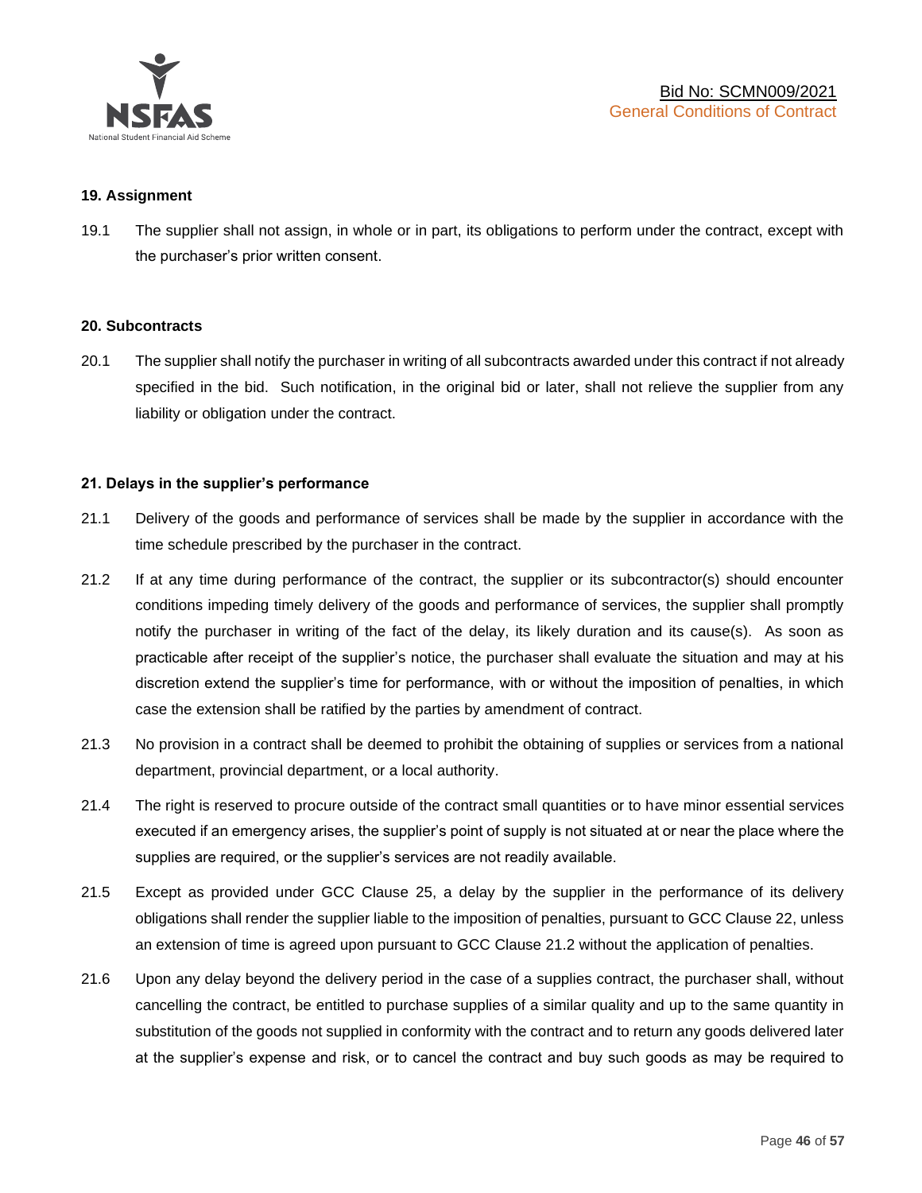**19. Assignment**

19.1 The supplier shall not assign, in whole or in part, its obligations to perform under the contract, except with the purchaser's prior written consent.

**20. Subcontracts**

20.1 The supplier shall notify the purchaser in writing of all subcontracts awarded under this contract if not already specified in the bid. Such notification, in the original bid or later, shall not relieve the supplier from any liability or obligation under the contract.

**21. Delays in the supplier's performance**

21.1 Delivery of the goods and performance of services shall be made by the supplier in accordance with the time schedule prescribed by the purchaser in the contract.

21.2 If at any time during performance of the contract, the supplier or its subcontractor(s) should encounter conditions impeding timely delivery of the goods and performance of services, the supplier shall promptly notify the purchaser in writing of the fact of the delay, its likely duration and its cause(s). As soon as practicable after receipt of the supplier's notice, the purchaser shall evaluate the situation and may at his discretion extend the supplier's time for performance, with or without the imposition of penalties, in which case the extension shall be ratified by the parties by amendment of contract.

21.3 No provision in a contract shall be deemed to prohibit the obtaining of supplies or services from a national department, provincial department, or a local authority.

21.4 The right is reserved to procure outside of the contract small quantities or to have minor essential services executed if an emergency arises, the supplier's point of supply is not situated at or near the place where the supplies are required, or the supplier's services are not readily available.

21.5 Except as provided under GCC Clause 25, a delay by the supplier in the performance of its delivery obligations shall render the supplier liable to the imposition of penalties, pursuant to GCC Clause 22, unless an extension of time is agreed upon pursuant to GCC Clause 21.2 without the application of penalties.

21.6 Upon any delay beyond the delivery period in the case of a supplies contract, the purchaser shall, without cancelling the contract, be entitled to purchase supplies of a similar quality and up to the same quantity in substitution of the goods not supplied in conformity with the contract and to return any goods delivered later at the supplier's expense and risk, or to cancel the contract and buy such goods as may be required to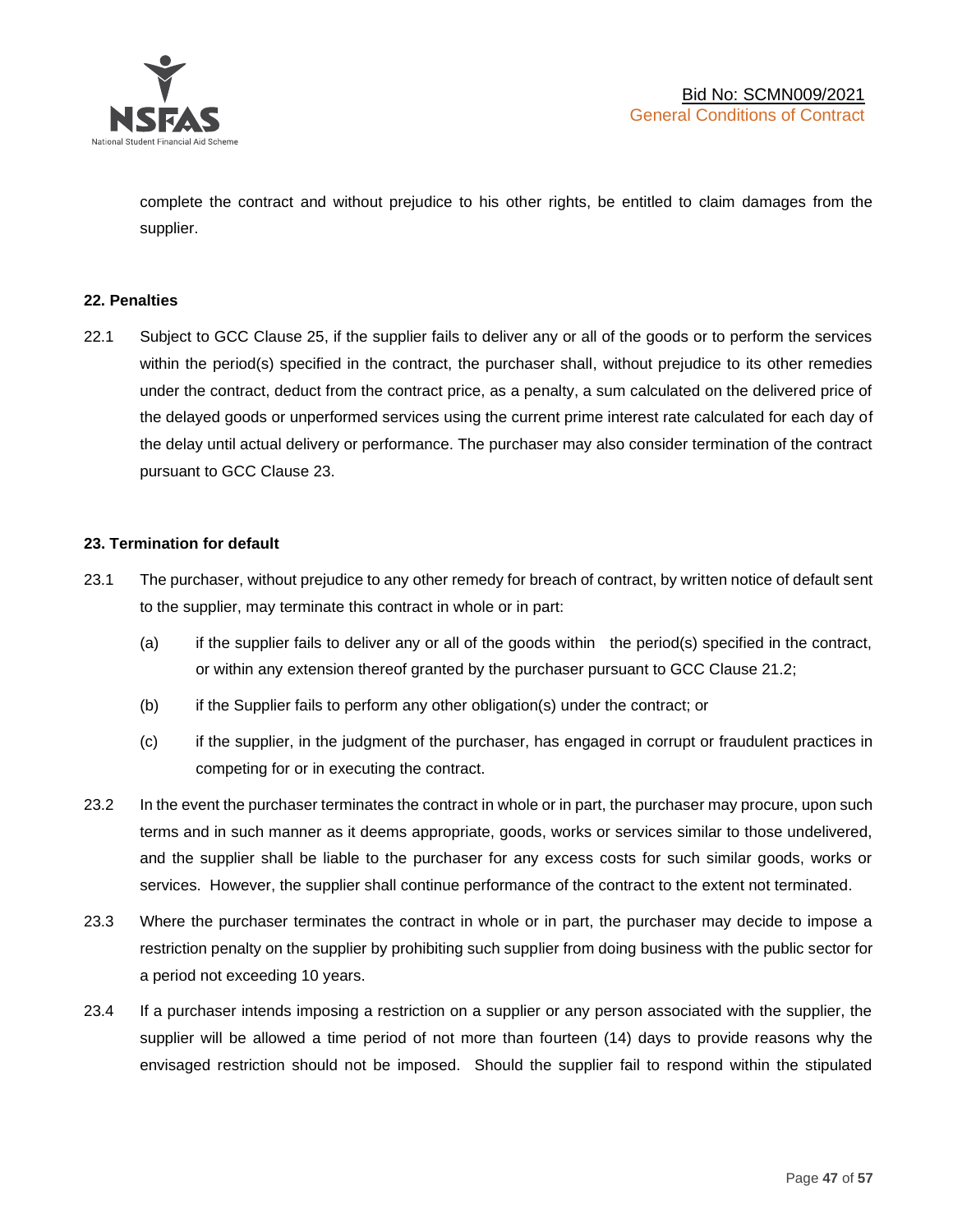complete the contract and without prejudice to his other rights, be entitled to claim damages from the supplier.

**22. Penalties**

22.1 Subject to GCC Clause 25, if the supplier fails to deliver any or all of the goods or to perform the services within the period(s) specified in the contract, the purchaser shall, without prejudice to its other remedies under the contract, deduct from the contract price, as a penalty, a sum calculated on the delivered price of the delayed goods or unperformed services using the current prime interest rate calculated for each day of the delay until actual delivery or performance. The purchaser may also consider termination of the contract pursuant to GCC Clause 23.

**23. Termination for default**

23.1 The purchaser, without prejudice to any other remedy for breach of contract, by written notice of default sent to the supplier, may terminate this contract in whole or in part:

(a) if the supplier fails to deliver any or all of the goods within the period(s) specified in the contract, or within any extension thereof granted by the purchaser pursuant to GCC Clause 21.2;

(b) if the Supplier fails to perform any other obligation(s) under the contract; or

(c) if the supplier, in the judgment of the purchaser, has engaged in corrupt or fraudulent practices in competing for or in executing the contract.

23.2 In the event the purchaser terminates the contract in whole or in part, the purchaser may procure, upon such terms and in such manner as it deems appropriate, goods, works or services similar to those undelivered, and the supplier shall be liable to the purchaser for any excess costs for such similar goods, works or services. However, the supplier shall continue performance of the contract to the extent not terminated.

23.3 Where the purchaser terminates the contract in whole or in part, the purchaser may decide to impose a restriction penalty on the supplier by prohibiting such supplier from doing business with the public sector for a period not exceeding 10 years.

23.4 If a purchaser intends imposing a restriction on a supplier or any person associated with the supplier, the supplier will be allowed a time period of not more than fourteen (14) days to provide reasons why the envisaged restriction should not be imposed. Should the supplier fail to respond within the stipulated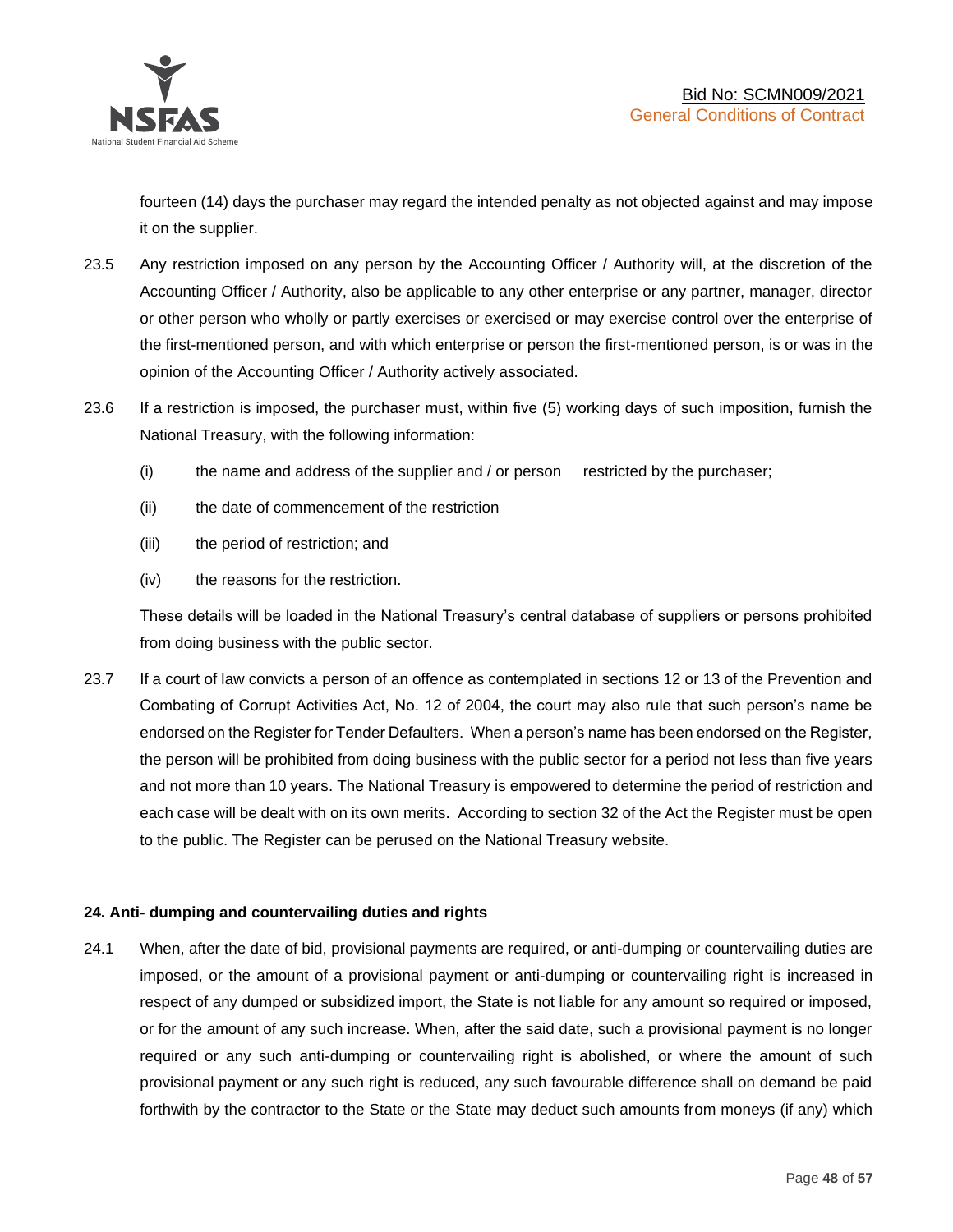fourteen (14) days the purchaser may regard the intended penalty as not objected against and may impose it on the supplier.

23.5 Any restriction imposed on any person by the Accounting Officer / Authority will, at the discretion of the Accounting Officer / Authority, also be applicable to any other enterprise or any partner, manager, director or other person who wholly or partly exercises or exercised or may exercise control over the enterprise of the first-mentioned person, and with which enterprise or person the first-mentioned person, is or was in the opinion of the Accounting Officer / Authority actively associated.

23.6 If a restriction is imposed, the purchaser must, within five (5) working days of such imposition, furnish the National Treasury, with the following information:

(i) the name and address of the supplier and / or person restricted by the purchaser;

(ii) the date of commencement of the restriction

(iii) the period of restriction; and

(iv) the reasons for the restriction.

These details will be loaded in the National Treasury's central database of suppliers or persons prohibited from doing business with the public sector.

23.7 If a court of law convicts a person of an offence as contemplated in sections 12 or 13 of the Prevention and Combating of Corrupt Activities Act, No. 12 of 2004, the court may also rule that such person's name be endorsed on the Register for Tender Defaulters. When a person's name has been endorsed on the Register, the person will be prohibited from doing business with the public sector for a period not less than five years and not more than 10 years. The National Treasury is empowered to determine the period of restriction and each case will be dealt with on its own merits. According to section 32 of the Act the Register must be open to the public. The Register can be perused on the National Treasury website.

**24. Anti- dumping and countervailing duties and rights**

24.1 When, after the date of bid, provisional payments are required, or anti-dumping or countervailing duties are imposed, or the amount of a provisional payment or anti-dumping or countervailing right is increased in respect of any dumped or subsidized import, the State is not liable for any amount so required or imposed, or for the amount of any such increase. When, after the said date, such a provisional payment is no longer required or any such anti-dumping or countervailing right is abolished, or where the amount of such provisional payment or any such right is reduced, any such favourable difference shall on demand be paid forthwith by the contractor to the State or the State may deduct such amounts from moneys (if any) which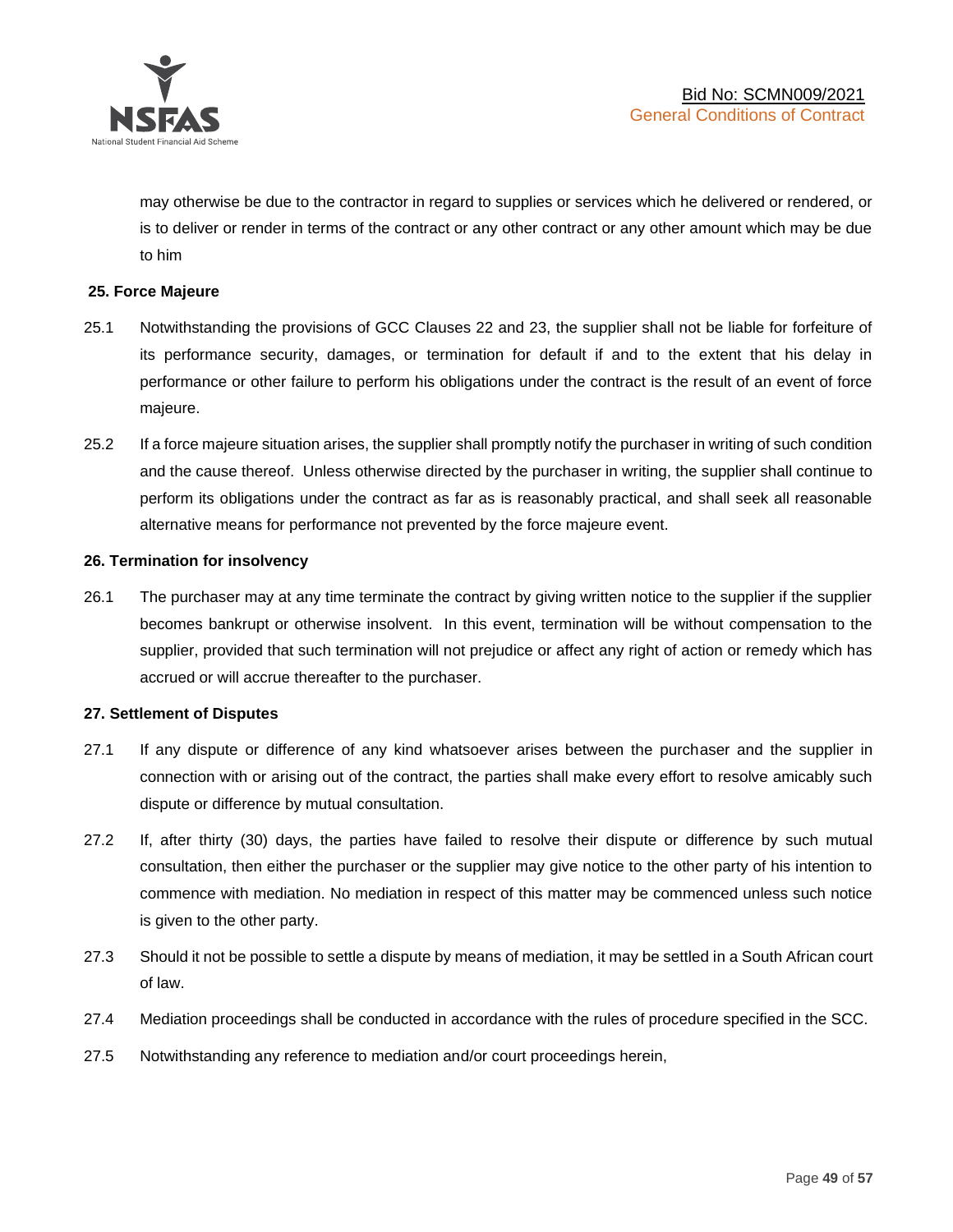may otherwise be due to the contractor in regard to supplies or services which he delivered or rendered, or is to deliver or render in terms of the contract or any other contract or any other amount which may be due to him

### 25. Force Majeure

25.1 Notwithstanding the provisions of GCC Clauses 22 and 23, the supplier shall not be liable for forfeiture of its performance security, damages, or termination for default if and to the extent that his delay in performance or other failure to perform his obligations under the contract is the result of an event of force majeure.

25.2 If a force majeure situation arises, the supplier shall promptly notify the purchaser in writing of such condition and the cause thereof. Unless otherwise directed by the purchaser in writing, the supplier shall continue to perform its obligations under the contract as far as is reasonably practical, and shall seek all reasonable alternative means for performance not prevented by the force majeure event.

### 26. Termination for insolvency

26.1 The purchaser may at any time terminate the contract by giving written notice to the supplier if the supplier becomes bankrupt or otherwise insolvent. In this event, termination will be without compensation to the supplier, provided that such termination will not prejudice or affect any right of action or remedy which has accrued or will accrue thereafter to the purchaser.

### 27. Settlement of Disputes

27.1 If any dispute or difference of any kind whatsoever arises between the purchaser and the supplier in connection with or arising out of the contract, the parties shall make every effort to resolve amicably such dispute or difference by mutual consultation.

27.2 If, after thirty (30) days, the parties have failed to resolve their dispute or difference by such mutual consultation, then either the purchaser or the supplier may give notice to the other party of his intention to commence with mediation. No mediation in respect of this matter may be commenced unless such notice is given to the other party.

27.3 Should it not be possible to settle a dispute by means of mediation, it may be settled in a South African court of law.

27.4 Mediation proceedings shall be conducted in accordance with the rules of procedure specified in the SCC.

27.5 Notwithstanding any reference to mediation and/or court proceedings herein,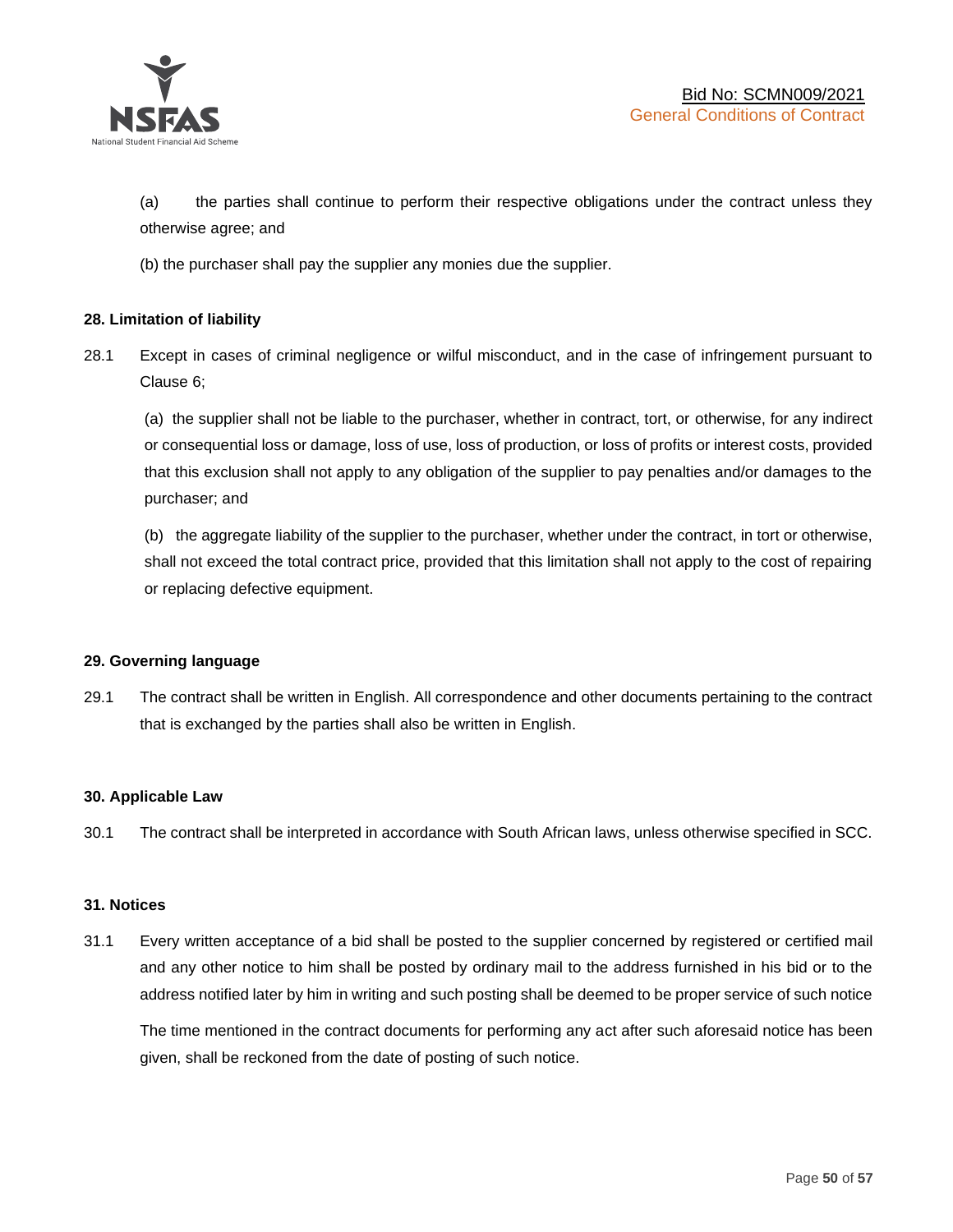(a) the parties shall continue to perform their respective obligations under the contract unless they otherwise agree; and

(b) the purchaser shall pay the supplier any monies due the supplier.

**28. Limitation of liability**

28.1 Except in cases of criminal negligence or wilful misconduct, and in the case of infringement pursuant to Clause 6;

(a) the supplier shall not be liable to the purchaser, whether in contract, tort, or otherwise, for any indirect or consequential loss or damage, loss of use, loss of production, or loss of profits or interest costs, provided that this exclusion shall not apply to any obligation of the supplier to pay penalties and/or damages to the purchaser; and

(b) the aggregate liability of the supplier to the purchaser, whether under the contract, in tort or otherwise, shall not exceed the total contract price, provided that this limitation shall not apply to the cost of repairing or replacing defective equipment.

**29. Governing language**

29.1 The contract shall be written in English. All correspondence and other documents pertaining to the contract that is exchanged by the parties shall also be written in English.

**30. Applicable Law**

30.1 The contract shall be interpreted in accordance with South African laws, unless otherwise specified in SCC.

**31. Notices**

31.1 Every written acceptance of a bid shall be posted to the supplier concerned by registered or certified mail and any other notice to him shall be posted by ordinary mail to the address furnished in his bid or to the address notified later by him in writing and such posting shall be deemed to be proper service of such notice

The time mentioned in the contract documents for performing any act after such aforesaid notice has been given, shall be reckoned from the date of posting of such notice.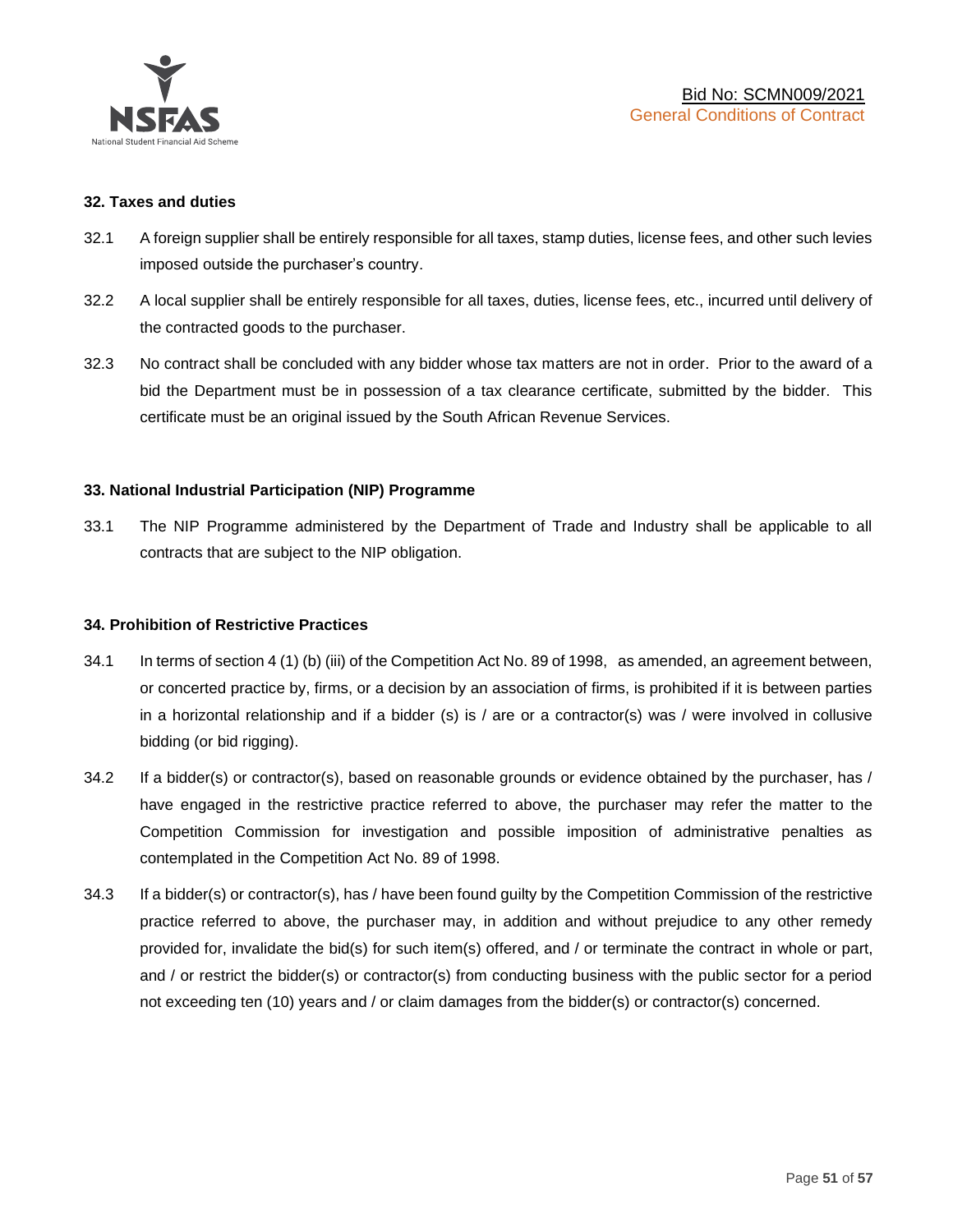### 32. Taxes and duties

32.1 A foreign supplier shall be entirely responsible for all taxes, stamp duties, license fees, and other such levies imposed outside the purchaser's country.

32.2 A local supplier shall be entirely responsible for all taxes, duties, license fees, etc., incurred until delivery of the contracted goods to the purchaser.

32.3 No contract shall be concluded with any bidder whose tax matters are not in order. Prior to the award of a bid the Department must be in possession of a tax clearance certificate, submitted by the bidder. This certificate must be an original issued by the South African Revenue Services.

### 33. National Industrial Participation (NIP) Programme

33.1 The NIP Programme administered by the Department of Trade and Industry shall be applicable to all contracts that are subject to the NIP obligation.

### 34. Prohibition of Restrictive Practices

34.1 In terms of section 4 (1) (b) (iii) of the Competition Act No. 89 of 1998, as amended, an agreement between, or concerted practice by, firms, or a decision by an association of firms, is prohibited if it is between parties in a horizontal relationship and if a bidder (s) is / are or a contractor(s) was / were involved in collusive bidding (or bid rigging).

34.2 If a bidder(s) or contractor(s), based on reasonable grounds or evidence obtained by the purchaser, has / have engaged in the restrictive practice referred to above, the purchaser may refer the matter to the Competition Commission for investigation and possible imposition of administrative penalties as contemplated in the Competition Act No. 89 of 1998.

34.3 If a bidder(s) or contractor(s), has / have been found guilty by the Competition Commission of the restrictive practice referred to above, the purchaser may, in addition and without prejudice to any other remedy provided for, invalidate the bid(s) for such item(s) offered, and / or terminate the contract in whole or part, and / or restrict the bidder(s) or contractor(s) from conducting business with the public sector for a period not exceeding ten (10) years and / or claim damages from the bidder(s) or contractor(s) concerned.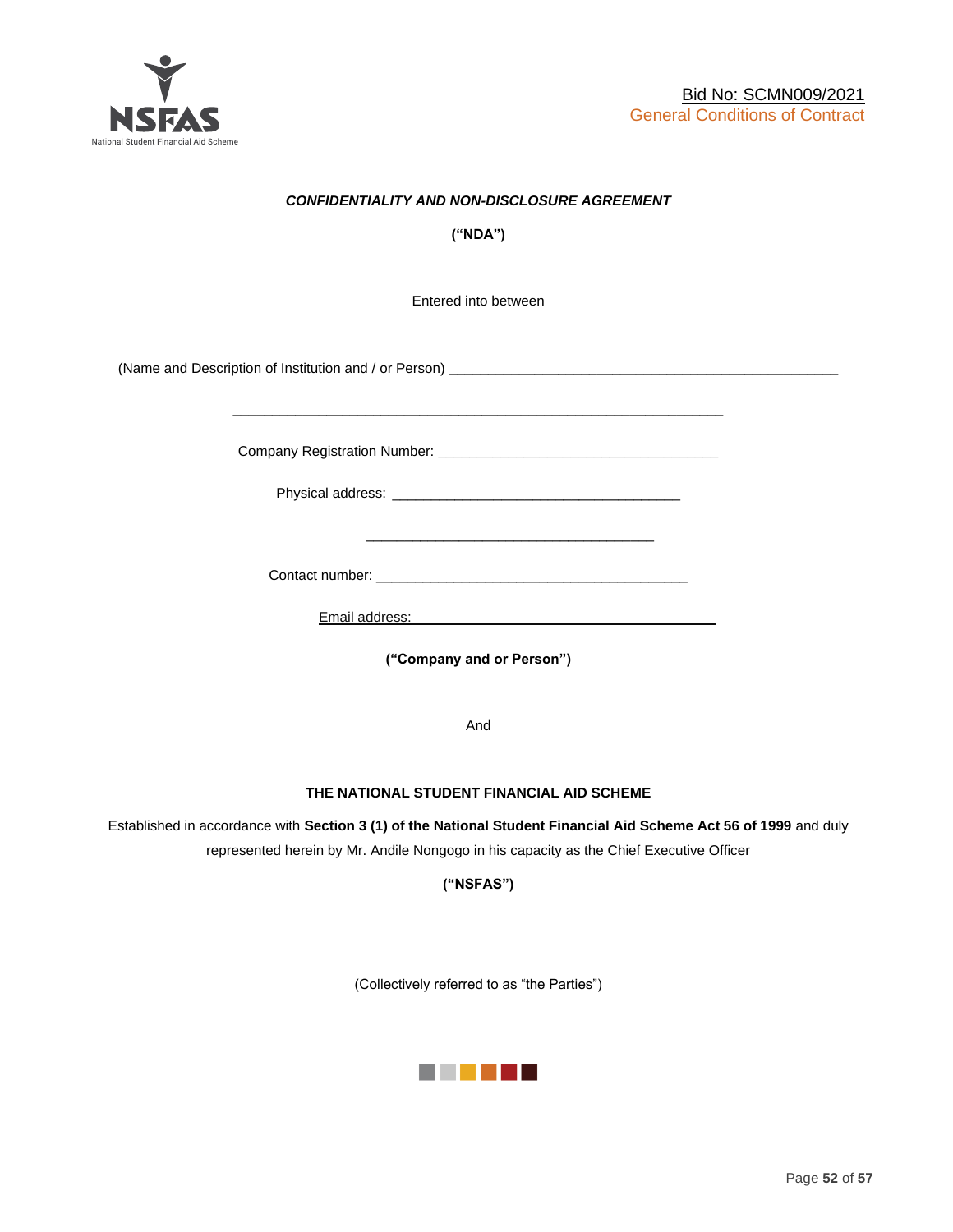***CONFIDENTIALITY AND NON-DISCLOSURE AGREEMENT***

**("NDA")**

Entered into between

(Name and Description of Institution and / or Person) ____________________________________________________

____________________________________________________________

Company Registration Number: ___________________________________

Physical address: _____________________________________

_____________________________________

Contact number: _______________________________________

Email address: ______________________________________

**("Company and or Person")**

And

**THE NATIONAL STUDENT FINANCIAL AID SCHEME**

Established in accordance with **Section 3 (1) of the National Student Financial Aid Scheme Act 56 of 1999** and duly represented herein by Mr. Andile Nongogo in his capacity as the Chief Executive Officer

**("NSFAS")**

(Collectively referred to as "the Parties")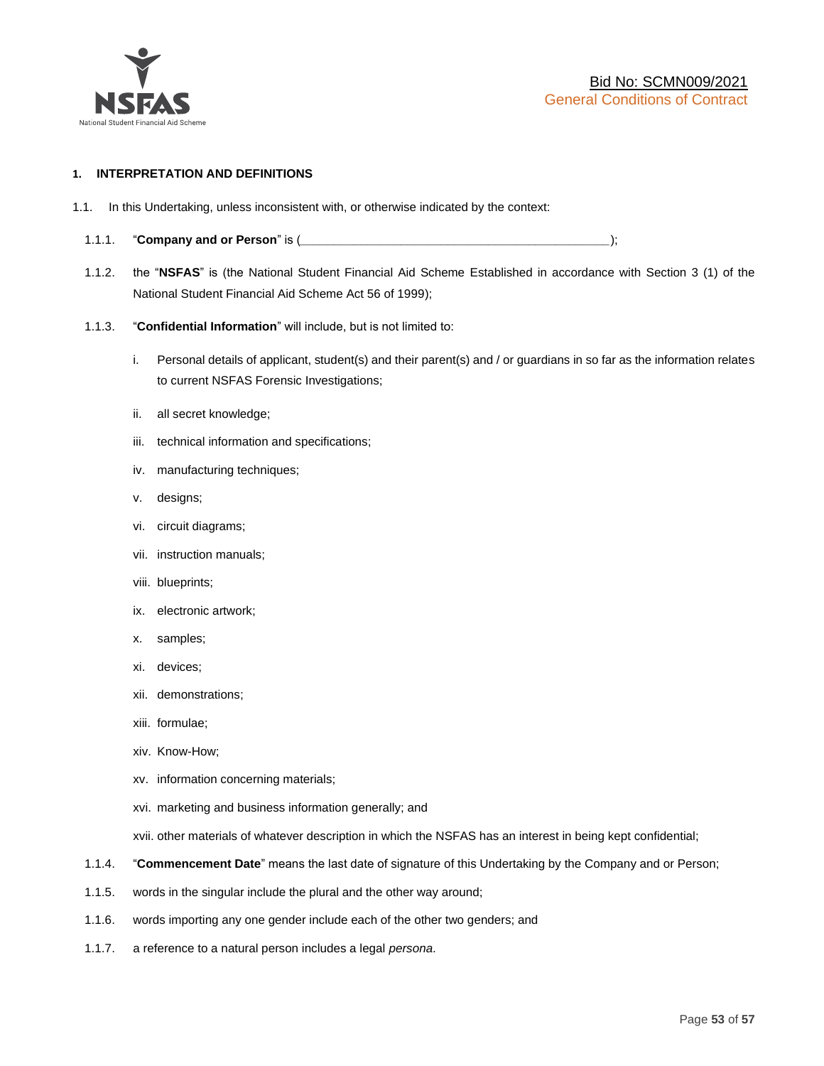## 1. INTERPRETATION AND DEFINITIONS

1.1. In this Undertaking, unless inconsistent with, or otherwise indicated by the context:

1.1.1. "**Company and or Person**" is (_______________________________________________);

1.1.2. the "**NSFAS**" is (the National Student Financial Aid Scheme Established in accordance with Section 3 (1) of the National Student Financial Aid Scheme Act 56 of 1999);

1.1.3. "**Confidential Information**" will include, but is not limited to:

i. Personal details of applicant, student(s) and their parent(s) and / or guardians in so far as the information relates to current NSFAS Forensic Investigations;

ii. all secret knowledge;

iii. technical information and specifications;

iv. manufacturing techniques;

v. designs;

vi. circuit diagrams;

vii. instruction manuals;

viii. blueprints;

ix. electronic artwork;

x. samples;

xi. devices;

xii. demonstrations;

xiii. formulae;

xiv. Know-How;

xv. information concerning materials;

xvi. marketing and business information generally; and

xvii. other materials of whatever description in which the NSFAS has an interest in being kept confidential;

1.1.4. "**Commencement Date**" means the last date of signature of this Undertaking by the Company and or Person;

1.1.5. words in the singular include the plural and the other way around;

1.1.6. words importing any one gender include each of the other two genders; and

1.1.7. a reference to a natural person includes a legal *persona*.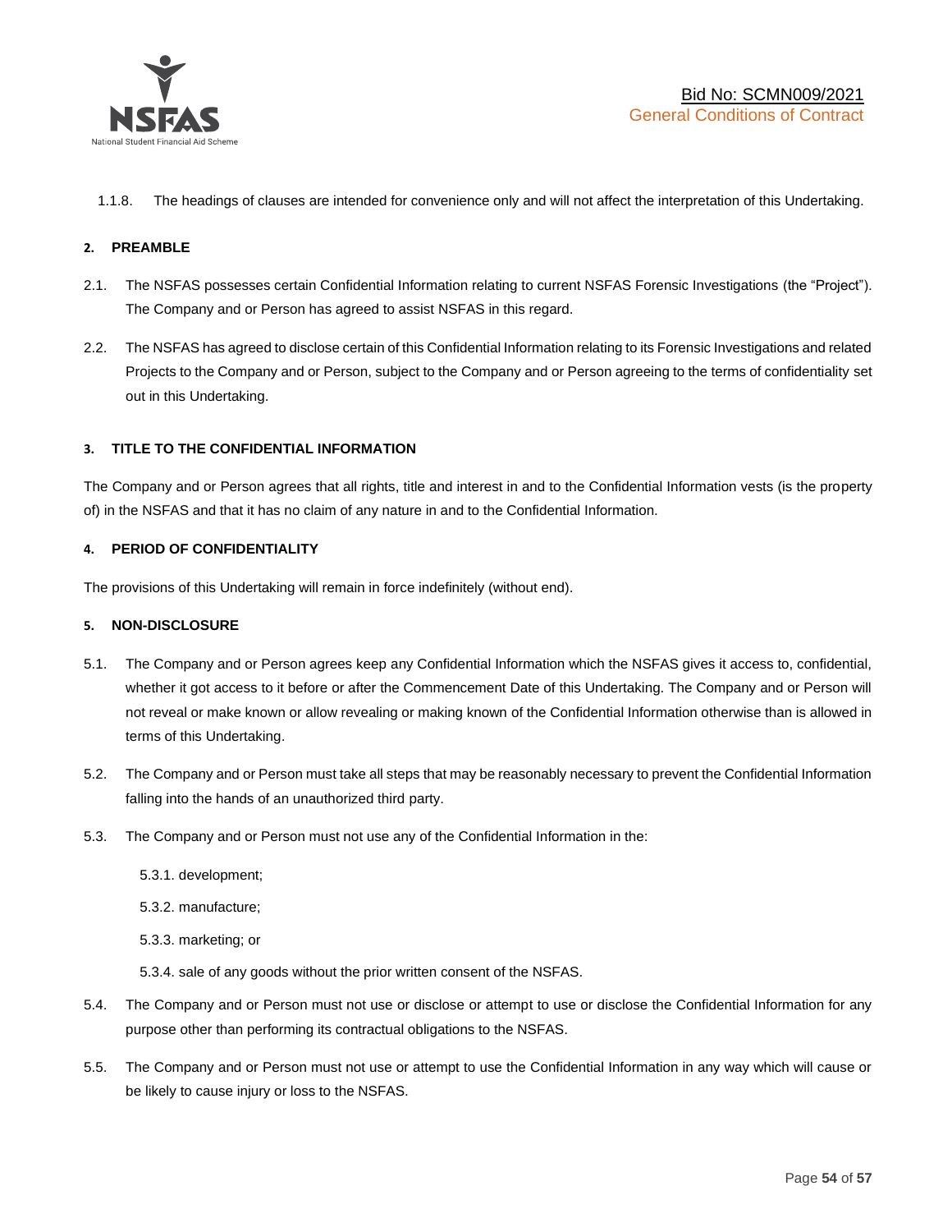1.1.8. The headings of clauses are intended for convenience only and will not affect the interpretation of this Undertaking.

## 2. PREAMBLE

2.1. The NSFAS possesses certain Confidential Information relating to current NSFAS Forensic Investigations (the "Project"). The Company and or Person has agreed to assist NSFAS in this regard.

2.2. The NSFAS has agreed to disclose certain of this Confidential Information relating to its Forensic Investigations and related Projects to the Company and or Person, subject to the Company and or Person agreeing to the terms of confidentiality set out in this Undertaking.

## 3. TITLE TO THE CONFIDENTIAL INFORMATION

The Company and or Person agrees that all rights, title and interest in and to the Confidential Information vests (is the property of) in the NSFAS and that it has no claim of any nature in and to the Confidential Information.

## 4. PERIOD OF CONFIDENTIALITY

The provisions of this Undertaking will remain in force indefinitely (without end).

## 5. NON-DISCLOSURE

5.1. The Company and or Person agrees keep any Confidential Information which the NSFAS gives it access to, confidential, whether it got access to it before or after the Commencement Date of this Undertaking. The Company and or Person will not reveal or make known or allow revealing or making known of the Confidential Information otherwise than is allowed in terms of this Undertaking.

5.2. The Company and or Person must take all steps that may be reasonably necessary to prevent the Confidential Information falling into the hands of an unauthorized third party.

5.3. The Company and or Person must not use any of the Confidential Information in the:

5.3.1. development;

5.3.2. manufacture;

5.3.3. marketing; or

5.3.4. sale of any goods without the prior written consent of the NSFAS.

5.4. The Company and or Person must not use or disclose or attempt to use or disclose the Confidential Information for any purpose other than performing its contractual obligations to the NSFAS.

5.5. The Company and or Person must not use or attempt to use the Confidential Information in any way which will cause or be likely to cause injury or loss to the NSFAS.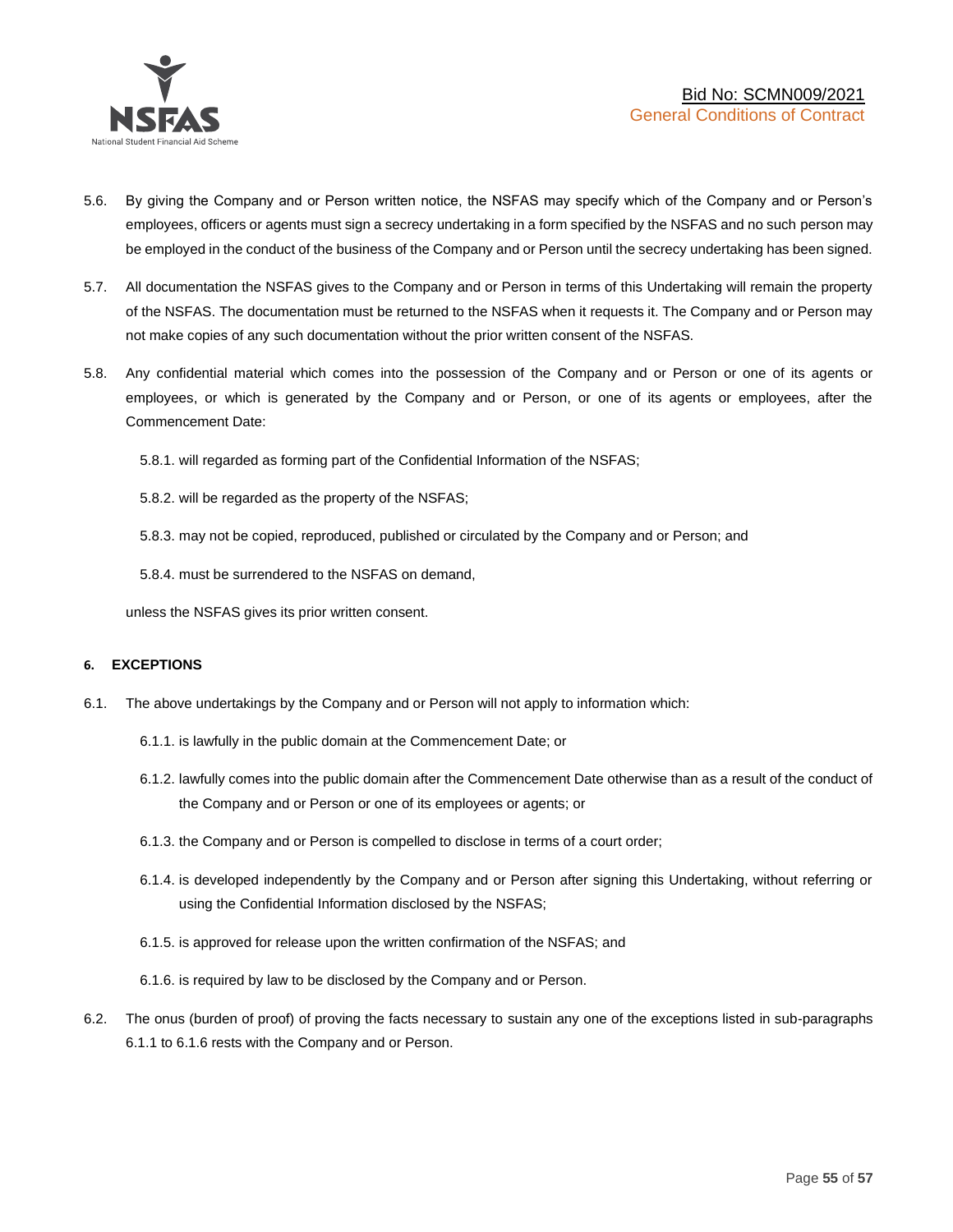5.6. By giving the Company and or Person written notice, the NSFAS may specify which of the Company and or Person's employees, officers or agents must sign a secrecy undertaking in a form specified by the NSFAS and no such person may be employed in the conduct of the business of the Company and or Person until the secrecy undertaking has been signed.

5.7. All documentation the NSFAS gives to the Company and or Person in terms of this Undertaking will remain the property of the NSFAS. The documentation must be returned to the NSFAS when it requests it. The Company and or Person may not make copies of any such documentation without the prior written consent of the NSFAS.

5.8. Any confidential material which comes into the possession of the Company and or Person or one of its agents or employees, or which is generated by the Company and or Person, or one of its agents or employees, after the Commencement Date:

5.8.1. will regarded as forming part of the Confidential Information of the NSFAS;

5.8.2. will be regarded as the property of the NSFAS;

5.8.3. may not be copied, reproduced, published or circulated by the Company and or Person; and

5.8.4. must be surrendered to the NSFAS on demand,

unless the NSFAS gives its prior written consent.

**6. EXCEPTIONS**

6.1. The above undertakings by the Company and or Person will not apply to information which:

6.1.1. is lawfully in the public domain at the Commencement Date; or

6.1.2. lawfully comes into the public domain after the Commencement Date otherwise than as a result of the conduct of the Company and or Person or one of its employees or agents; or

6.1.3. the Company and or Person is compelled to disclose in terms of a court order;

6.1.4. is developed independently by the Company and or Person after signing this Undertaking, without referring or using the Confidential Information disclosed by the NSFAS;

6.1.5. is approved for release upon the written confirmation of the NSFAS; and

6.1.6. is required by law to be disclosed by the Company and or Person.

6.2. The onus (burden of proof) of proving the facts necessary to sustain any one of the exceptions listed in sub-paragraphs 6.1.1 to 6.1.6 rests with the Company and or Person.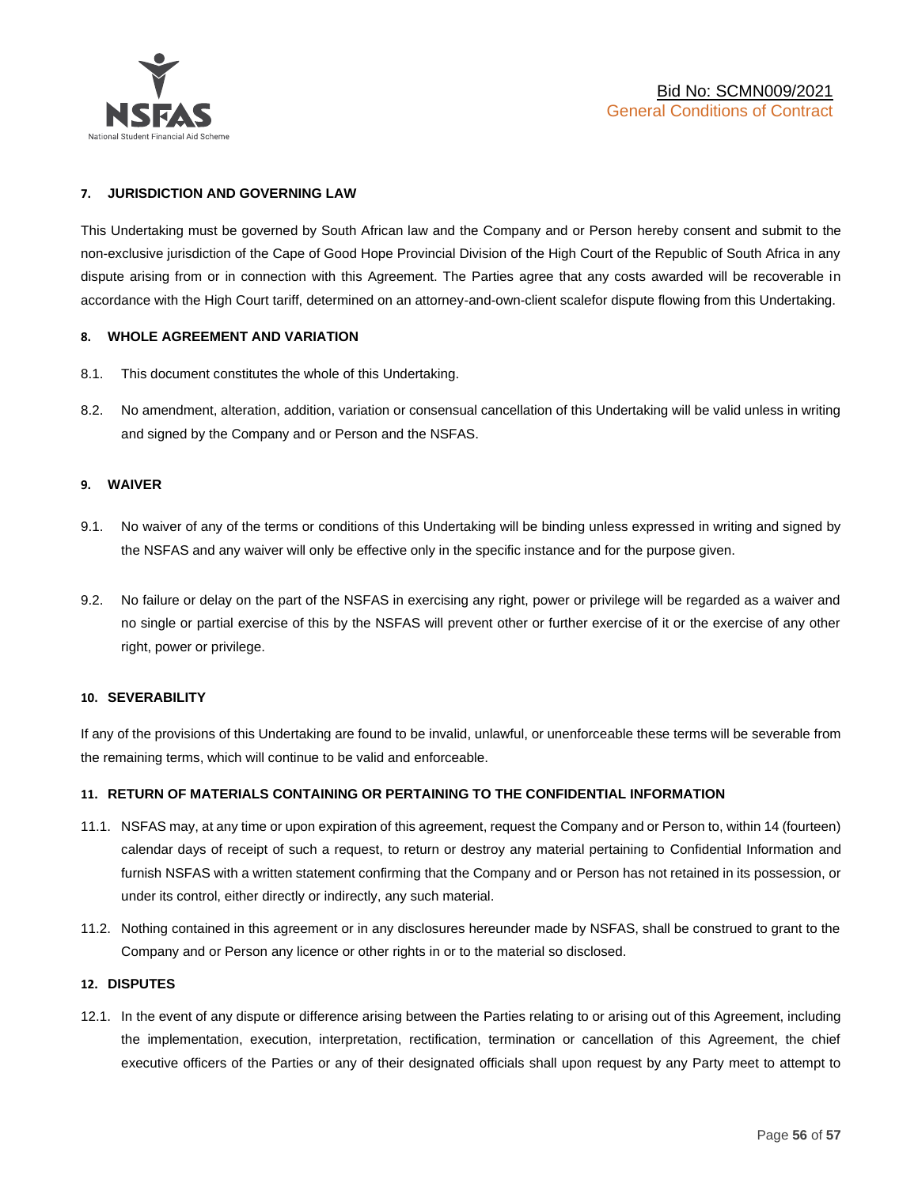#### 7. JURISDICTION AND GOVERNING LAW

This Undertaking must be governed by South African law and the Company and or Person hereby consent and submit to the non-exclusive jurisdiction of the Cape of Good Hope Provincial Division of the High Court of the Republic of South Africa in any dispute arising from or in connection with this Agreement. The Parties agree that any costs awarded will be recoverable in accordance with the High Court tariff, determined on an attorney-and-own-client scalefor dispute flowing from this Undertaking.

#### 8. WHOLE AGREEMENT AND VARIATION

8.1. This document constitutes the whole of this Undertaking.

8.2. No amendment, alteration, addition, variation or consensual cancellation of this Undertaking will be valid unless in writing and signed by the Company and or Person and the NSFAS.

#### 9. WAIVER

9.1. No waiver of any of the terms or conditions of this Undertaking will be binding unless expressed in writing and signed by the NSFAS and any waiver will only be effective only in the specific instance and for the purpose given.

9.2. No failure or delay on the part of the NSFAS in exercising any right, power or privilege will be regarded as a waiver and no single or partial exercise of this by the NSFAS will prevent other or further exercise of it or the exercise of any other right, power or privilege.

#### 10. SEVERABILITY

If any of the provisions of this Undertaking are found to be invalid, unlawful, or unenforceable these terms will be severable from the remaining terms, which will continue to be valid and enforceable.

#### 11. RETURN OF MATERIALS CONTAINING OR PERTAINING TO THE CONFIDENTIAL INFORMATION

11.1. NSFAS may, at any time or upon expiration of this agreement, request the Company and or Person to, within 14 (fourteen) calendar days of receipt of such a request, to return or destroy any material pertaining to Confidential Information and furnish NSFAS with a written statement confirming that the Company and or Person has not retained in its possession, or under its control, either directly or indirectly, any such material.

11.2. Nothing contained in this agreement or in any disclosures hereunder made by NSFAS, shall be construed to grant to the Company and or Person any licence or other rights in or to the material so disclosed.

#### 12. DISPUTES

12.1. In the event of any dispute or difference arising between the Parties relating to or arising out of this Agreement, including the implementation, execution, interpretation, rectification, termination or cancellation of this Agreement, the chief executive officers of the Parties or any of their designated officials shall upon request by any Party meet to attempt to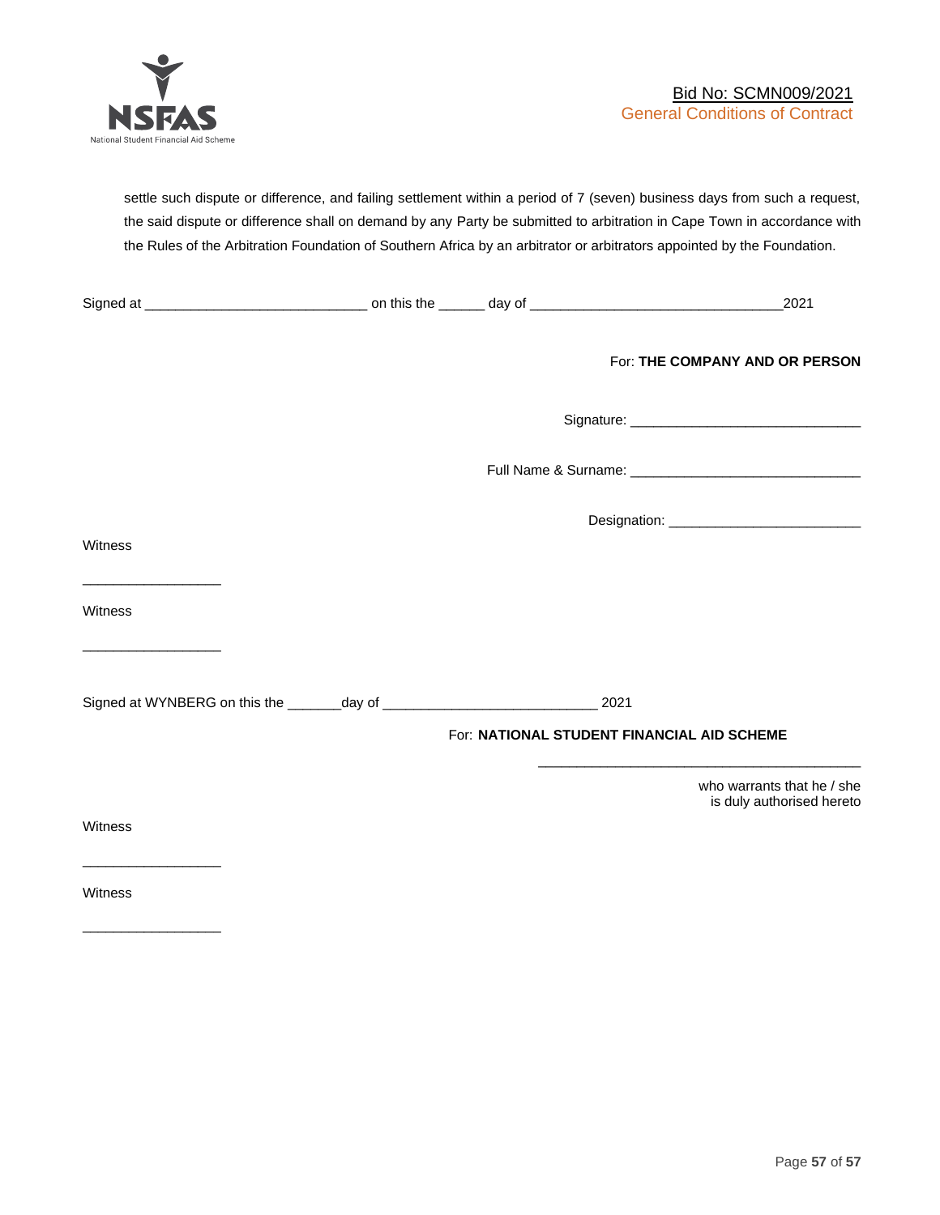settle such dispute or difference, and failing settlement within a period of 7 (seven) business days from such a request, the said dispute or difference shall on demand by any Party be submitted to arbitration in Cape Town in accordance with the Rules of the Arbitration Foundation of Southern Africa by an arbitrator or arbitrators appointed by the Foundation.

Signed at ______________________________ on this the ______ day of __________________________________2021

For: **THE COMPANY AND OR PERSON**

Signature: _______________________________

Full Name & Surname: _______________________________

Designation: __________________________

Witness

__________________

Witness

__________________

Signed at WYNBERG on this the _______day of _____________________________ 2021

For: **NATIONAL STUDENT FINANCIAL AID SCHEME**

___________________________________________

who warrants that he / she is duly authorised hereto

Witness

__________________

Witness

__________________